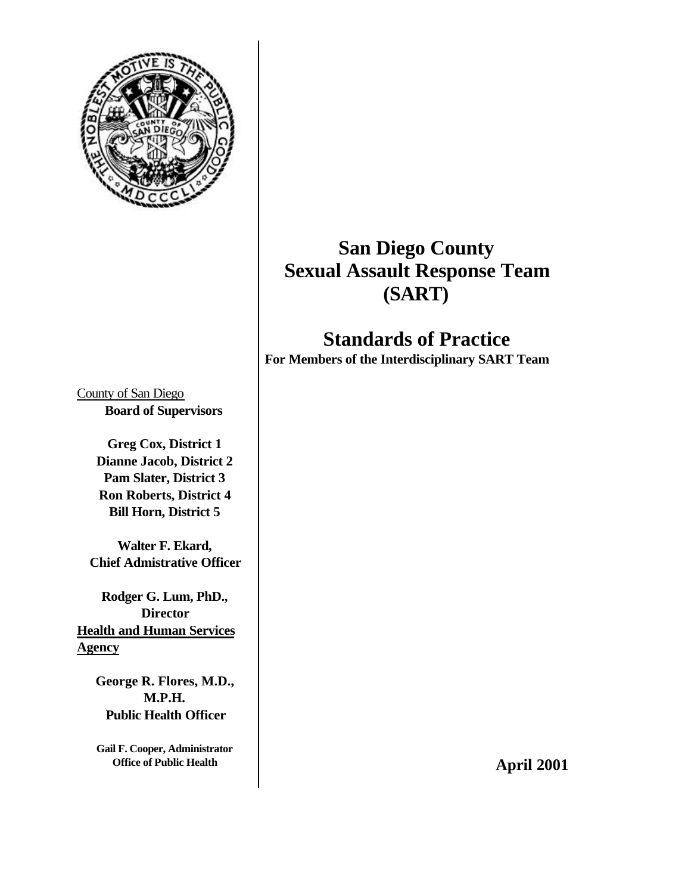# San Diego County Sexual Assault Response Team (SART)

## Standards of Practice

**For Members of the Interdisciplinary SART Team**

County of San Diego
**Board of Supervisors**

**Greg Cox, District 1**
**Dianne Jacob, District 2**
**Pam Slater, District 3**
**Ron Roberts, District 4**
**Bill Horn, District 5**

**Walter F. Ekard,**
**Chief Admistrative Officer**

**Rodger G. Lum, PhD.,**
**Director**
**Health and Human Services Agency**

**George R. Flores, M.D., M.P.H.**
**Public Health Officer**

**Gail F. Cooper, Administrator**
**Office of Public Health**

**April 2001**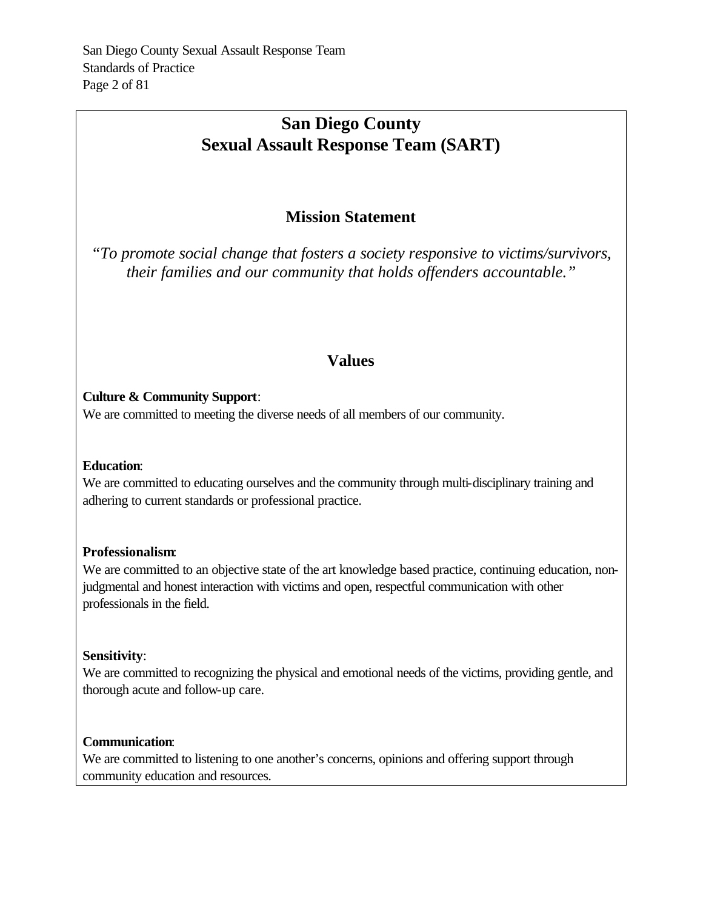# San Diego County Sexual Assault Response Team (SART)

## Mission Statement

*"To promote social change that fosters a society responsive to victims/survivors, their families and our community that holds offenders accountable."*

## Values

**Culture & Community Support**:
We are committed to meeting the diverse needs of all members of our community.

**Education**:
We are committed to educating ourselves and the community through multi-disciplinary training and adhering to current standards or professional practice.

**Professionalism**:
We are committed to an objective state of the art knowledge based practice, continuing education, non-judgmental and honest interaction with victims and open, respectful communication with other professionals in the field.

**Sensitivity**:
We are committed to recognizing the physical and emotional needs of the victims, providing gentle, and thorough acute and follow-up care.

**Communication**:
We are committed to listening to one another's concerns, opinions and offering support through community education and resources.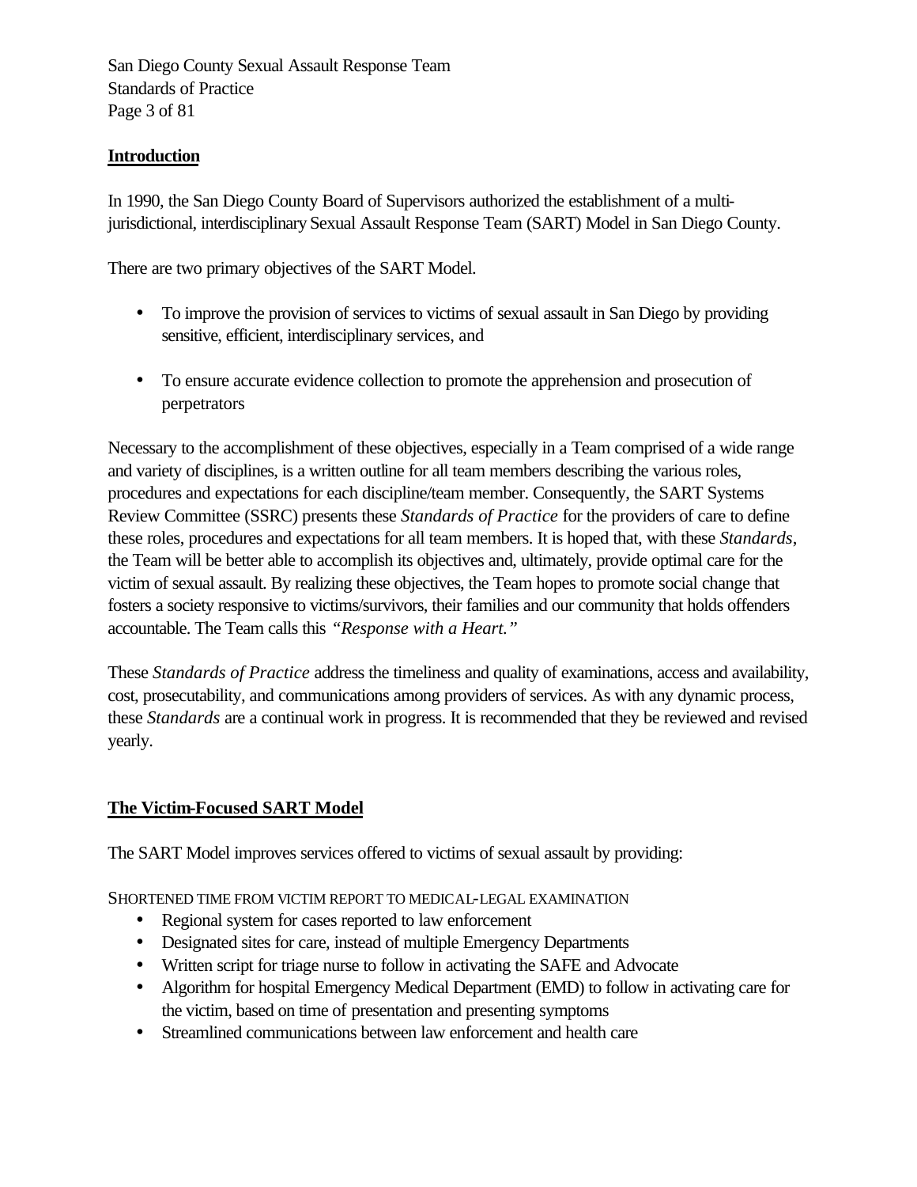## Introduction

In 1990, the San Diego County Board of Supervisors authorized the establishment of a multi-jurisdictional, interdisciplinary Sexual Assault Response Team (SART) Model in San Diego County.

There are two primary objectives of the SART Model.

- To improve the provision of services to victims of sexual assault in San Diego by providing sensitive, efficient, interdisciplinary services, and
- To ensure accurate evidence collection to promote the apprehension and prosecution of perpetrators

Necessary to the accomplishment of these objectives, especially in a Team comprised of a wide range and variety of disciplines, is a written outline for all team members describing the various roles, procedures and expectations for each discipline/team member. Consequently, the SART Systems Review Committee (SSRC) presents these *Standards of Practice* for the providers of care to define these roles, procedures and expectations for all team members. It is hoped that, with these *Standards*, the Team will be better able to accomplish its objectives and, ultimately, provide optimal care for the victim of sexual assault. By realizing these objectives, the Team hopes to promote social change that fosters a society responsive to victims/survivors, their families and our community that holds offenders accountable. The Team calls this *"Response with a Heart."*

These *Standards of Practice* address the timeliness and quality of examinations, access and availability, cost, prosecutability, and communications among providers of services. As with any dynamic process, these *Standards* are a continual work in progress. It is recommended that they be reviewed and revised yearly.

## The Victim-Focused SART Model

The SART Model improves services offered to victims of sexual assault by providing:

SHORTENED TIME FROM VICTIM REPORT TO MEDICAL-LEGAL EXAMINATION

- Regional system for cases reported to law enforcement
- Designated sites for care, instead of multiple Emergency Departments
- Written script for triage nurse to follow in activating the SAFE and Advocate
- Algorithm for hospital Emergency Medical Department (EMD) to follow in activating care for the victim, based on time of presentation and presenting symptoms
- Streamlined communications between law enforcement and health care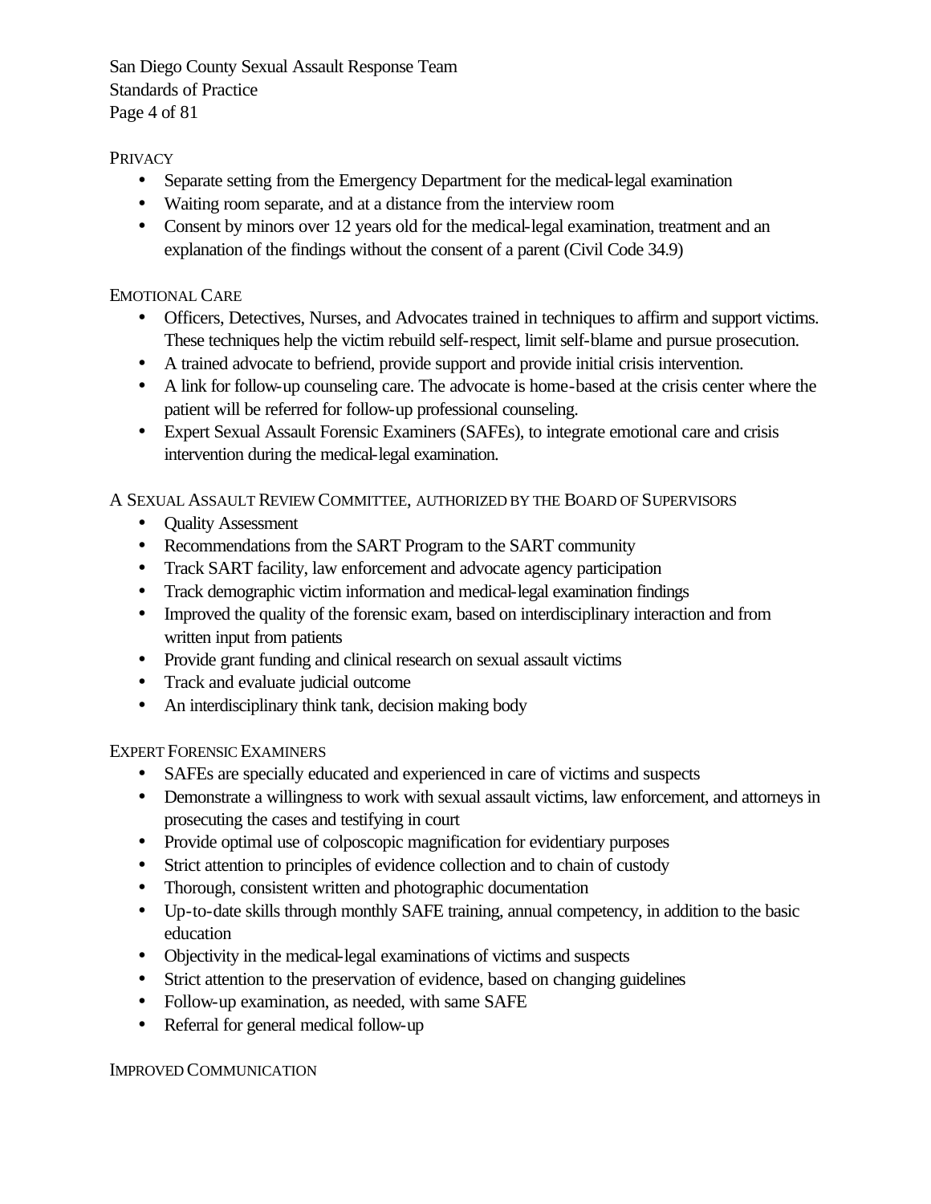PRIVACY

- Separate setting from the Emergency Department for the medical-legal examination
- Waiting room separate, and at a distance from the interview room
- Consent by minors over 12 years old for the medical-legal examination, treatment and an explanation of the findings without the consent of a parent (Civil Code 34.9)

EMOTIONAL CARE

- Officers, Detectives, Nurses, and Advocates trained in techniques to affirm and support victims. These techniques help the victim rebuild self-respect, limit self-blame and pursue prosecution.
- A trained advocate to befriend, provide support and provide initial crisis intervention.
- A link for follow-up counseling care. The advocate is home-based at the crisis center where the patient will be referred for follow-up professional counseling.
- Expert Sexual Assault Forensic Examiners (SAFEs), to integrate emotional care and crisis intervention during the medical-legal examination.

A SEXUAL ASSAULT REVIEW COMMITTEE, AUTHORIZED BY THE BOARD OF SUPERVISORS

- Quality Assessment
- Recommendations from the SART Program to the SART community
- Track SART facility, law enforcement and advocate agency participation
- Track demographic victim information and medical-legal examination findings
- Improved the quality of the forensic exam, based on interdisciplinary interaction and from written input from patients
- Provide grant funding and clinical research on sexual assault victims
- Track and evaluate judicial outcome
- An interdisciplinary think tank, decision making body

EXPERT FORENSIC EXAMINERS

- SAFEs are specially educated and experienced in care of victims and suspects
- Demonstrate a willingness to work with sexual assault victims, law enforcement, and attorneys in prosecuting the cases and testifying in court
- Provide optimal use of colposcopic magnification for evidentiary purposes
- Strict attention to principles of evidence collection and to chain of custody
- Thorough, consistent written and photographic documentation
- Up-to-date skills through monthly SAFE training, annual competency, in addition to the basic education
- Objectivity in the medical-legal examinations of victims and suspects
- Strict attention to the preservation of evidence, based on changing guidelines
- Follow-up examination, as needed, with same SAFE
- Referral for general medical follow-up

IMPROVED COMMUNICATION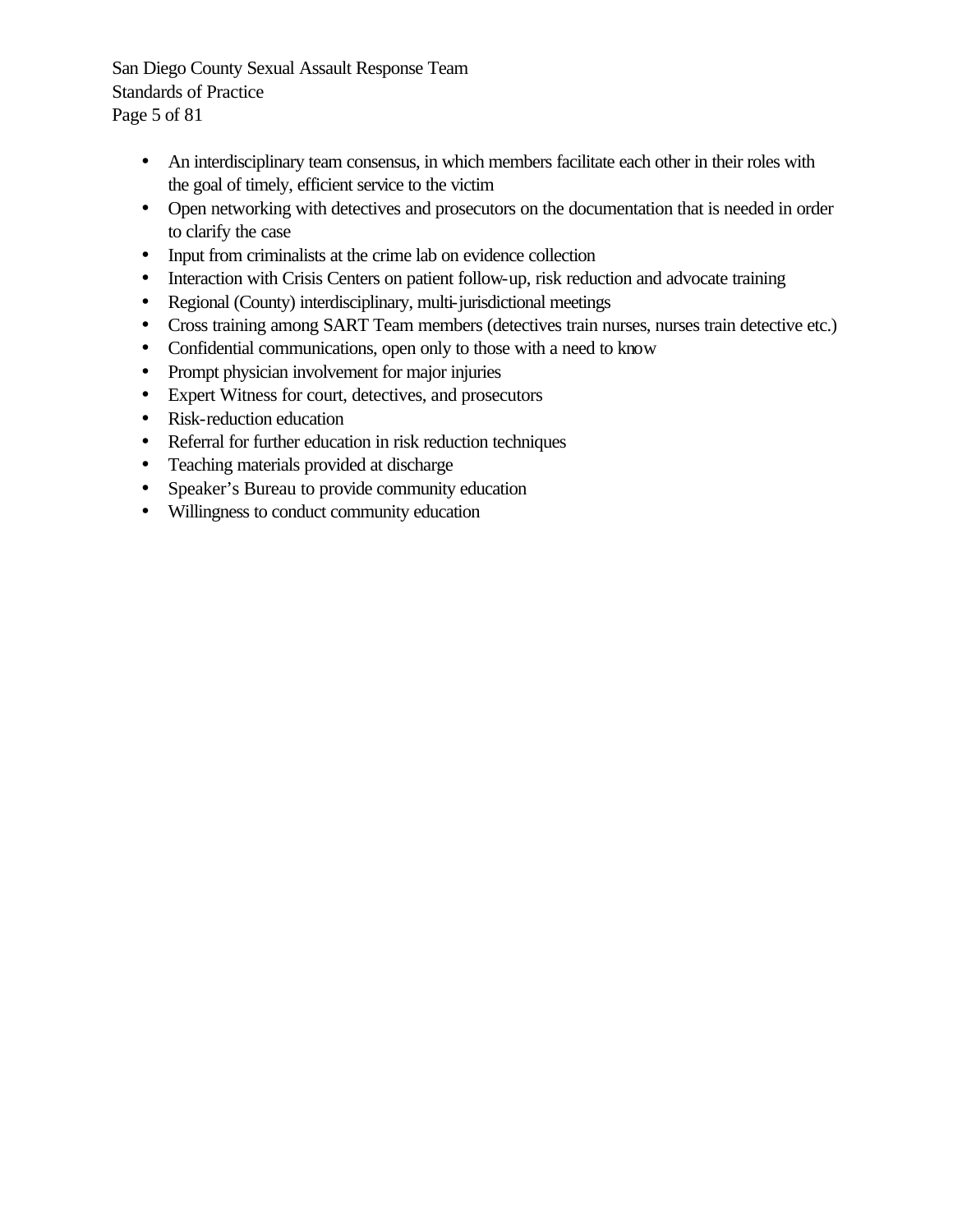- An interdisciplinary team consensus, in which members facilitate each other in their roles with the goal of timely, efficient service to the victim
- Open networking with detectives and prosecutors on the documentation that is needed in order to clarify the case
- Input from criminalists at the crime lab on evidence collection
- Interaction with Crisis Centers on patient follow-up, risk reduction and advocate training
- Regional (County) interdisciplinary, multi-jurisdictional meetings
- Cross training among SART Team members (detectives train nurses, nurses train detective etc.)
- Confidential communications, open only to those with a need to know
- Prompt physician involvement for major injuries
- Expert Witness for court, detectives, and prosecutors
- Risk-reduction education
- Referral for further education in risk reduction techniques
- Teaching materials provided at discharge
- Speaker's Bureau to provide community education
- Willingness to conduct community education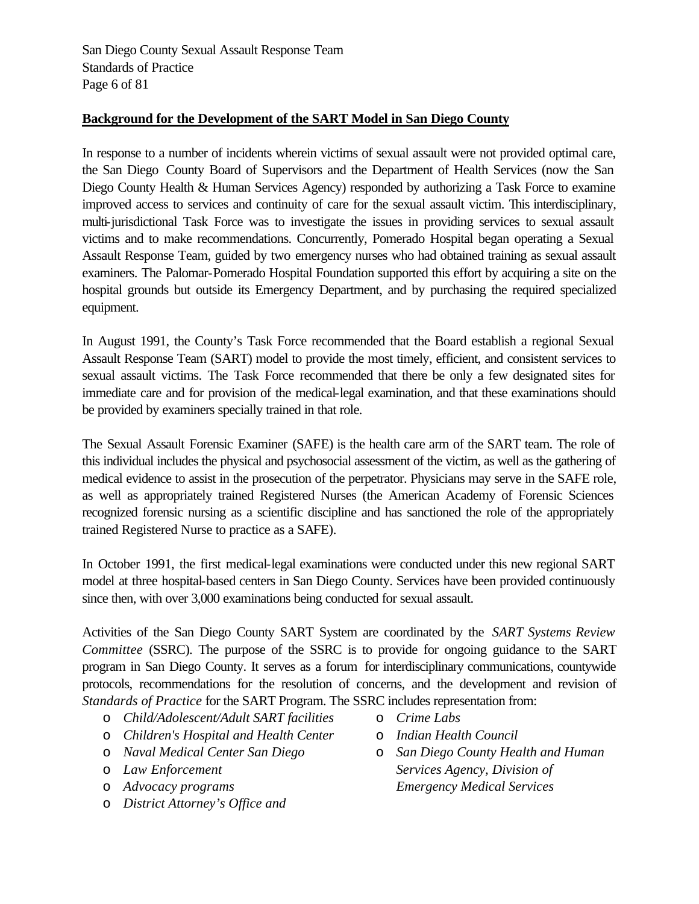**Background for the Development of the SART Model in San Diego County**

In response to a number of incidents wherein victims of sexual assault were not provided optimal care, the San Diego County Board of Supervisors and the Department of Health Services (now the San Diego County Health & Human Services Agency) responded by authorizing a Task Force to examine improved access to services and continuity of care for the sexual assault victim. This interdisciplinary, multi-jurisdictional Task Force was to investigate the issues in providing services to sexual assault victims and to make recommendations. Concurrently, Pomerado Hospital began operating a Sexual Assault Response Team, guided by two emergency nurses who had obtained training as sexual assault examiners. The Palomar-Pomerado Hospital Foundation supported this effort by acquiring a site on the hospital grounds but outside its Emergency Department, and by purchasing the required specialized equipment.

In August 1991, the County's Task Force recommended that the Board establish a regional Sexual Assault Response Team (SART) model to provide the most timely, efficient, and consistent services to sexual assault victims. The Task Force recommended that there be only a few designated sites for immediate care and for provision of the medical-legal examination, and that these examinations should be provided by examiners specially trained in that role.

The Sexual Assault Forensic Examiner (SAFE) is the health care arm of the SART team. The role of this individual includes the physical and psychosocial assessment of the victim, as well as the gathering of medical evidence to assist in the prosecution of the perpetrator. Physicians may serve in the SAFE role, as well as appropriately trained Registered Nurses (the American Academy of Forensic Sciences recognized forensic nursing as a scientific discipline and has sanctioned the role of the appropriately trained Registered Nurse to practice as a SAFE).

In October 1991, the first medical-legal examinations were conducted under this new regional SART model at three hospital-based centers in San Diego County. Services have been provided continuously since then, with over 3,000 examinations being conducted for sexual assault.

Activities of the San Diego County SART System are coordinated by the *SART Systems Review Committee* (SSRC). The purpose of the SSRC is to provide for ongoing guidance to the SART program in San Diego County. It serves as a forum for interdisciplinary communications, countywide protocols, recommendations for the resolution of concerns, and the development and revision of *Standards of Practice* for the SART Program. The SSRC includes representation from:

- *Child/Adolescent/Adult SART facilities*
- *Children's Hospital and Health Center*
- *Naval Medical Center San Diego*
- *Law Enforcement*
- *Advocacy programs*
- *District Attorney's Office and*
- *Crime Labs*
- *Indian Health Council*
- *San Diego County Health and Human Services Agency, Division of Emergency Medical Services*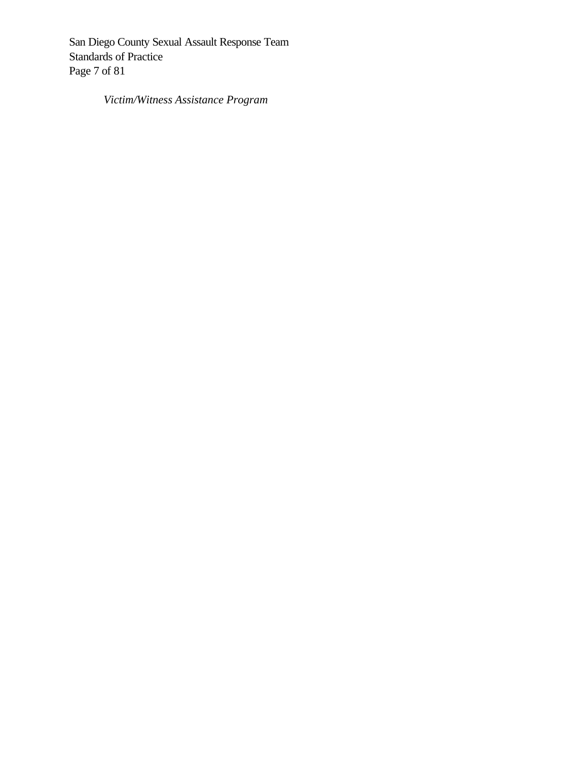*Victim/Witness Assistance Program*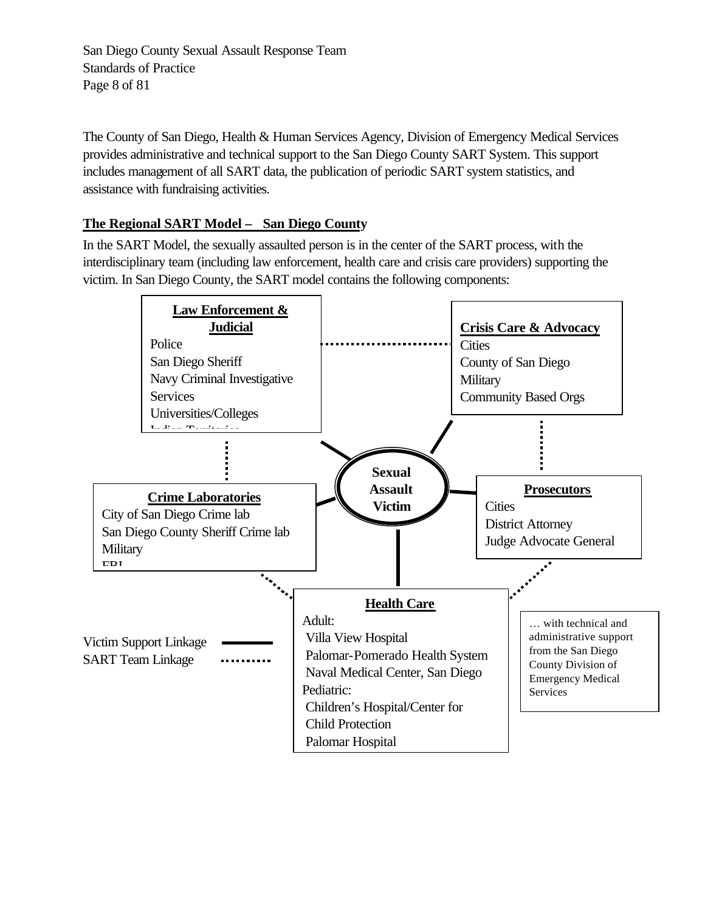The County of San Diego, Health & Human Services Agency, Division of Emergency Medical Services provides administrative and technical support to the San Diego County SART System. This support includes management of all SART data, the publication of periodic SART system statistics, and assistance with fundraising activities.

**The Regional SART Model – San Diego County**

In the SART Model, the sexually assaulted person is in the center of the SART process, with the interdisciplinary team (including law enforcement, health care and crisis care providers) supporting the victim. In San Diego County, the SART model contains the following components:

**Sexual Assault Victim**

**Law Enforcement & Judicial**
- Police
- San Diego Sheriff
- Navy Criminal Investigative Services
- Universities/Colleges
- Indian Territories

**Crisis Care & Advocacy**
- Cities
- County of San Diego
- Military
- Community Based Orgs

**Crime Laboratories**
- City of San Diego Crime lab
- San Diego County Sheriff Crime lab
- Military
- FBI

**Prosecutors**
- Cities
- District Attorney
- Judge Advocate General

**Health Care**
- Adult:
  - Villa View Hospital
  - Palomar-Pomerado Health System
  - Naval Medical Center, San Diego
- Pediatric:
  - Children's Hospital/Center for Child Protection
  - Palomar Hospital

… with technical and administrative support from the San Diego County Division of Emergency Medical Services

Victim Support Linkage (solid line)
SART Team Linkage (dotted line)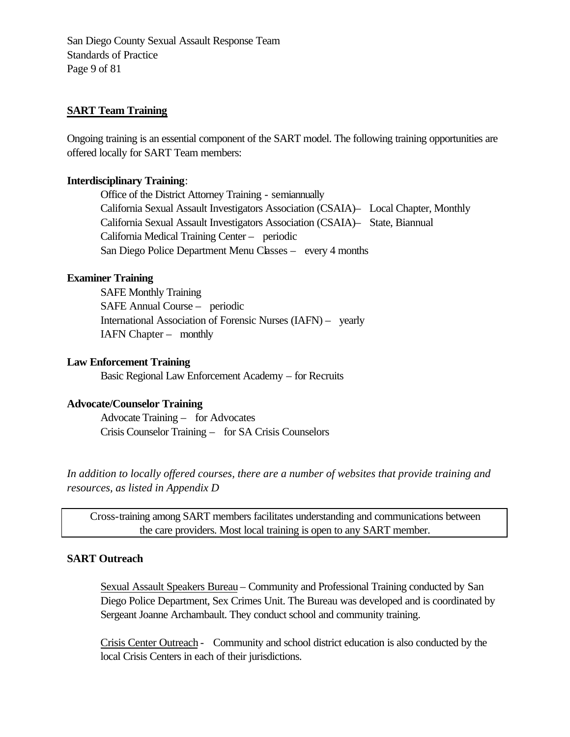## SART Team Training

Ongoing training is an essential component of the SART model. The following training opportunities are offered locally for SART Team members:

**Interdisciplinary Training**:

Office of the District Attorney Training - semiannually
California Sexual Assault Investigators Association (CSAIA)– Local Chapter, Monthly
California Sexual Assault Investigators Association (CSAIA)– State, Biannual
California Medical Training Center – periodic
San Diego Police Department Menu Classes – every 4 months

**Examiner Training**

SAFE Monthly Training
SAFE Annual Course – periodic
International Association of Forensic Nurses (IAFN) – yearly
IAFN Chapter – monthly

**Law Enforcement Training**

Basic Regional Law Enforcement Academy – for Recruits

**Advocate/Counselor Training**

Advocate Training – for Advocates
Crisis Counselor Training – for SA Crisis Counselors

*In addition to locally offered courses, there are a number of websites that provide training and resources, as listed in Appendix D*

> Cross-training among SART members facilitates understanding and communications between the care providers. Most local training is open to any SART member.

**SART Outreach**

Sexual Assault Speakers Bureau – Community and Professional Training conducted by San Diego Police Department, Sex Crimes Unit. The Bureau was developed and is coordinated by Sergeant Joanne Archambault. They conduct school and community training.

Crisis Center Outreach - Community and school district education is also conducted by the local Crisis Centers in each of their jurisdictions.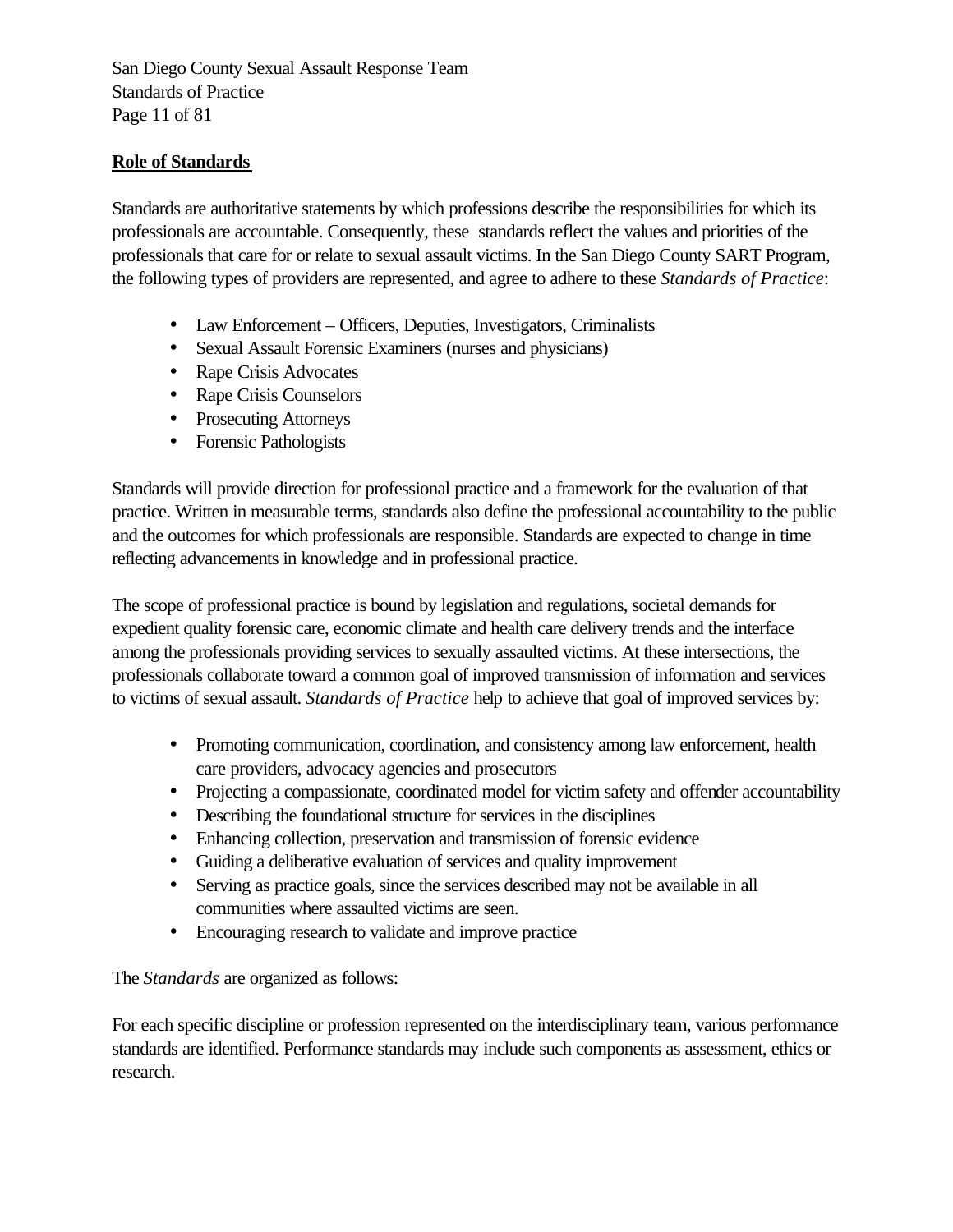## Role of Standards

Standards are authoritative statements by which professions describe the responsibilities for which its professionals are accountable. Consequently, these standards reflect the values and priorities of the professionals that care for or relate to sexual assault victims. In the San Diego County SART Program, the following types of providers are represented, and agree to adhere to these *Standards of Practice*:

- Law Enforcement – Officers, Deputies, Investigators, Criminalists
- Sexual Assault Forensic Examiners (nurses and physicians)
- Rape Crisis Advocates
- Rape Crisis Counselors
- Prosecuting Attorneys
- Forensic Pathologists

Standards will provide direction for professional practice and a framework for the evaluation of that practice. Written in measurable terms, standards also define the professional accountability to the public and the outcomes for which professionals are responsible. Standards are expected to change in time reflecting advancements in knowledge and in professional practice.

The scope of professional practice is bound by legislation and regulations, societal demands for expedient quality forensic care, economic climate and health care delivery trends and the interface among the professionals providing services to sexually assaulted victims. At these intersections, the professionals collaborate toward a common goal of improved transmission of information and services to victims of sexual assault. *Standards of Practice* help to achieve that goal of improved services by:

- Promoting communication, coordination, and consistency among law enforcement, health care providers, advocacy agencies and prosecutors
- Projecting a compassionate, coordinated model for victim safety and offender accountability
- Describing the foundational structure for services in the disciplines
- Enhancing collection, preservation and transmission of forensic evidence
- Guiding a deliberative evaluation of services and quality improvement
- Serving as practice goals, since the services described may not be available in all communities where assaulted victims are seen.
- Encouraging research to validate and improve practice

The *Standards* are organized as follows:

For each specific discipline or profession represented on the interdisciplinary team, various performance standards are identified. Performance standards may include such components as assessment, ethics or research.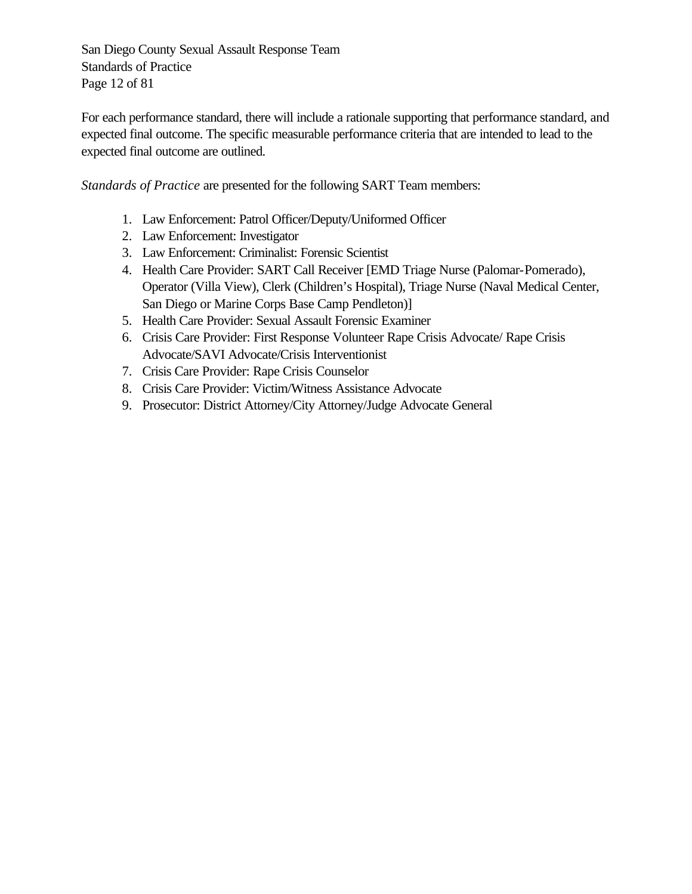For each performance standard, there will include a rationale supporting that performance standard, and expected final outcome. The specific measurable performance criteria that are intended to lead to the expected final outcome are outlined.

*Standards of Practice* are presented for the following SART Team members:

1. Law Enforcement: Patrol Officer/Deputy/Uniformed Officer
2. Law Enforcement: Investigator
3. Law Enforcement: Criminalist: Forensic Scientist
4. Health Care Provider: SART Call Receiver [EMD Triage Nurse (Palomar-Pomerado), Operator (Villa View), Clerk (Children's Hospital), Triage Nurse (Naval Medical Center, San Diego or Marine Corps Base Camp Pendleton)]
5. Health Care Provider: Sexual Assault Forensic Examiner
6. Crisis Care Provider: First Response Volunteer Rape Crisis Advocate/ Rape Crisis Advocate/SAVI Advocate/Crisis Interventionist
7. Crisis Care Provider: Rape Crisis Counselor
8. Crisis Care Provider: Victim/Witness Assistance Advocate
9. Prosecutor: District Attorney/City Attorney/Judge Advocate General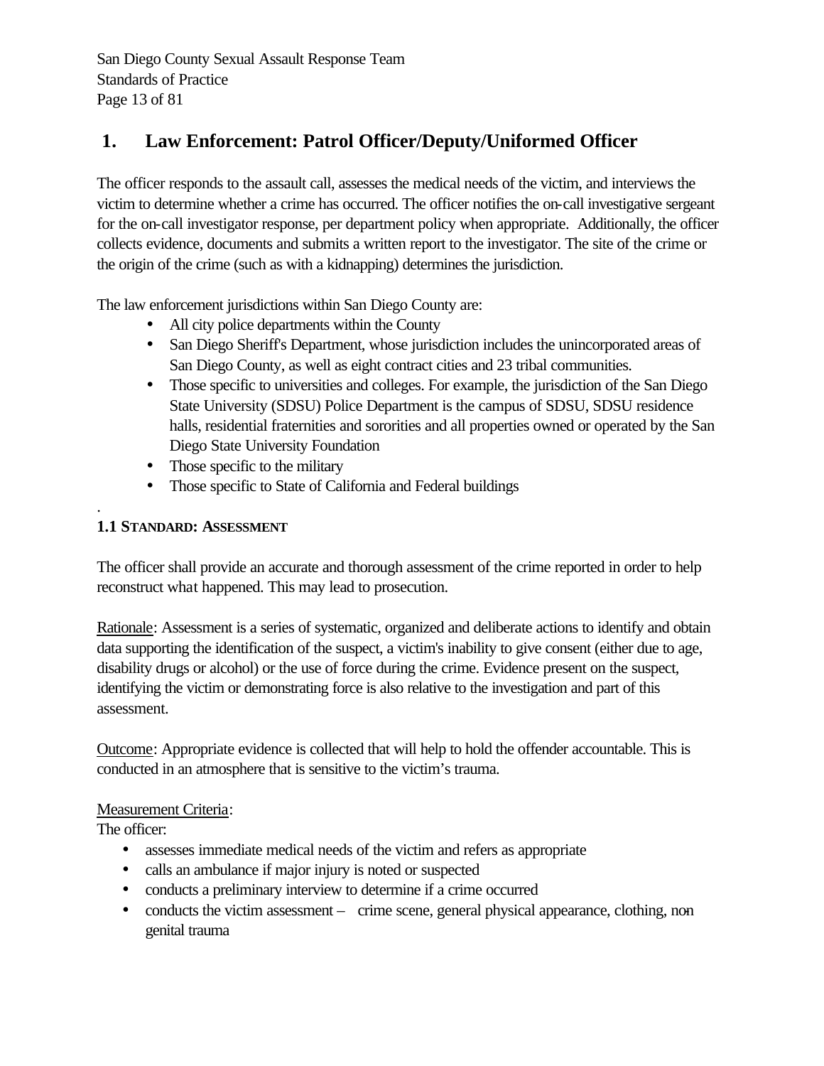## 1. Law Enforcement: Patrol Officer/Deputy/Uniformed Officer

The officer responds to the assault call, assesses the medical needs of the victim, and interviews the victim to determine whether a crime has occurred. The officer notifies the on-call investigative sergeant for the on-call investigator response, per department policy when appropriate. Additionally, the officer collects evidence, documents and submits a written report to the investigator. The site of the crime or the origin of the crime (such as with a kidnapping) determines the jurisdiction.

The law enforcement jurisdictions within San Diego County are:

- All city police departments within the County
- San Diego Sheriff's Department, whose jurisdiction includes the unincorporated areas of San Diego County, as well as eight contract cities and 23 tribal communities.
- Those specific to universities and colleges. For example, the jurisdiction of the San Diego State University (SDSU) Police Department is the campus of SDSU, SDSU residence halls, residential fraternities and sororities and all properties owned or operated by the San Diego State University Foundation
- Those specific to the military
- Those specific to State of California and Federal buildings

.

### 1.1 Standard: Assessment

The officer shall provide an accurate and thorough assessment of the crime reported in order to help reconstruct what happened. This may lead to prosecution.

Rationale: Assessment is a series of systematic, organized and deliberate actions to identify and obtain data supporting the identification of the suspect, a victim's inability to give consent (either due to age, disability drugs or alcohol) or the use of force during the crime. Evidence present on the suspect, identifying the victim or demonstrating force is also relative to the investigation and part of this assessment.

Outcome: Appropriate evidence is collected that will help to hold the offender accountable. This is conducted in an atmosphere that is sensitive to the victim's trauma.

Measurement Criteria:

The officer:

- assesses immediate medical needs of the victim and refers as appropriate
- calls an ambulance if major injury is noted or suspected
- conducts a preliminary interview to determine if a crime occurred
- conducts the victim assessment – crime scene, general physical appearance, clothing, non-genital trauma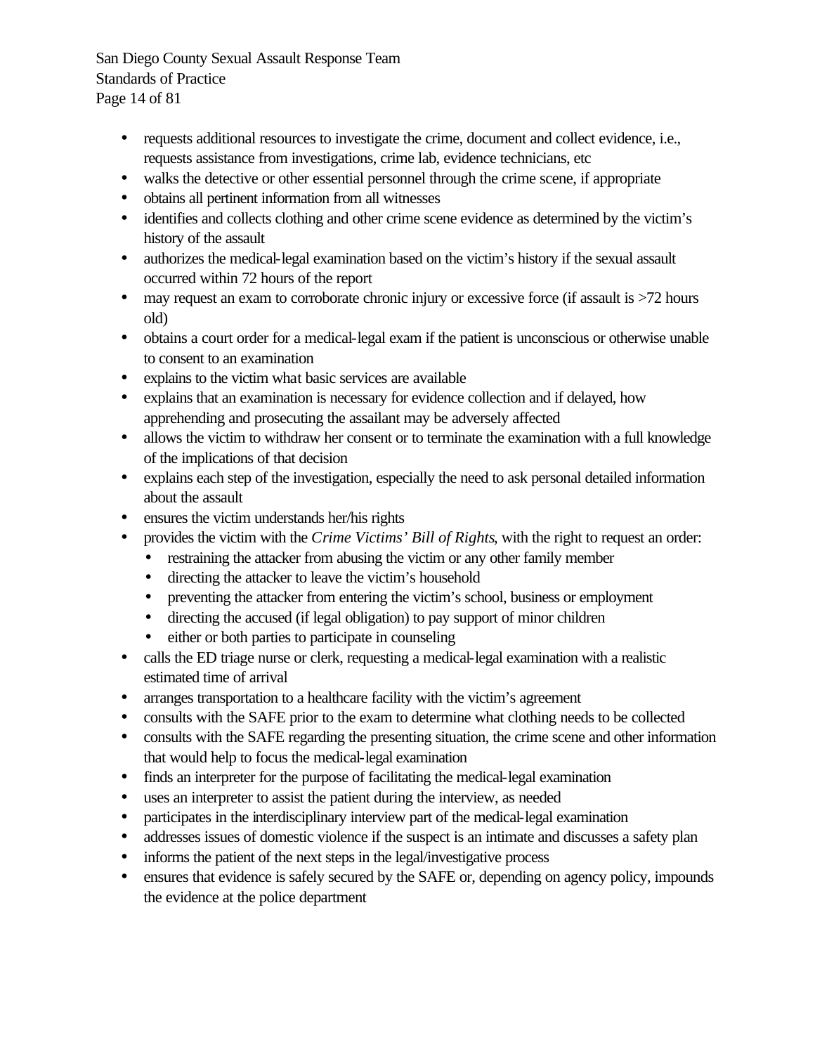- requests additional resources to investigate the crime, document and collect evidence, i.e., requests assistance from investigations, crime lab, evidence technicians, etc
- walks the detective or other essential personnel through the crime scene, if appropriate
- obtains all pertinent information from all witnesses
- identifies and collects clothing and other crime scene evidence as determined by the victim's history of the assault
- authorizes the medical-legal examination based on the victim's history if the sexual assault occurred within 72 hours of the report
- may request an exam to corroborate chronic injury or excessive force (if assault is >72 hours old)
- obtains a court order for a medical-legal exam if the patient is unconscious or otherwise unable to consent to an examination
- explains to the victim what basic services are available
- explains that an examination is necessary for evidence collection and if delayed, how apprehending and prosecuting the assailant may be adversely affected
- allows the victim to withdraw her consent or to terminate the examination with a full knowledge of the implications of that decision
- explains each step of the investigation, especially the need to ask personal detailed information about the assault
- ensures the victim understands her/his rights
- provides the victim with the *Crime Victims' Bill of Rights*, with the right to request an order:
  - restraining the attacker from abusing the victim or any other family member
  - directing the attacker to leave the victim's household
  - preventing the attacker from entering the victim's school, business or employment
  - directing the accused (if legal obligation) to pay support of minor children
  - either or both parties to participate in counseling
- calls the ED triage nurse or clerk, requesting a medical-legal examination with a realistic estimated time of arrival
- arranges transportation to a healthcare facility with the victim's agreement
- consults with the SAFE prior to the exam to determine what clothing needs to be collected
- consults with the SAFE regarding the presenting situation, the crime scene and other information that would help to focus the medical-legal examination
- finds an interpreter for the purpose of facilitating the medical-legal examination
- uses an interpreter to assist the patient during the interview, as needed
- participates in the interdisciplinary interview part of the medical-legal examination
- addresses issues of domestic violence if the suspect is an intimate and discusses a safety plan
- informs the patient of the next steps in the legal/investigative process
- ensures that evidence is safely secured by the SAFE or, depending on agency policy, impounds the evidence at the police department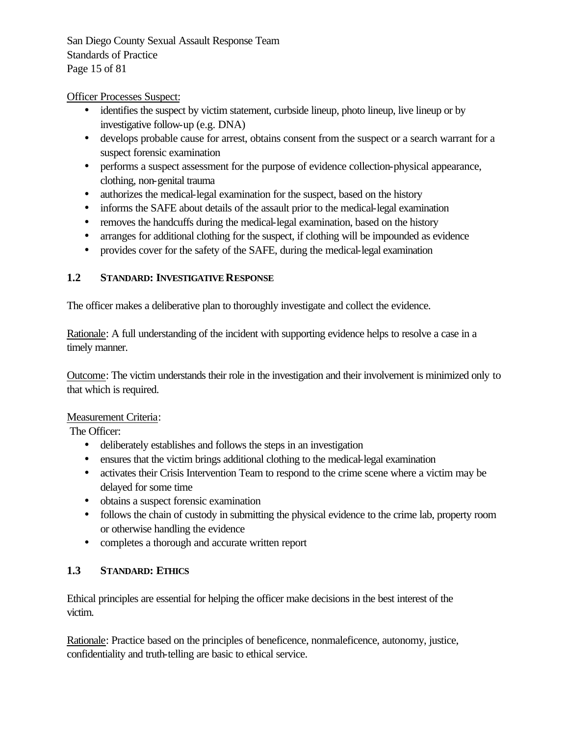Officer Processes Suspect:

- identifies the suspect by victim statement, curbside lineup, photo lineup, live lineup or by investigative follow-up (e.g. DNA)
- develops probable cause for arrest, obtains consent from the suspect or a search warrant for a suspect forensic examination
- performs a suspect assessment for the purpose of evidence collection-physical appearance, clothing, non-genital trauma
- authorizes the medical-legal examination for the suspect, based on the history
- informs the SAFE about details of the assault prior to the medical-legal examination
- removes the handcuffs during the medical-legal examination, based on the history
- arranges for additional clothing for the suspect, if clothing will be impounded as evidence
- provides cover for the safety of the SAFE, during the medical-legal examination

### 1.2 STANDARD: INVESTIGATIVE RESPONSE

The officer makes a deliberative plan to thoroughly investigate and collect the evidence.

Rationale: A full understanding of the incident with supporting evidence helps to resolve a case in a timely manner.

Outcome: The victim understands their role in the investigation and their involvement is minimized only to that which is required.

Measurement Criteria:

The Officer:

- deliberately establishes and follows the steps in an investigation
- ensures that the victim brings additional clothing to the medical-legal examination
- activates their Crisis Intervention Team to respond to the crime scene where a victim may be delayed for some time
- obtains a suspect forensic examination
- follows the chain of custody in submitting the physical evidence to the crime lab, property room or otherwise handling the evidence
- completes a thorough and accurate written report

### 1.3 STANDARD: ETHICS

Ethical principles are essential for helping the officer make decisions in the best interest of the victim.

Rationale: Practice based on the principles of beneficence, nonmaleficence, autonomy, justice, confidentiality and truth-telling are basic to ethical service.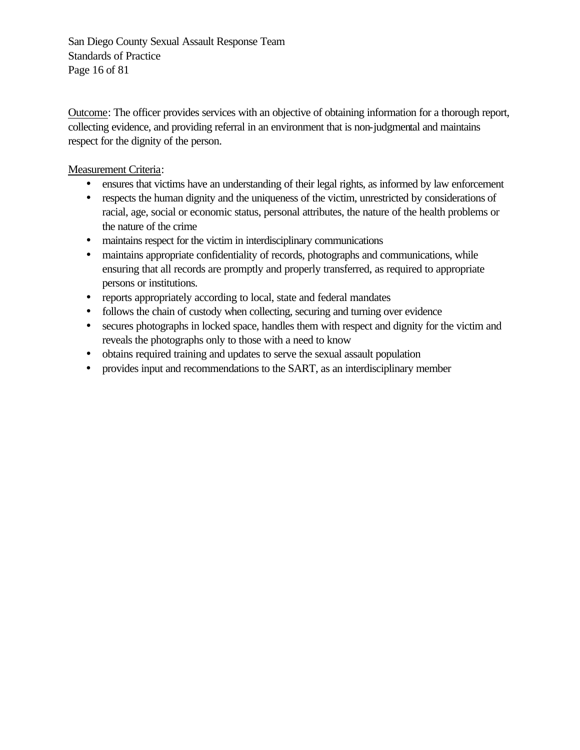Outcome: The officer provides services with an objective of obtaining information for a thorough report, collecting evidence, and providing referral in an environment that is non-judgmental and maintains respect for the dignity of the person.

Measurement Criteria:

- ensures that victims have an understanding of their legal rights, as informed by law enforcement
- respects the human dignity and the uniqueness of the victim, unrestricted by considerations of racial, age, social or economic status, personal attributes, the nature of the health problems or the nature of the crime
- maintains respect for the victim in interdisciplinary communications
- maintains appropriate confidentiality of records, photographs and communications, while ensuring that all records are promptly and properly transferred, as required to appropriate persons or institutions.
- reports appropriately according to local, state and federal mandates
- follows the chain of custody when collecting, securing and turning over evidence
- secures photographs in locked space, handles them with respect and dignity for the victim and reveals the photographs only to those with a need to know
- obtains required training and updates to serve the sexual assault population
- provides input and recommendations to the SART, as an interdisciplinary member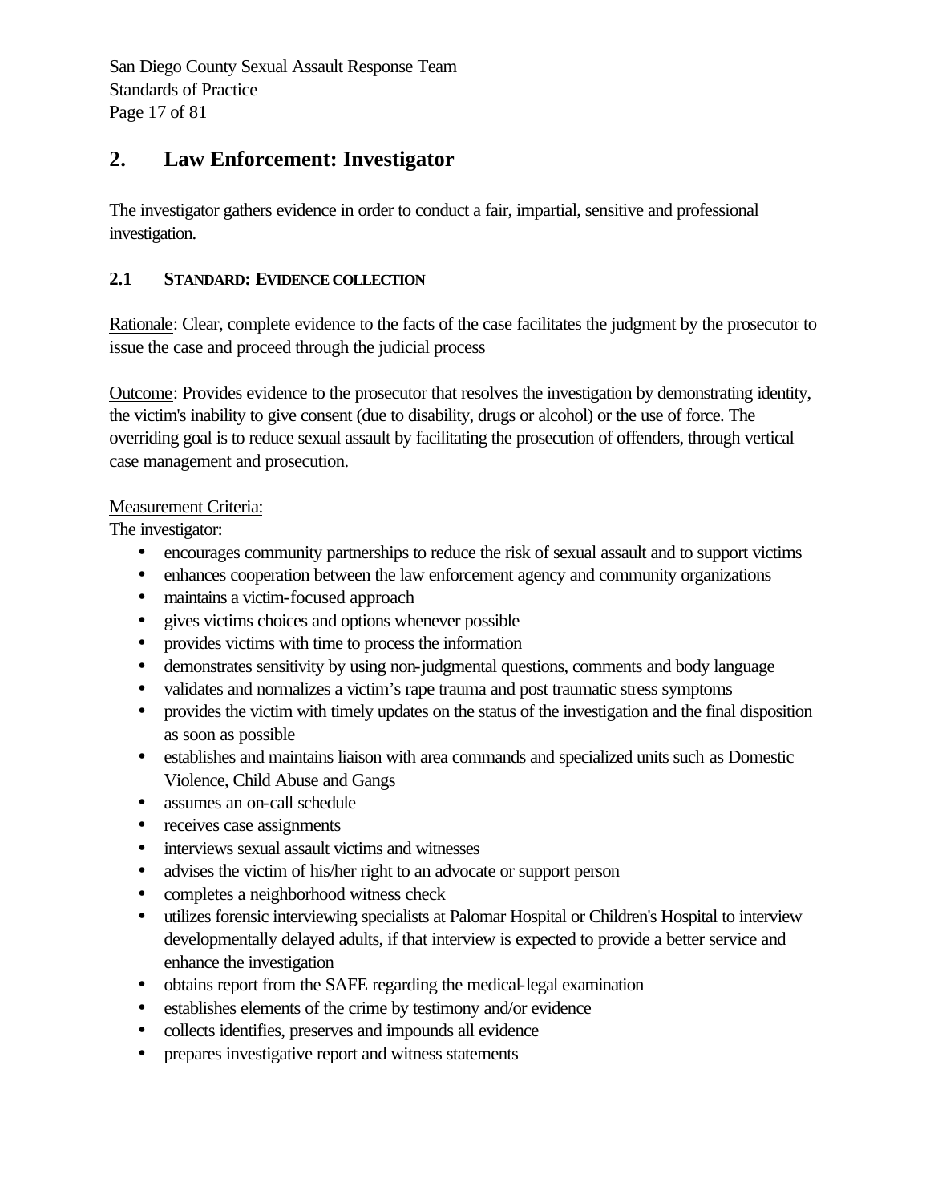## 2. Law Enforcement: Investigator

The investigator gathers evidence in order to conduct a fair, impartial, sensitive and professional investigation.

### 2.1 STANDARD: EVIDENCE COLLECTION

Rationale: Clear, complete evidence to the facts of the case facilitates the judgment by the prosecutor to issue the case and proceed through the judicial process

Outcome: Provides evidence to the prosecutor that resolves the investigation by demonstrating identity, the victim's inability to give consent (due to disability, drugs or alcohol) or the use of force. The overriding goal is to reduce sexual assault by facilitating the prosecution of offenders, through vertical case management and prosecution.

Measurement Criteria:

The investigator:

- encourages community partnerships to reduce the risk of sexual assault and to support victims
- enhances cooperation between the law enforcement agency and community organizations
- maintains a victim-focused approach
- gives victims choices and options whenever possible
- provides victims with time to process the information
- demonstrates sensitivity by using non-judgmental questions, comments and body language
- validates and normalizes a victim's rape trauma and post traumatic stress symptoms
- provides the victim with timely updates on the status of the investigation and the final disposition as soon as possible
- establishes and maintains liaison with area commands and specialized units such as Domestic Violence, Child Abuse and Gangs
- assumes an on-call schedule
- receives case assignments
- interviews sexual assault victims and witnesses
- advises the victim of his/her right to an advocate or support person
- completes a neighborhood witness check
- utilizes forensic interviewing specialists at Palomar Hospital or Children's Hospital to interview developmentally delayed adults, if that interview is expected to provide a better service and enhance the investigation
- obtains report from the SAFE regarding the medical-legal examination
- establishes elements of the crime by testimony and/or evidence
- collects identifies, preserves and impounds all evidence
- prepares investigative report and witness statements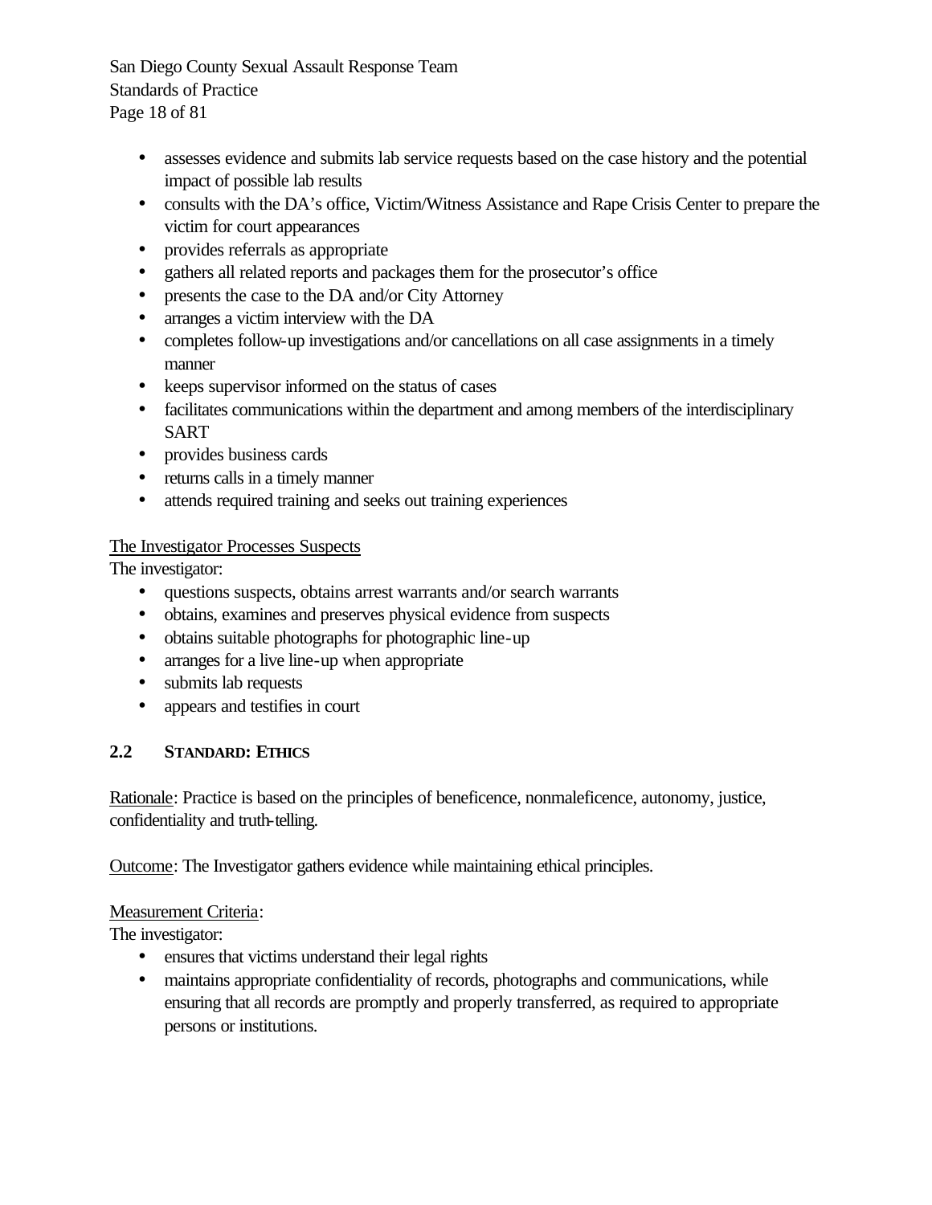- assesses evidence and submits lab service requests based on the case history and the potential impact of possible lab results
- consults with the DA's office, Victim/Witness Assistance and Rape Crisis Center to prepare the victim for court appearances
- provides referrals as appropriate
- gathers all related reports and packages them for the prosecutor's office
- presents the case to the DA and/or City Attorney
- arranges a victim interview with the DA
- completes follow-up investigations and/or cancellations on all case assignments in a timely manner
- keeps supervisor informed on the status of cases
- facilitates communications within the department and among members of the interdisciplinary SART
- provides business cards
- returns calls in a timely manner
- attends required training and seeks out training experiences

<u>The Investigator Processes Suspects</u>

The investigator:

- questions suspects, obtains arrest warrants and/or search warrants
- obtains, examines and preserves physical evidence from suspects
- obtains suitable photographs for photographic line-up
- arranges for a live line-up when appropriate
- submits lab requests
- appears and testifies in court

### 2.2 STANDARD: ETHICS

<u>Rationale</u>: Practice is based on the principles of beneficence, nonmaleficence, autonomy, justice, confidentiality and truth-telling.

<u>Outcome</u>: The Investigator gathers evidence while maintaining ethical principles.

<u>Measurement Criteria</u>:

The investigator:

- ensures that victims understand their legal rights
- maintains appropriate confidentiality of records, photographs and communications, while ensuring that all records are promptly and properly transferred, as required to appropriate persons or institutions.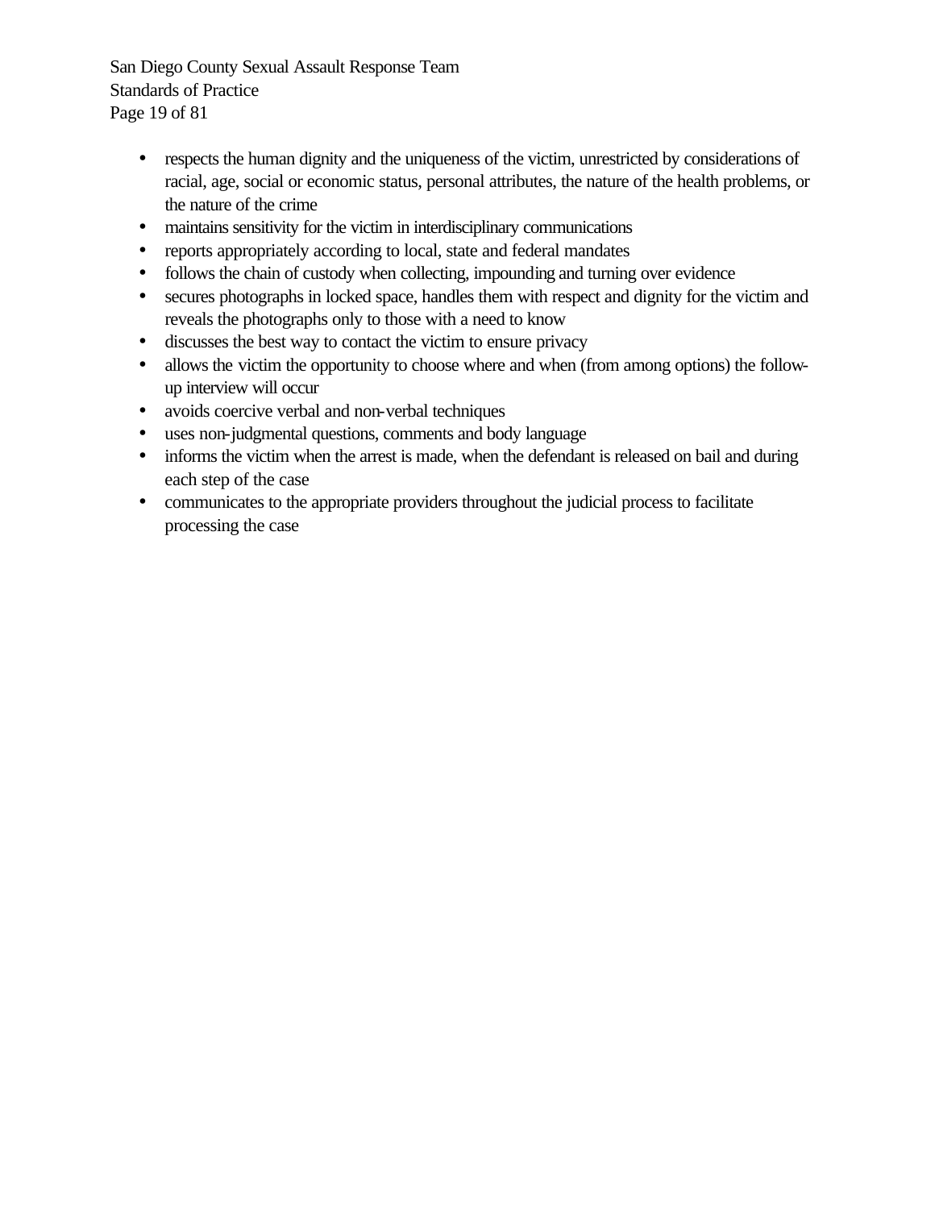- respects the human dignity and the uniqueness of the victim, unrestricted by considerations of racial, age, social or economic status, personal attributes, the nature of the health problems, or the nature of the crime
- maintains sensitivity for the victim in interdisciplinary communications
- reports appropriately according to local, state and federal mandates
- follows the chain of custody when collecting, impounding and turning over evidence
- secures photographs in locked space, handles them with respect and dignity for the victim and reveals the photographs only to those with a need to know
- discusses the best way to contact the victim to ensure privacy
- allows the victim the opportunity to choose where and when (from among options) the follow-up interview will occur
- avoids coercive verbal and non-verbal techniques
- uses non-judgmental questions, comments and body language
- informs the victim when the arrest is made, when the defendant is released on bail and during each step of the case
- communicates to the appropriate providers throughout the judicial process to facilitate processing the case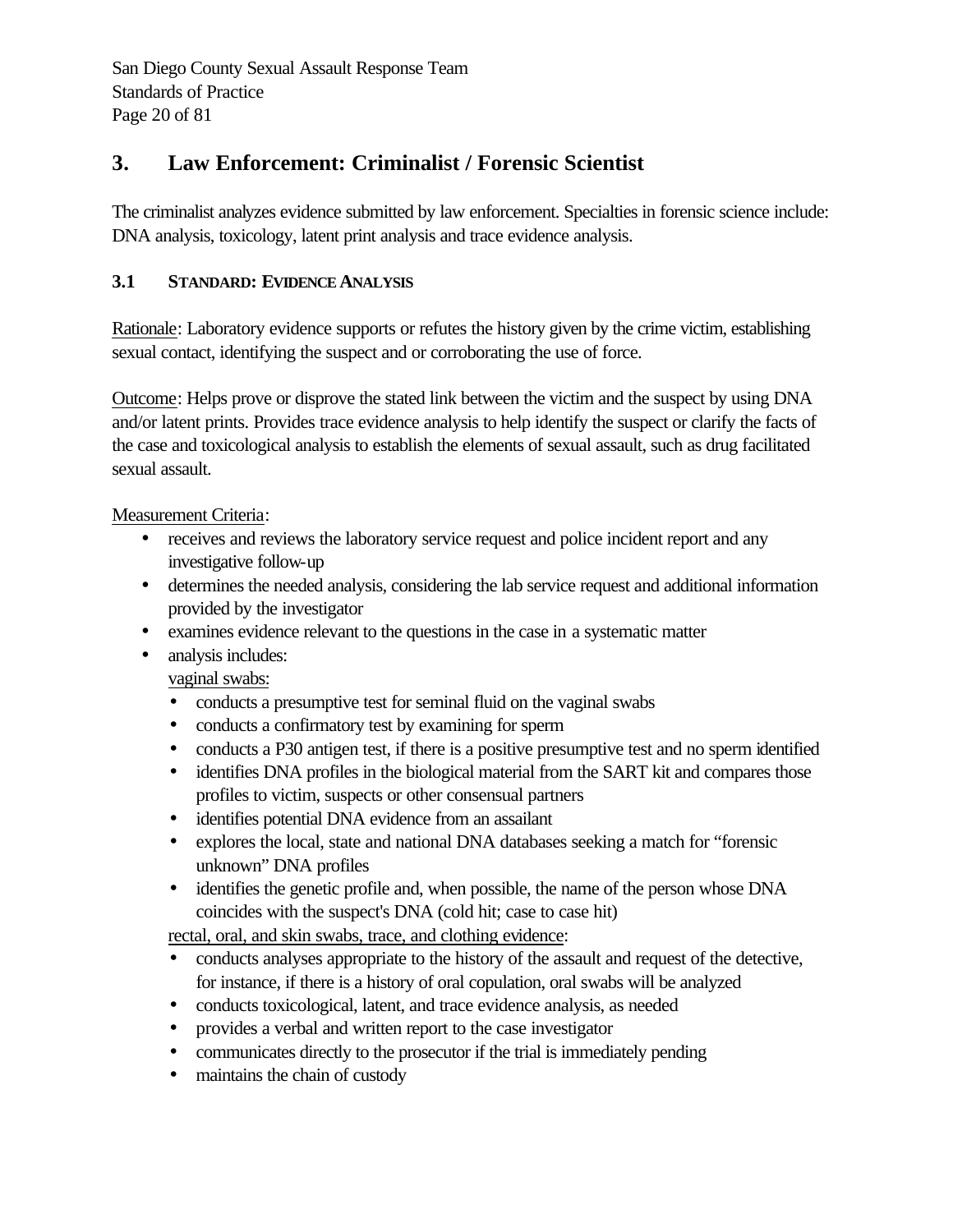## 3. Law Enforcement: Criminalist / Forensic Scientist

The criminalist analyzes evidence submitted by law enforcement. Specialties in forensic science include: DNA analysis, toxicology, latent print analysis and trace evidence analysis.

### 3.1 STANDARD: EVIDENCE ANALYSIS

Rationale: Laboratory evidence supports or refutes the history given by the crime victim, establishing sexual contact, identifying the suspect and or corroborating the use of force.

Outcome: Helps prove or disprove the stated link between the victim and the suspect by using DNA and/or latent prints. Provides trace evidence analysis to help identify the suspect or clarify the facts of the case and toxicological analysis to establish the elements of sexual assault, such as drug facilitated sexual assault.

Measurement Criteria:

- receives and reviews the laboratory service request and police incident report and any investigative follow-up
- determines the needed analysis, considering the lab service request and additional information provided by the investigator
- examines evidence relevant to the questions in the case in a systematic matter
- analysis includes:

  vaginal swabs:
  - conducts a presumptive test for seminal fluid on the vaginal swabs
  - conducts a confirmatory test by examining for sperm
  - conducts a P30 antigen test, if there is a positive presumptive test and no sperm identified
  - identifies DNA profiles in the biological material from the SART kit and compares those profiles to victim, suspects or other consensual partners
  - identifies potential DNA evidence from an assailant
  - explores the local, state and national DNA databases seeking a match for "forensic unknown" DNA profiles
  - identifies the genetic profile and, when possible, the name of the person whose DNA coincides with the suspect's DNA (cold hit; case to case hit)

  rectal, oral, and skin swabs, trace, and clothing evidence:
  - conducts analyses appropriate to the history of the assault and request of the detective, for instance, if there is a history of oral copulation, oral swabs will be analyzed
  - conducts toxicological, latent, and trace evidence analysis, as needed
  - provides a verbal and written report to the case investigator
  - communicates directly to the prosecutor if the trial is immediately pending
  - maintains the chain of custody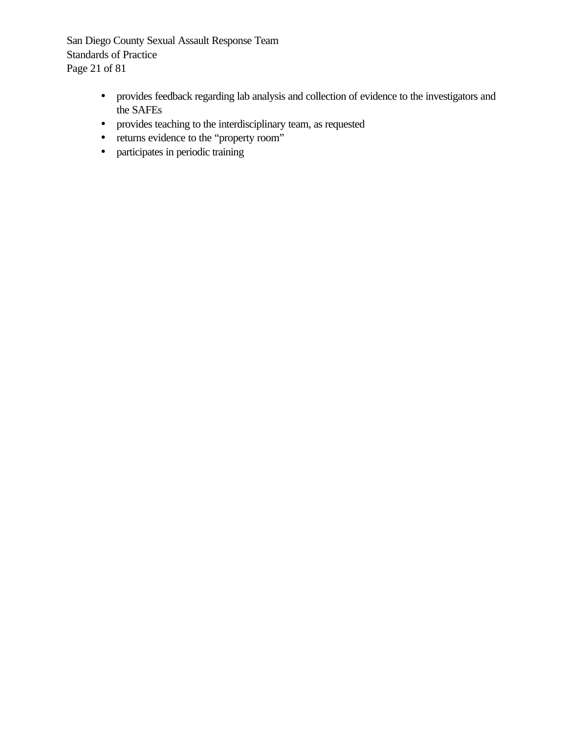- provides feedback regarding lab analysis and collection of evidence to the investigators and the SAFEs
- provides teaching to the interdisciplinary team, as requested
- returns evidence to the "property room"
- participates in periodic training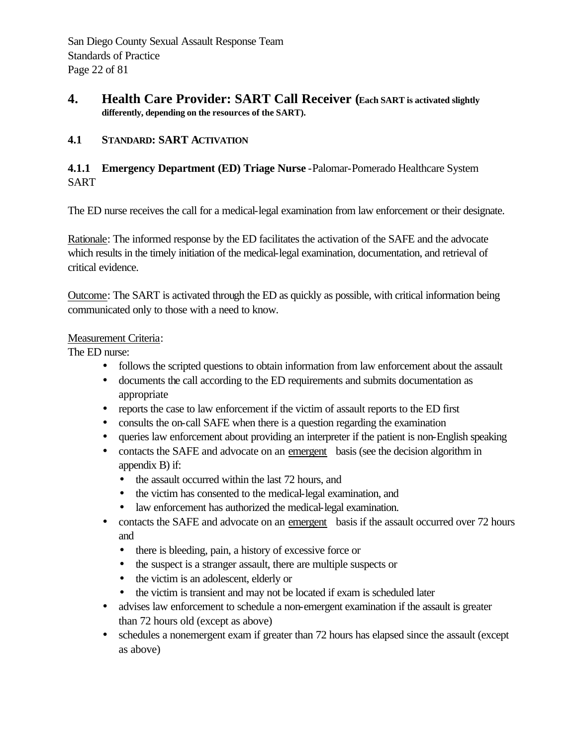## 4. Health Care Provider: SART Call Receiver (Each SART is activated slightly differently, depending on the resources of the SART).

### 4.1 STANDARD: SART ACTIVATION

#### 4.1.1 Emergency Department (ED) Triage Nurse - Palomar-Pomerado Healthcare System SART

The ED nurse receives the call for a medical-legal examination from law enforcement or their designate.

<u>Rationale</u>: The informed response by the ED facilitates the activation of the SAFE and the advocate which results in the timely initiation of the medical-legal examination, documentation, and retrieval of critical evidence.

<u>Outcome</u>: The SART is activated through the ED as quickly as possible, with critical information being communicated only to those with a need to know.

<u>Measurement Criteria</u>:

The ED nurse:

- follows the scripted questions to obtain information from law enforcement about the assault
- documents the call according to the ED requirements and submits documentation as appropriate
- reports the case to law enforcement if the victim of assault reports to the ED first
- consults the on-call SAFE when there is a question regarding the examination
- queries law enforcement about providing an interpreter if the patient is non-English speaking
- contacts the SAFE and advocate on an <u>emergent</u> basis (see the decision algorithm in appendix B) if:
  - the assault occurred within the last 72 hours, and
  - the victim has consented to the medical-legal examination, and
  - law enforcement has authorized the medical-legal examination.
- contacts the SAFE and advocate on an <u>emergent</u> basis if the assault occurred over 72 hours and
  - there is bleeding, pain, a history of excessive force or
  - the suspect is a stranger assault, there are multiple suspects or
  - the victim is an adolescent, elderly or
  - the victim is transient and may not be located if exam is scheduled later
- advises law enforcement to schedule a non-emergent examination if the assault is greater than 72 hours old (except as above)
- schedules a nonemergent exam if greater than 72 hours has elapsed since the assault (except as above)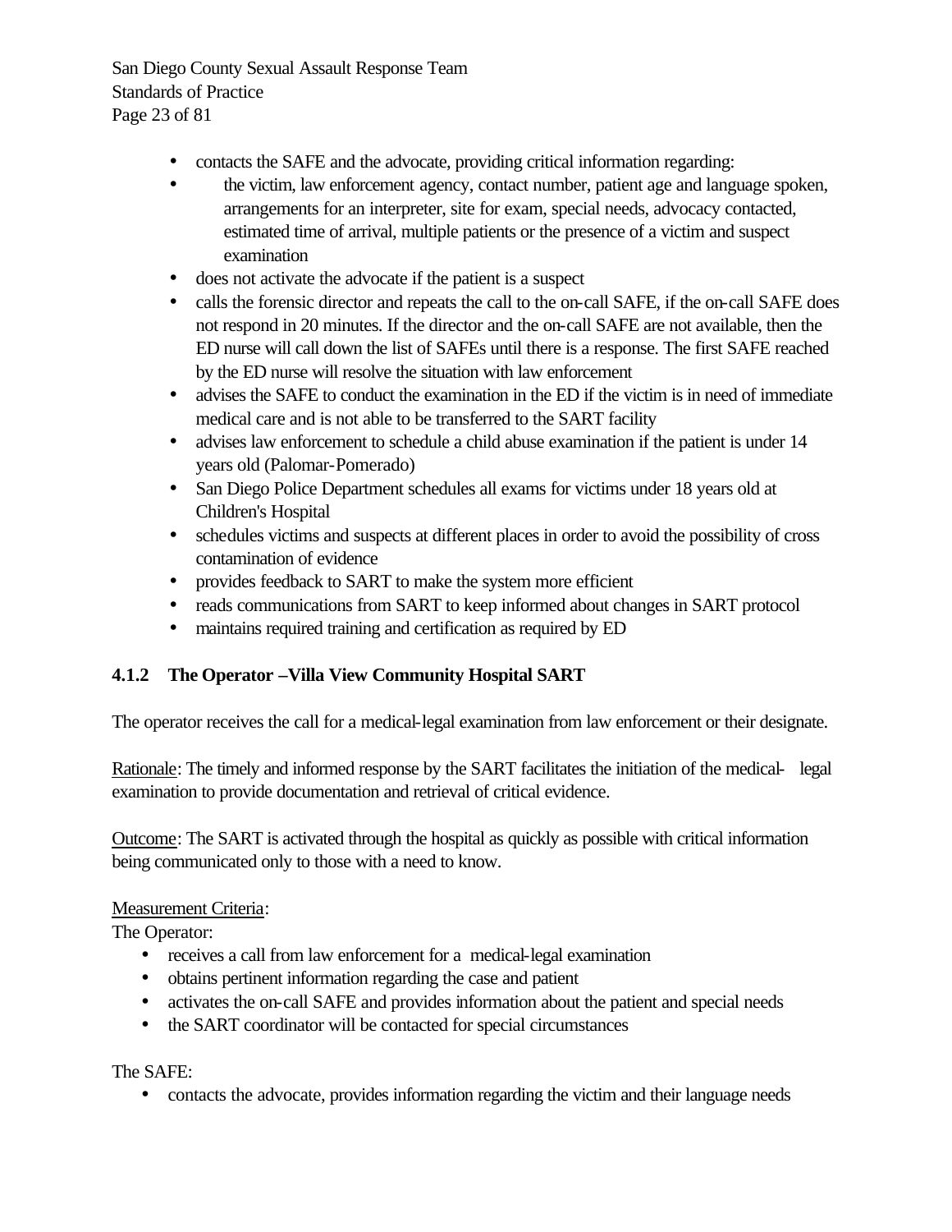- contacts the SAFE and the advocate, providing critical information regarding:
- the victim, law enforcement agency, contact number, patient age and language spoken, arrangements for an interpreter, site for exam, special needs, advocacy contacted, estimated time of arrival, multiple patients or the presence of a victim and suspect examination
- does not activate the advocate if the patient is a suspect
- calls the forensic director and repeats the call to the on-call SAFE, if the on-call SAFE does not respond in 20 minutes. If the director and the on-call SAFE are not available, then the ED nurse will call down the list of SAFEs until there is a response. The first SAFE reached by the ED nurse will resolve the situation with law enforcement
- advises the SAFE to conduct the examination in the ED if the victim is in need of immediate medical care and is not able to be transferred to the SART facility
- advises law enforcement to schedule a child abuse examination if the patient is under 14 years old (Palomar-Pomerado)
- San Diego Police Department schedules all exams for victims under 18 years old at Children's Hospital
- schedules victims and suspects at different places in order to avoid the possibility of cross contamination of evidence
- provides feedback to SART to make the system more efficient
- reads communications from SART to keep informed about changes in SART protocol
- maintains required training and certification as required by ED

### 4.1.2 The Operator – Villa View Community Hospital SART

The operator receives the call for a medical-legal examination from law enforcement or their designate.

Rationale: The timely and informed response by the SART facilitates the initiation of the medical-legal examination to provide documentation and retrieval of critical evidence.

Outcome: The SART is activated through the hospital as quickly as possible with critical information being communicated only to those with a need to know.

Measurement Criteria:

The Operator:

- receives a call from law enforcement for a medical-legal examination
- obtains pertinent information regarding the case and patient
- activates the on-call SAFE and provides information about the patient and special needs
- the SART coordinator will be contacted for special circumstances

The SAFE:

- contacts the advocate, provides information regarding the victim and their language needs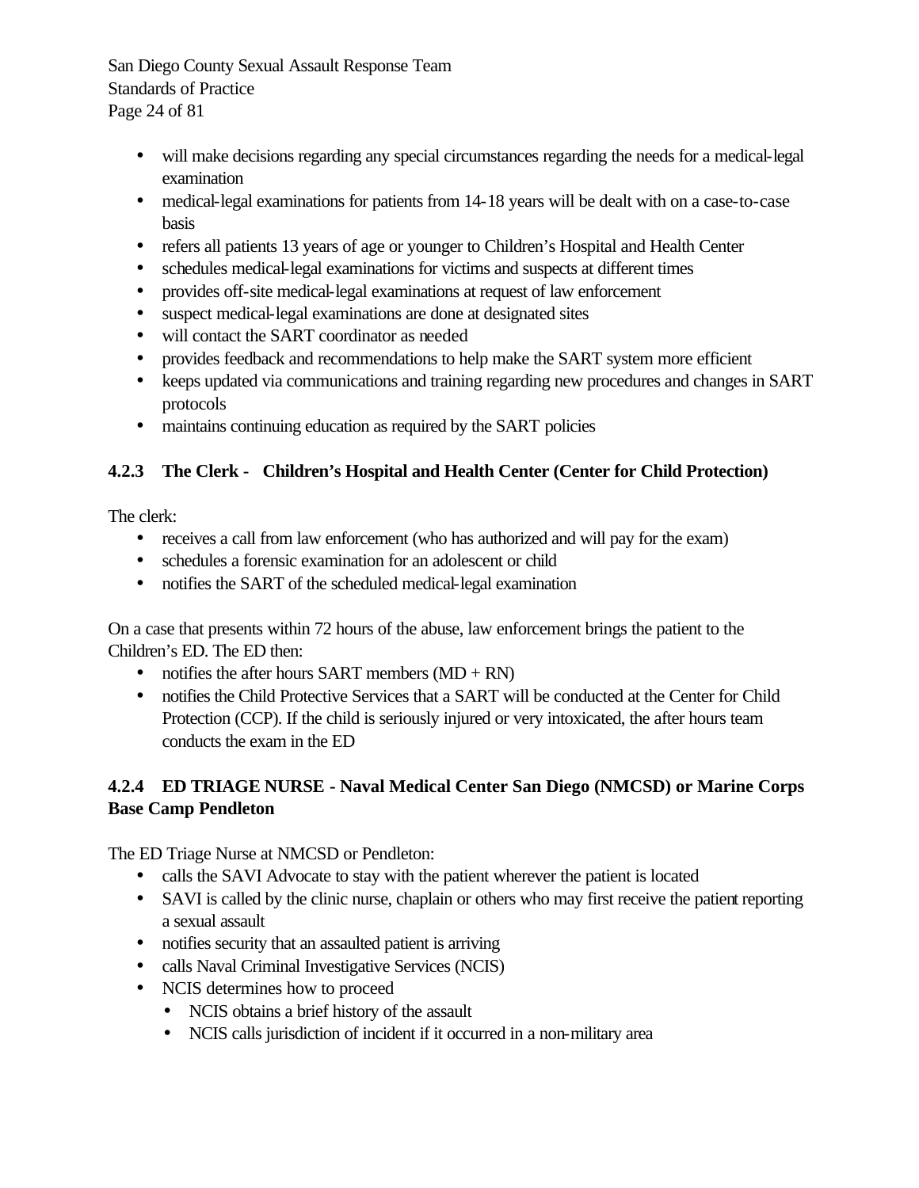- will make decisions regarding any special circumstances regarding the needs for a medical-legal examination
- medical-legal examinations for patients from 14-18 years will be dealt with on a case-to-case basis
- refers all patients 13 years of age or younger to Children's Hospital and Health Center
- schedules medical-legal examinations for victims and suspects at different times
- provides off-site medical-legal examinations at request of law enforcement
- suspect medical-legal examinations are done at designated sites
- will contact the SART coordinator as needed
- provides feedback and recommendations to help make the SART system more efficient
- keeps updated via communications and training regarding new procedures and changes in SART protocols
- maintains continuing education as required by the SART policies

### 4.2.3 The Clerk - Children's Hospital and Health Center (Center for Child Protection)

The clerk:

- receives a call from law enforcement (who has authorized and will pay for the exam)
- schedules a forensic examination for an adolescent or child
- notifies the SART of the scheduled medical-legal examination

On a case that presents within 72 hours of the abuse, law enforcement brings the patient to the Children's ED. The ED then:

- notifies the after hours SART members (MD + RN)
- notifies the Child Protective Services that a SART will be conducted at the Center for Child Protection (CCP). If the child is seriously injured or very intoxicated, the after hours team conducts the exam in the ED

### 4.2.4 ED TRIAGE NURSE - Naval Medical Center San Diego (NMCSD) or Marine Corps Base Camp Pendleton

The ED Triage Nurse at NMCSD or Pendleton:

- calls the SAVI Advocate to stay with the patient wherever the patient is located
- SAVI is called by the clinic nurse, chaplain or others who may first receive the patient reporting a sexual assault
- notifies security that an assaulted patient is arriving
- calls Naval Criminal Investigative Services (NCIS)
- NCIS determines how to proceed
  - NCIS obtains a brief history of the assault
  - NCIS calls jurisdiction of incident if it occurred in a non-military area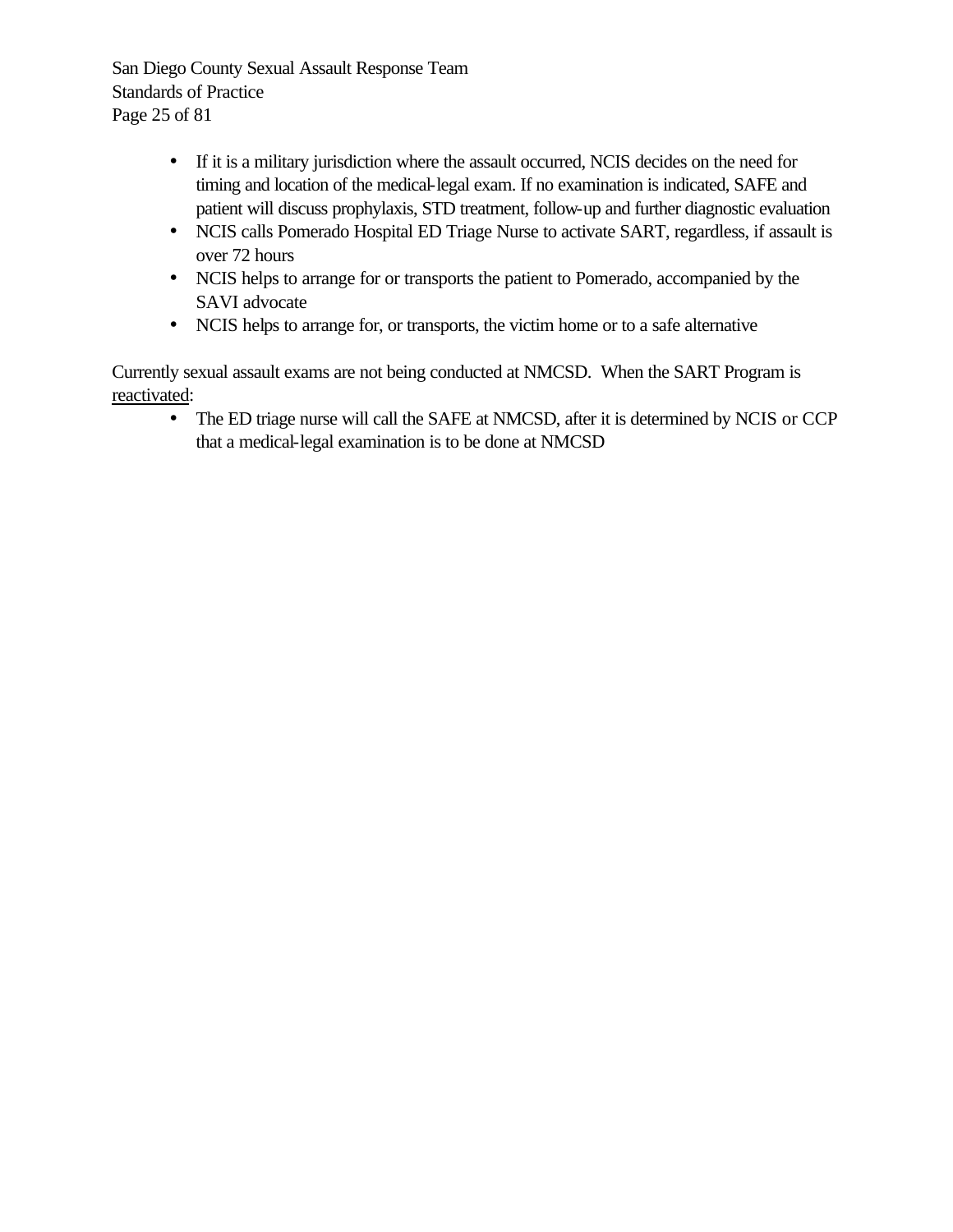- If it is a military jurisdiction where the assault occurred, NCIS decides on the need for timing and location of the medical-legal exam. If no examination is indicated, SAFE and patient will discuss prophylaxis, STD treatment, follow-up and further diagnostic evaluation
- NCIS calls Pomerado Hospital ED Triage Nurse to activate SART, regardless, if assault is over 72 hours
- NCIS helps to arrange for or transports the patient to Pomerado, accompanied by the SAVI advocate
- NCIS helps to arrange for, or transports, the victim home or to a safe alternative

Currently sexual assault exams are not being conducted at NMCSD. When the SART Program is <u>reactivated</u>:

- The ED triage nurse will call the SAFE at NMCSD, after it is determined by NCIS or CCP that a medical-legal examination is to be done at NMCSD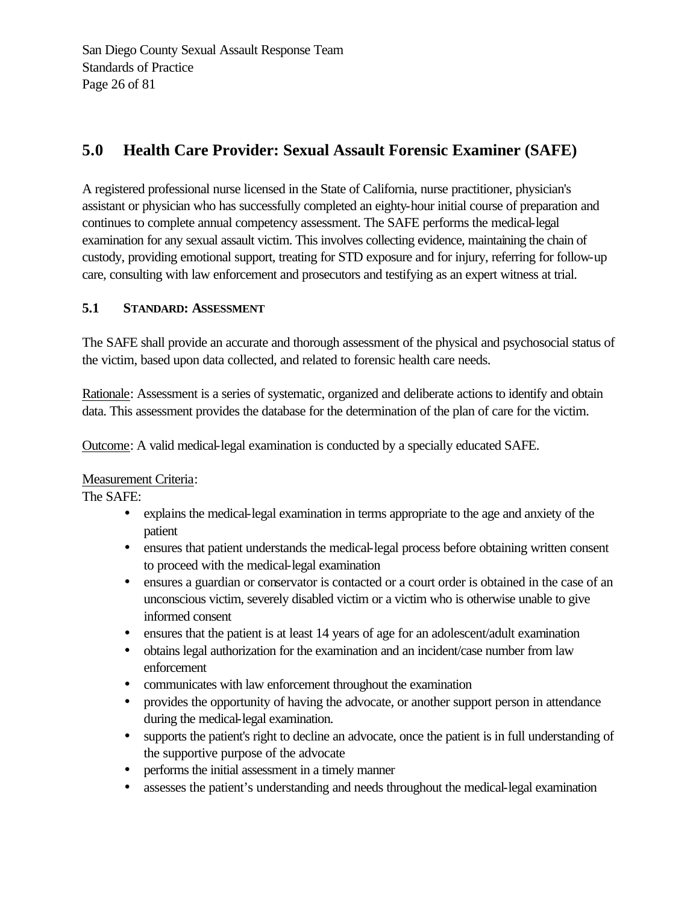## 5.0 Health Care Provider: Sexual Assault Forensic Examiner (SAFE)

A registered professional nurse licensed in the State of California, nurse practitioner, physician's assistant or physician who has successfully completed an eighty-hour initial course of preparation and continues to complete annual competency assessment. The SAFE performs the medical-legal examination for any sexual assault victim. This involves collecting evidence, maintaining the chain of custody, providing emotional support, treating for STD exposure and for injury, referring for follow-up care, consulting with law enforcement and prosecutors and testifying as an expert witness at trial.

### 5.1 STANDARD: ASSESSMENT

The SAFE shall provide an accurate and thorough assessment of the physical and psychosocial status of the victim, based upon data collected, and related to forensic health care needs.

Rationale: Assessment is a series of systematic, organized and deliberate actions to identify and obtain data. This assessment provides the database for the determination of the plan of care for the victim.

Outcome: A valid medical-legal examination is conducted by a specially educated SAFE.

Measurement Criteria:
The SAFE:

- explains the medical-legal examination in terms appropriate to the age and anxiety of the patient
- ensures that patient understands the medical-legal process before obtaining written consent to proceed with the medical-legal examination
- ensures a guardian or conservator is contacted or a court order is obtained in the case of an unconscious victim, severely disabled victim or a victim who is otherwise unable to give informed consent
- ensures that the patient is at least 14 years of age for an adolescent/adult examination
- obtains legal authorization for the examination and an incident/case number from law enforcement
- communicates with law enforcement throughout the examination
- provides the opportunity of having the advocate, or another support person in attendance during the medical-legal examination.
- supports the patient's right to decline an advocate, once the patient is in full understanding of the supportive purpose of the advocate
- performs the initial assessment in a timely manner
- assesses the patient’s understanding and needs throughout the medical-legal examination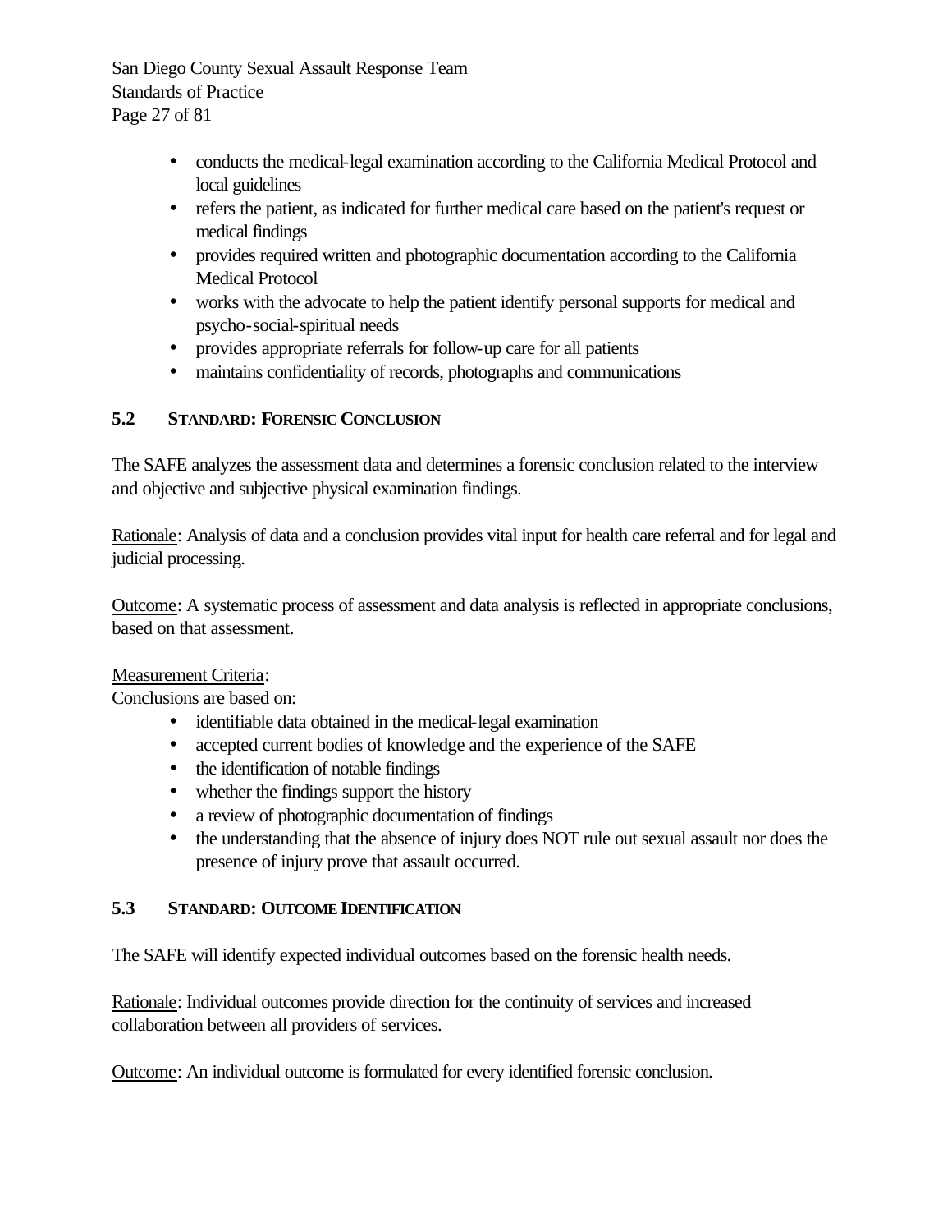- conducts the medical-legal examination according to the California Medical Protocol and local guidelines
- refers the patient, as indicated for further medical care based on the patient's request or medical findings
- provides required written and photographic documentation according to the California Medical Protocol
- works with the advocate to help the patient identify personal supports for medical and psycho-social-spiritual needs
- provides appropriate referrals for follow-up care for all patients
- maintains confidentiality of records, photographs and communications

### 5.2 STANDARD: FORENSIC CONCLUSION

The SAFE analyzes the assessment data and determines a forensic conclusion related to the interview and objective and subjective physical examination findings.

Rationale: Analysis of data and a conclusion provides vital input for health care referral and for legal and judicial processing.

Outcome: A systematic process of assessment and data analysis is reflected in appropriate conclusions, based on that assessment.

Measurement Criteria:
Conclusions are based on:

- identifiable data obtained in the medical-legal examination
- accepted current bodies of knowledge and the experience of the SAFE
- the identification of notable findings
- whether the findings support the history
- a review of photographic documentation of findings
- the understanding that the absence of injury does NOT rule out sexual assault nor does the presence of injury prove that assault occurred.

### 5.3 STANDARD: OUTCOME IDENTIFICATION

The SAFE will identify expected individual outcomes based on the forensic health needs.

Rationale: Individual outcomes provide direction for the continuity of services and increased collaboration between all providers of services.

Outcome: An individual outcome is formulated for every identified forensic conclusion.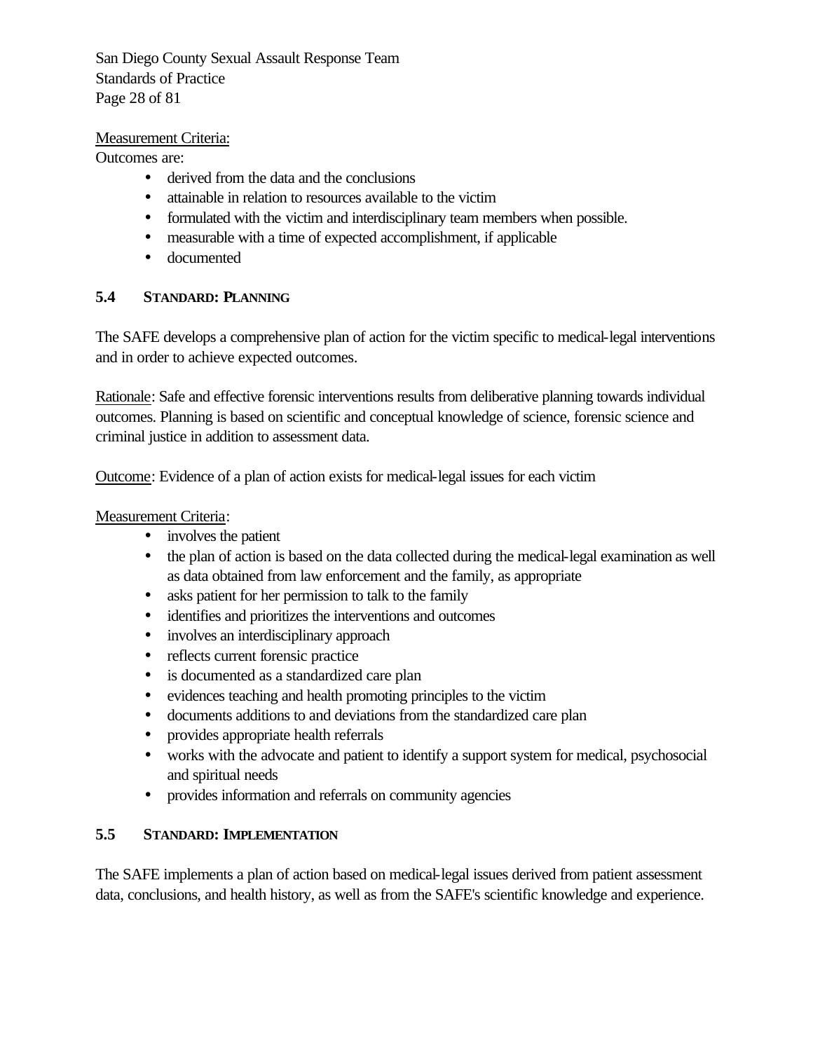Measurement Criteria:

Outcomes are:

- derived from the data and the conclusions
- attainable in relation to resources available to the victim
- formulated with the victim and interdisciplinary team members when possible.
- measurable with a time of expected accomplishment, if applicable
- documented

### 5.4 STANDARD: PLANNING

The SAFE develops a comprehensive plan of action for the victim specific to medical-legal interventions and in order to achieve expected outcomes.

Rationale: Safe and effective forensic interventions results from deliberative planning towards individual outcomes. Planning is based on scientific and conceptual knowledge of science, forensic science and criminal justice in addition to assessment data.

Outcome: Evidence of a plan of action exists for medical-legal issues for each victim

Measurement Criteria:

- involves the patient
- the plan of action is based on the data collected during the medical-legal examination as well as data obtained from law enforcement and the family, as appropriate
- asks patient for her permission to talk to the family
- identifies and prioritizes the interventions and outcomes
- involves an interdisciplinary approach
- reflects current forensic practice
- is documented as a standardized care plan
- evidences teaching and health promoting principles to the victim
- documents additions to and deviations from the standardized care plan
- provides appropriate health referrals
- works with the advocate and patient to identify a support system for medical, psychosocial and spiritual needs
- provides information and referrals on community agencies

### 5.5 STANDARD: IMPLEMENTATION

The SAFE implements a plan of action based on medical-legal issues derived from patient assessment data, conclusions, and health history, as well as from the SAFE's scientific knowledge and experience.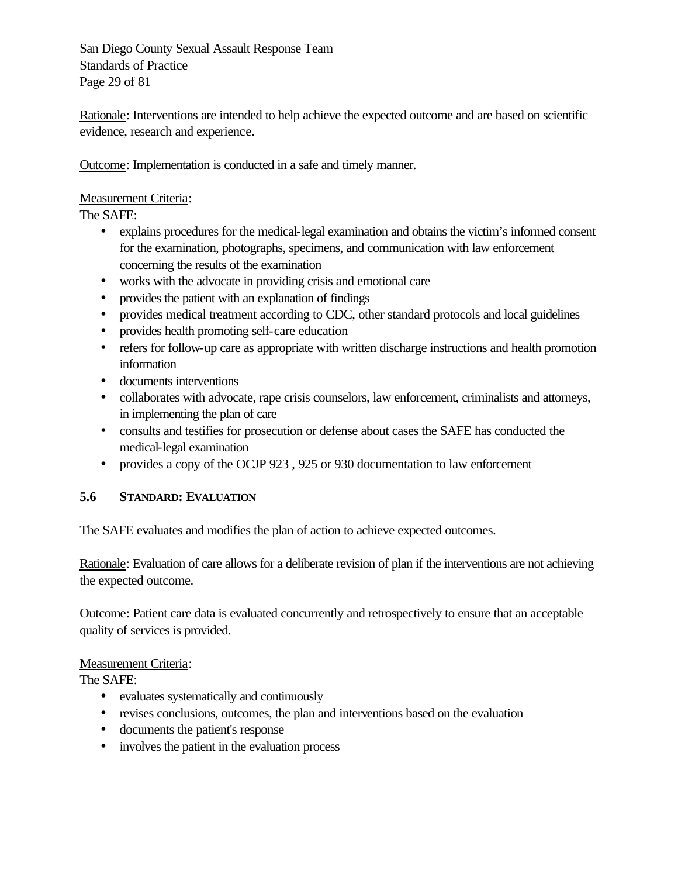Rationale: Interventions are intended to help achieve the expected outcome and are based on scientific evidence, research and experience.

Outcome: Implementation is conducted in a safe and timely manner.

Measurement Criteria:
The SAFE:

- explains procedures for the medical-legal examination and obtains the victim's informed consent for the examination, photographs, specimens, and communication with law enforcement concerning the results of the examination
- works with the advocate in providing crisis and emotional care
- provides the patient with an explanation of findings
- provides medical treatment according to CDC, other standard protocols and local guidelines
- provides health promoting self-care education
- refers for follow-up care as appropriate with written discharge instructions and health promotion information
- documents interventions
- collaborates with advocate, rape crisis counselors, law enforcement, criminalists and attorneys, in implementing the plan of care
- consults and testifies for prosecution or defense about cases the SAFE has conducted the medical-legal examination
- provides a copy of the OCJP 923 , 925 or 930 documentation to law enforcement

### 5.6 STANDARD: EVALUATION

The SAFE evaluates and modifies the plan of action to achieve expected outcomes.

Rationale: Evaluation of care allows for a deliberate revision of plan if the interventions are not achieving the expected outcome.

Outcome: Patient care data is evaluated concurrently and retrospectively to ensure that an acceptable quality of services is provided.

Measurement Criteria:
The SAFE:

- evaluates systematically and continuously
- revises conclusions, outcomes, the plan and interventions based on the evaluation
- documents the patient's response
- involves the patient in the evaluation process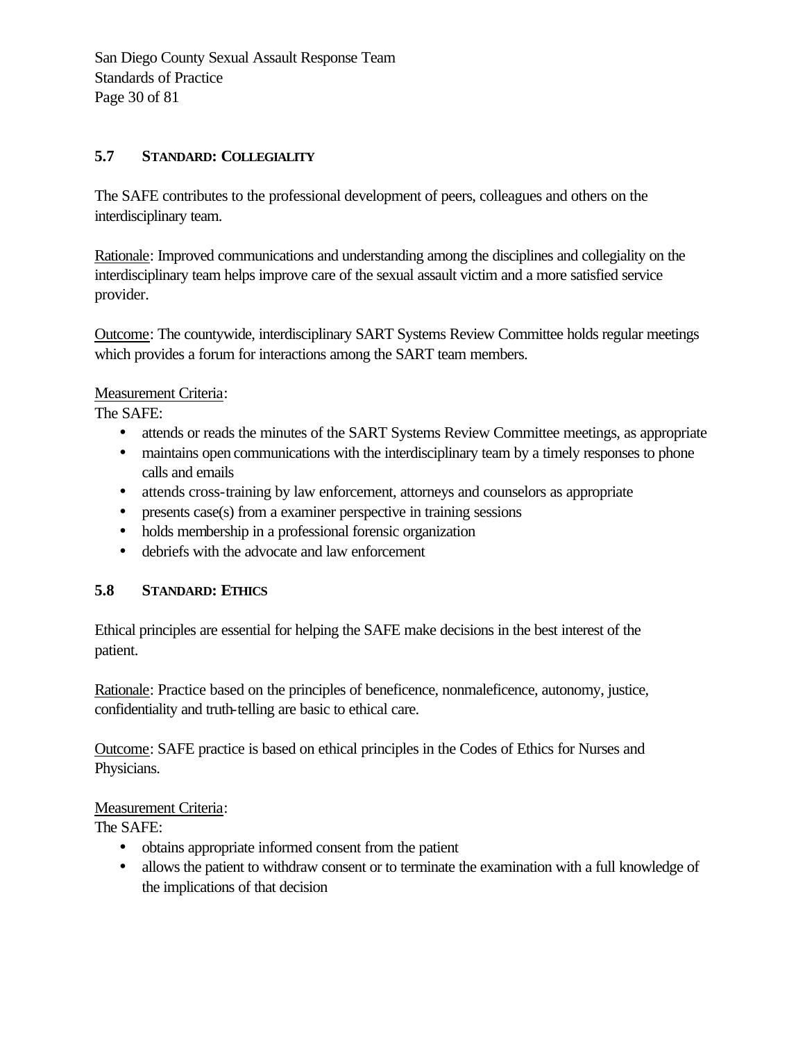### 5.7 STANDARD: COLLEGIALITY

The SAFE contributes to the professional development of peers, colleagues and others on the interdisciplinary team.

Rationale: Improved communications and understanding among the disciplines and collegiality on the interdisciplinary team helps improve care of the sexual assault victim and a more satisfied service provider.

Outcome: The countywide, interdisciplinary SART Systems Review Committee holds regular meetings which provides a forum for interactions among the SART team members.

Measurement Criteria:

The SAFE:

- attends or reads the minutes of the SART Systems Review Committee meetings, as appropriate
- maintains open communications with the interdisciplinary team by a timely responses to phone calls and emails
- attends cross-training by law enforcement, attorneys and counselors as appropriate
- presents case(s) from a examiner perspective in training sessions
- holds membership in a professional forensic organization
- debriefs with the advocate and law enforcement

### 5.8 STANDARD: ETHICS

Ethical principles are essential for helping the SAFE make decisions in the best interest of the patient.

Rationale: Practice based on the principles of beneficence, nonmaleficence, autonomy, justice, confidentiality and truth-telling are basic to ethical care.

Outcome: SAFE practice is based on ethical principles in the Codes of Ethics for Nurses and Physicians.

Measurement Criteria:

The SAFE:

- obtains appropriate informed consent from the patient
- allows the patient to withdraw consent or to terminate the examination with a full knowledge of the implications of that decision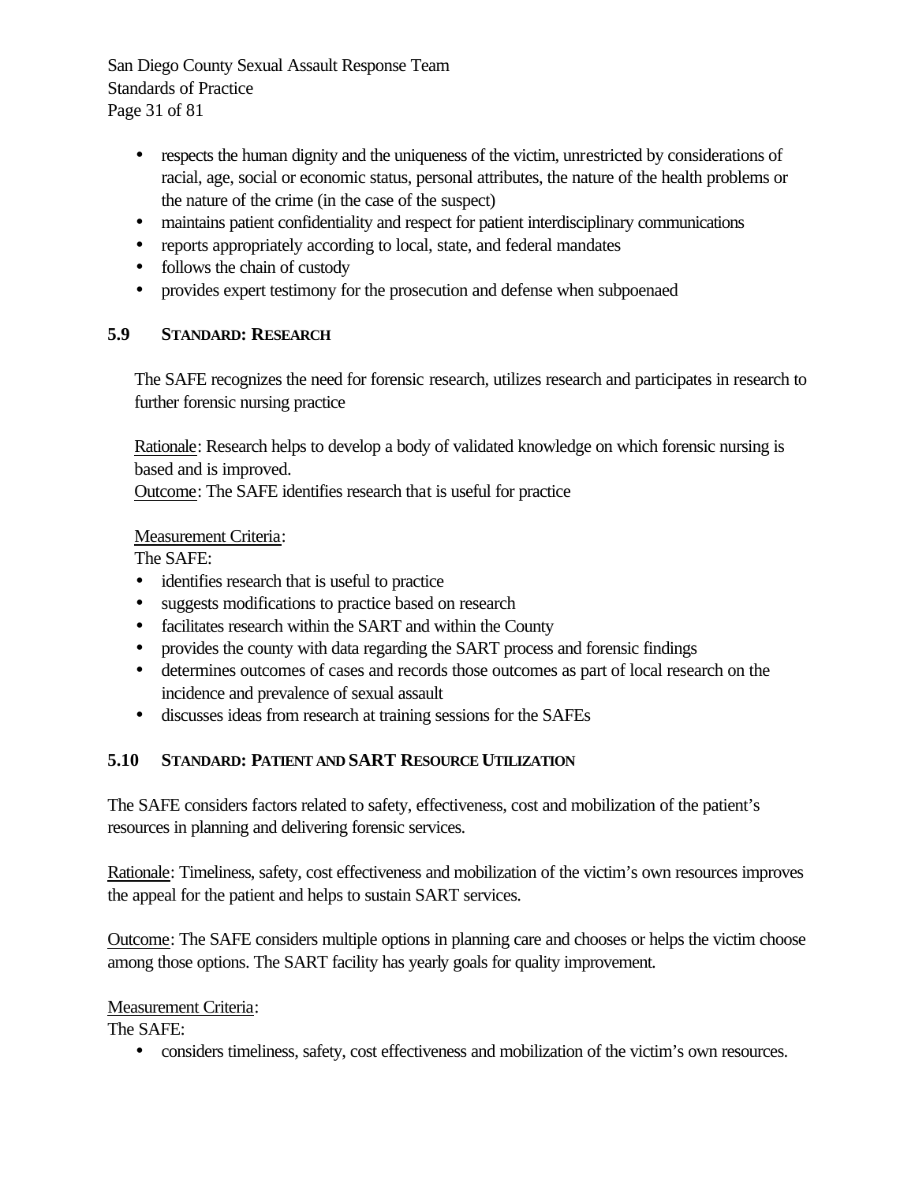- respects the human dignity and the uniqueness of the victim, unrestricted by considerations of racial, age, social or economic status, personal attributes, the nature of the health problems or the nature of the crime (in the case of the suspect)
- maintains patient confidentiality and respect for patient interdisciplinary communications
- reports appropriately according to local, state, and federal mandates
- follows the chain of custody
- provides expert testimony for the prosecution and defense when subpoenaed

### 5.9 STANDARD: RESEARCH

The SAFE recognizes the need for forensic research, utilizes research and participates in research to further forensic nursing practice

Rationale: Research helps to develop a body of validated knowledge on which forensic nursing is based and is improved.
Outcome: The SAFE identifies research that is useful for practice

Measurement Criteria:
The SAFE:

- identifies research that is useful to practice
- suggests modifications to practice based on research
- facilitates research within the SART and within the County
- provides the county with data regarding the SART process and forensic findings
- determines outcomes of cases and records those outcomes as part of local research on the incidence and prevalence of sexual assault
- discusses ideas from research at training sessions for the SAFEs

### 5.10 STANDARD: PATIENT AND SART RESOURCE UTILIZATION

The SAFE considers factors related to safety, effectiveness, cost and mobilization of the patient's resources in planning and delivering forensic services.

Rationale: Timeliness, safety, cost effectiveness and mobilization of the victim's own resources improves the appeal for the patient and helps to sustain SART services.

Outcome: The SAFE considers multiple options in planning care and chooses or helps the victim choose among those options. The SART facility has yearly goals for quality improvement.

Measurement Criteria:
The SAFE:

- considers timeliness, safety, cost effectiveness and mobilization of the victim's own resources.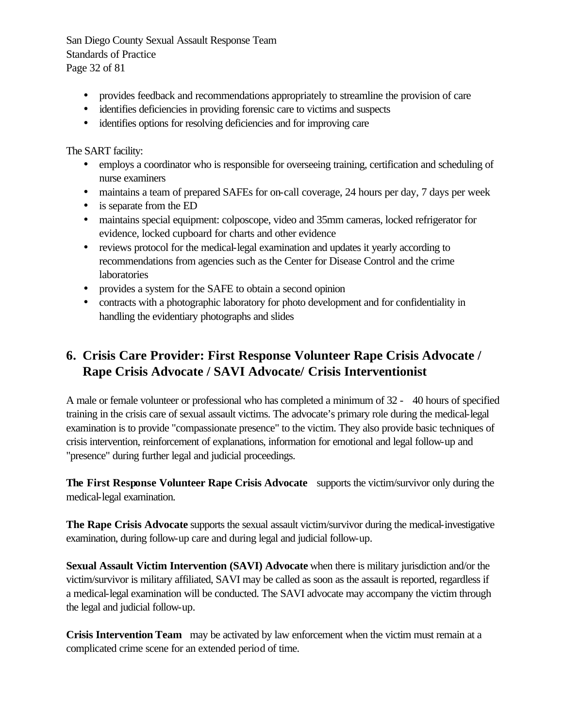- provides feedback and recommendations appropriately to streamline the provision of care
- identifies deficiencies in providing forensic care to victims and suspects
- identifies options for resolving deficiencies and for improving care

The SART facility:

- employs a coordinator who is responsible for overseeing training, certification and scheduling of nurse examiners
- maintains a team of prepared SAFEs for on-call coverage, 24 hours per day, 7 days per week
- is separate from the ED
- maintains special equipment: colposcope, video and 35mm cameras, locked refrigerator for evidence, locked cupboard for charts and other evidence
- reviews protocol for the medical-legal examination and updates it yearly according to recommendations from agencies such as the Center for Disease Control and the crime laboratories
- provides a system for the SAFE to obtain a second opinion
- contracts with a photographic laboratory for photo development and for confidentiality in handling the evidentiary photographs and slides

## 6. Crisis Care Provider: First Response Volunteer Rape Crisis Advocate / Rape Crisis Advocate / SAVI Advocate/ Crisis Interventionist

A male or female volunteer or professional who has completed a minimum of 32 - 40 hours of specified training in the crisis care of sexual assault victims. The advocate's primary role during the medical-legal examination is to provide "compassionate presence" to the victim. They also provide basic techniques of crisis intervention, reinforcement of explanations, information for emotional and legal follow-up and "presence" during further legal and judicial proceedings.

**The First Response Volunteer Rape Crisis Advocate** supports the victim/survivor only during the medical-legal examination.

**The Rape Crisis Advocate** supports the sexual assault victim/survivor during the medical-investigative examination, during follow-up care and during legal and judicial follow-up.

**Sexual Assault Victim Intervention (SAVI) Advocate** when there is military jurisdiction and/or the victim/survivor is military affiliated, SAVI may be called as soon as the assault is reported, regardless if a medical-legal examination will be conducted. The SAVI advocate may accompany the victim through the legal and judicial follow-up.

**Crisis Intervention Team** may be activated by law enforcement when the victim must remain at a complicated crime scene for an extended period of time.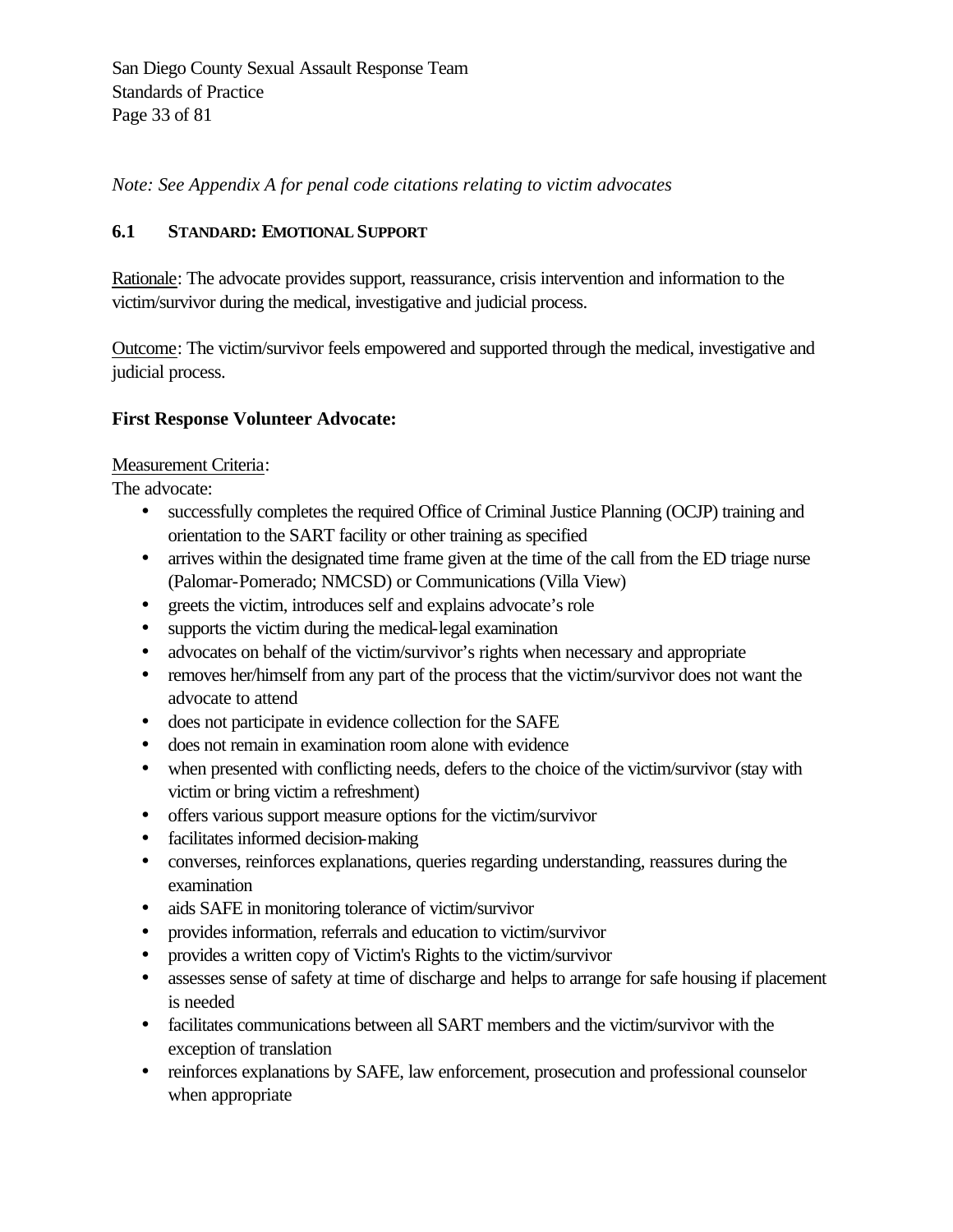*Note: See Appendix A for penal code citations relating to victim advocates*

### 6.1 STANDARD: EMOTIONAL SUPPORT

Rationale: The advocate provides support, reassurance, crisis intervention and information to the victim/survivor during the medical, investigative and judicial process.

Outcome: The victim/survivor feels empowered and supported through the medical, investigative and judicial process.

**First Response Volunteer Advocate:**

Measurement Criteria:
The advocate:

- successfully completes the required Office of Criminal Justice Planning (OCJP) training and orientation to the SART facility or other training as specified
- arrives within the designated time frame given at the time of the call from the ED triage nurse (Palomar-Pomerado; NMCSD) or Communications (Villa View)
- greets the victim, introduces self and explains advocate's role
- supports the victim during the medical-legal examination
- advocates on behalf of the victim/survivor's rights when necessary and appropriate
- removes her/himself from any part of the process that the victim/survivor does not want the advocate to attend
- does not participate in evidence collection for the SAFE
- does not remain in examination room alone with evidence
- when presented with conflicting needs, defers to the choice of the victim/survivor (stay with victim or bring victim a refreshment)
- offers various support measure options for the victim/survivor
- facilitates informed decision-making
- converses, reinforces explanations, queries regarding understanding, reassures during the examination
- aids SAFE in monitoring tolerance of victim/survivor
- provides information, referrals and education to victim/survivor
- provides a written copy of Victim's Rights to the victim/survivor
- assesses sense of safety at time of discharge and helps to arrange for safe housing if placement is needed
- facilitates communications between all SART members and the victim/survivor with the exception of translation
- reinforces explanations by SAFE, law enforcement, prosecution and professional counselor when appropriate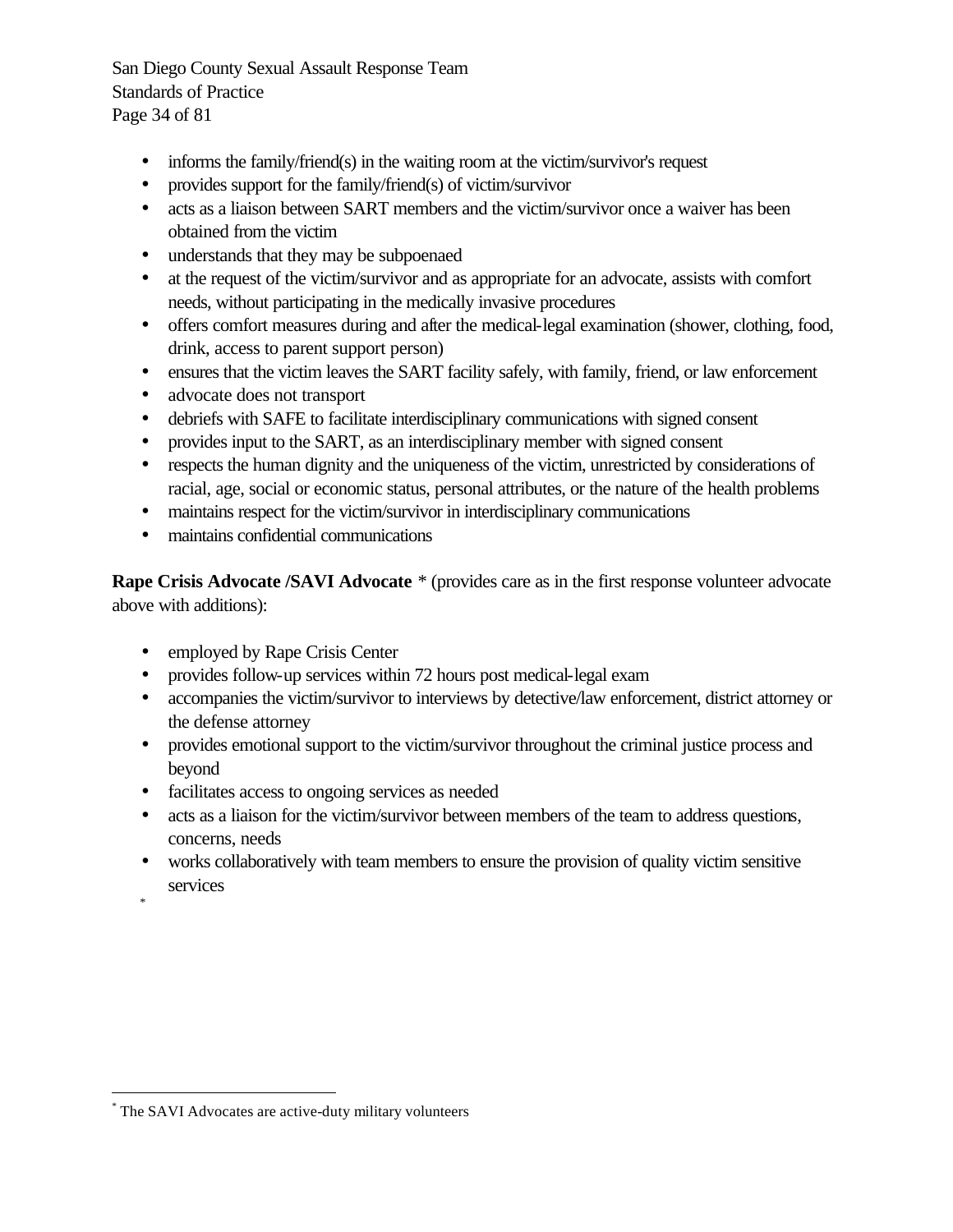- informs the family/friend(s) in the waiting room at the victim/survivor's request
- provides support for the family/friend(s) of victim/survivor
- acts as a liaison between SART members and the victim/survivor once a waiver has been obtained from the victim
- understands that they may be subpoenaed
- at the request of the victim/survivor and as appropriate for an advocate, assists with comfort needs, without participating in the medically invasive procedures
- offers comfort measures during and after the medical-legal examination (shower, clothing, food, drink, access to parent support person)
- ensures that the victim leaves the SART facility safely, with family, friend, or law enforcement
- advocate does not transport
- debriefs with SAFE to facilitate interdisciplinary communications with signed consent
- provides input to the SART, as an interdisciplinary member with signed consent
- respects the human dignity and the uniqueness of the victim, unrestricted by considerations of racial, age, social or economic status, personal attributes, or the nature of the health problems
- maintains respect for the victim/survivor in interdisciplinary communications
- maintains confidential communications

**Rape Crisis Advocate /SAVI Advocate** * (provides care as in the first response volunteer advocate above with additions):

- employed by Rape Crisis Center
- provides follow-up services within 72 hours post medical-legal exam
- accompanies the victim/survivor to interviews by detective/law enforcement, district attorney or the defense attorney
- provides emotional support to the victim/survivor throughout the criminal justice process and beyond
- facilitates access to ongoing services as needed
- acts as a liaison for the victim/survivor between members of the team to address questions, concerns, needs
- works collaboratively with team members to ensure the provision of quality victim sensitive services

---

* The SAVI Advocates are active-duty military volunteers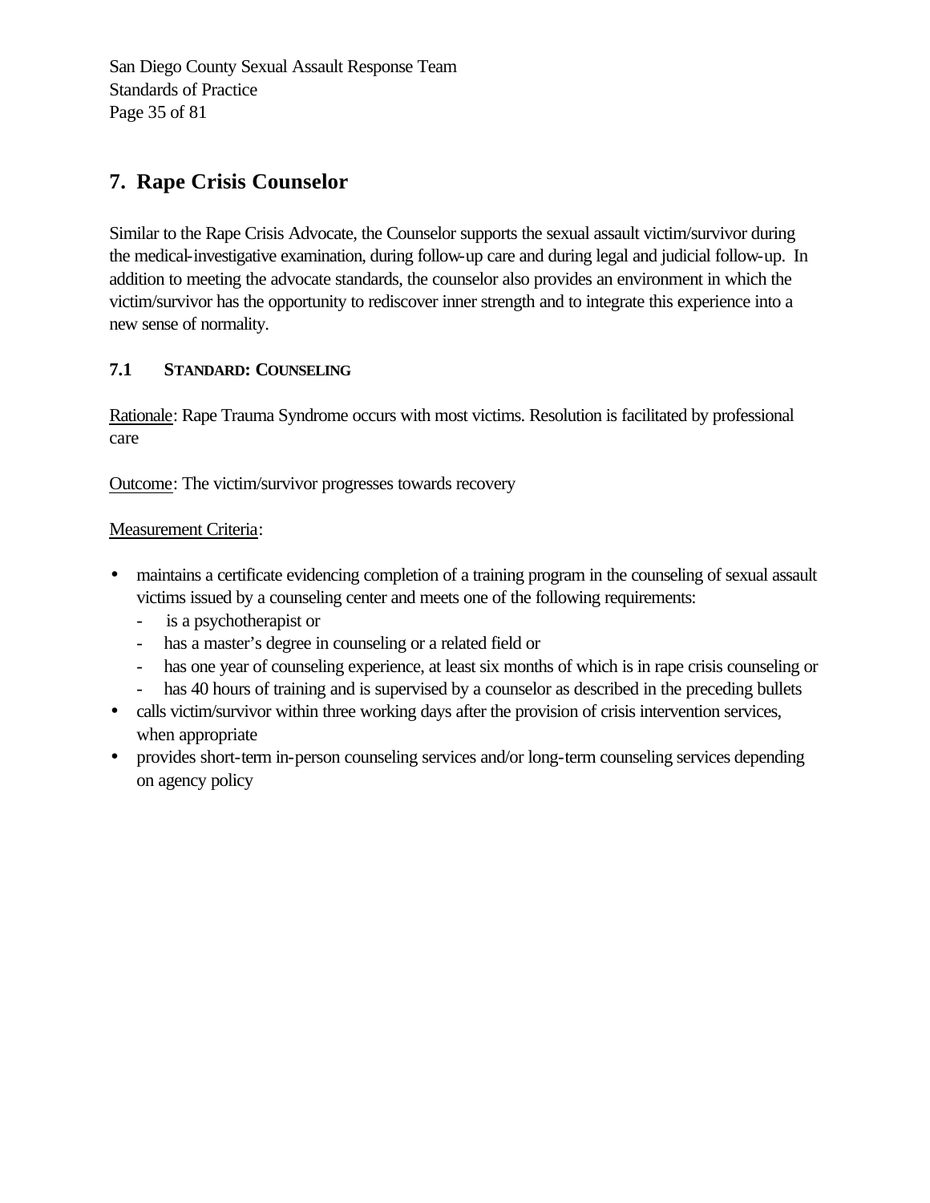## 7. Rape Crisis Counselor

Similar to the Rape Crisis Advocate, the Counselor supports the sexual assault victim/survivor during the medical-investigative examination, during follow-up care and during legal and judicial follow-up. In addition to meeting the advocate standards, the counselor also provides an environment in which the victim/survivor has the opportunity to rediscover inner strength and to integrate this experience into a new sense of normality.

### 7.1 STANDARD: COUNSELING

Rationale: Rape Trauma Syndrome occurs with most victims. Resolution is facilitated by professional care

Outcome: The victim/survivor progresses towards recovery

Measurement Criteria:

- maintains a certificate evidencing completion of a training program in the counseling of sexual assault victims issued by a counseling center and meets one of the following requirements:
  - is a psychotherapist or
  - has a master's degree in counseling or a related field or
  - has one year of counseling experience, at least six months of which is in rape crisis counseling or
  - has 40 hours of training and is supervised by a counselor as described in the preceding bullets
- calls victim/survivor within three working days after the provision of crisis intervention services, when appropriate
- provides short-term in-person counseling services and/or long-term counseling services depending on agency policy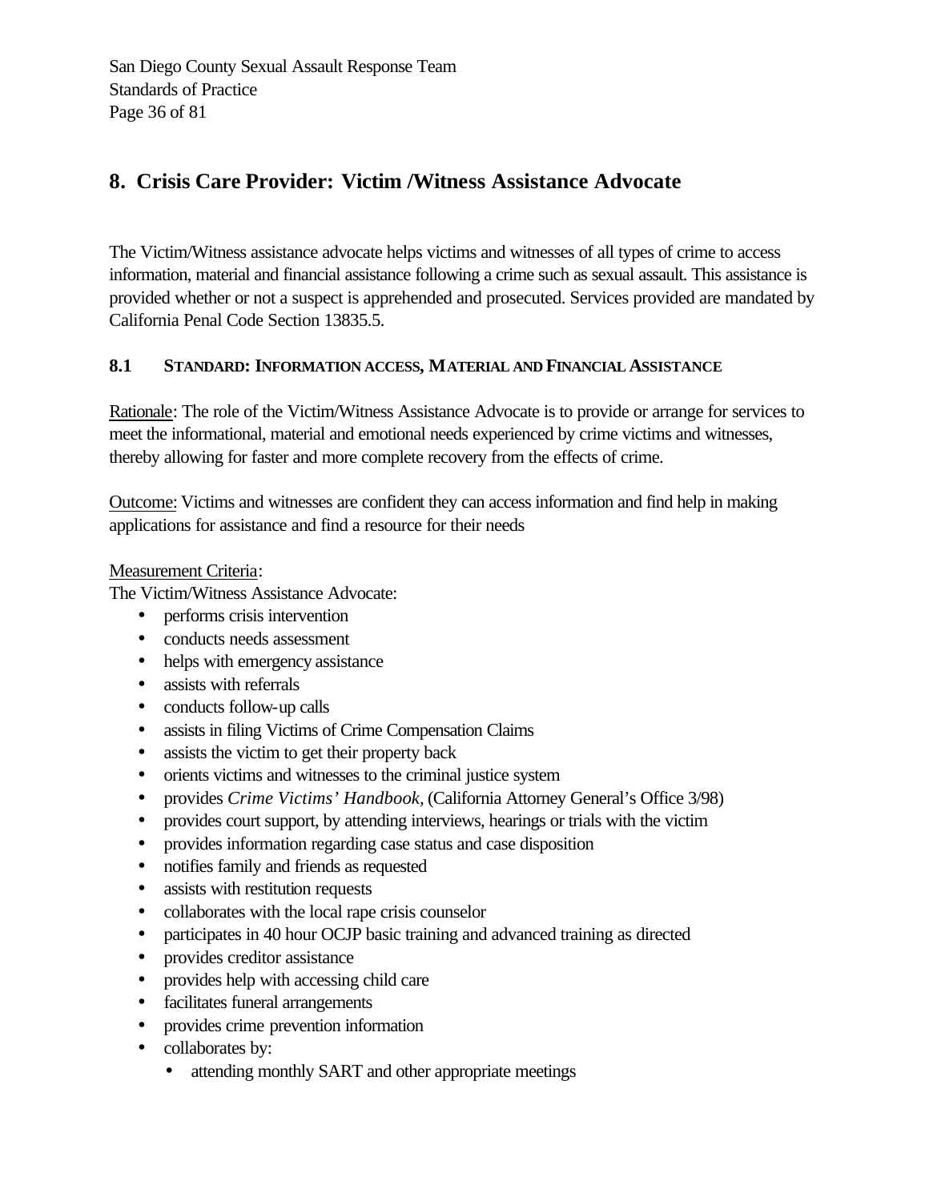## 8. Crisis Care Provider: Victim /Witness Assistance Advocate

The Victim/Witness assistance advocate helps victims and witnesses of all types of crime to access information, material and financial assistance following a crime such as sexual assault. This assistance is provided whether or not a suspect is apprehended and prosecuted. Services provided are mandated by California Penal Code Section 13835.5.

### 8.1 STANDARD: INFORMATION ACCESS, MATERIAL AND FINANCIAL ASSISTANCE

Rationale: The role of the Victim/Witness Assistance Advocate is to provide or arrange for services to meet the informational, material and emotional needs experienced by crime victims and witnesses, thereby allowing for faster and more complete recovery from the effects of crime.

Outcome: Victims and witnesses are confident they can access information and find help in making applications for assistance and find a resource for their needs

Measurement Criteria:
The Victim/Witness Assistance Advocate:

- performs crisis intervention
- conducts needs assessment
- helps with emergency assistance
- assists with referrals
- conducts follow-up calls
- assists in filing Victims of Crime Compensation Claims
- assists the victim to get their property back
- orients victims and witnesses to the criminal justice system
- provides *Crime Victims' Handbook,* (California Attorney General's Office 3/98)
- provides court support, by attending interviews, hearings or trials with the victim
- provides information regarding case status and case disposition
- notifies family and friends as requested
- assists with restitution requests
- collaborates with the local rape crisis counselor
- participates in 40 hour OCJP basic training and advanced training as directed
- provides creditor assistance
- provides help with accessing child care
- facilitates funeral arrangements
- provides crime prevention information
- collaborates by:
  - attending monthly SART and other appropriate meetings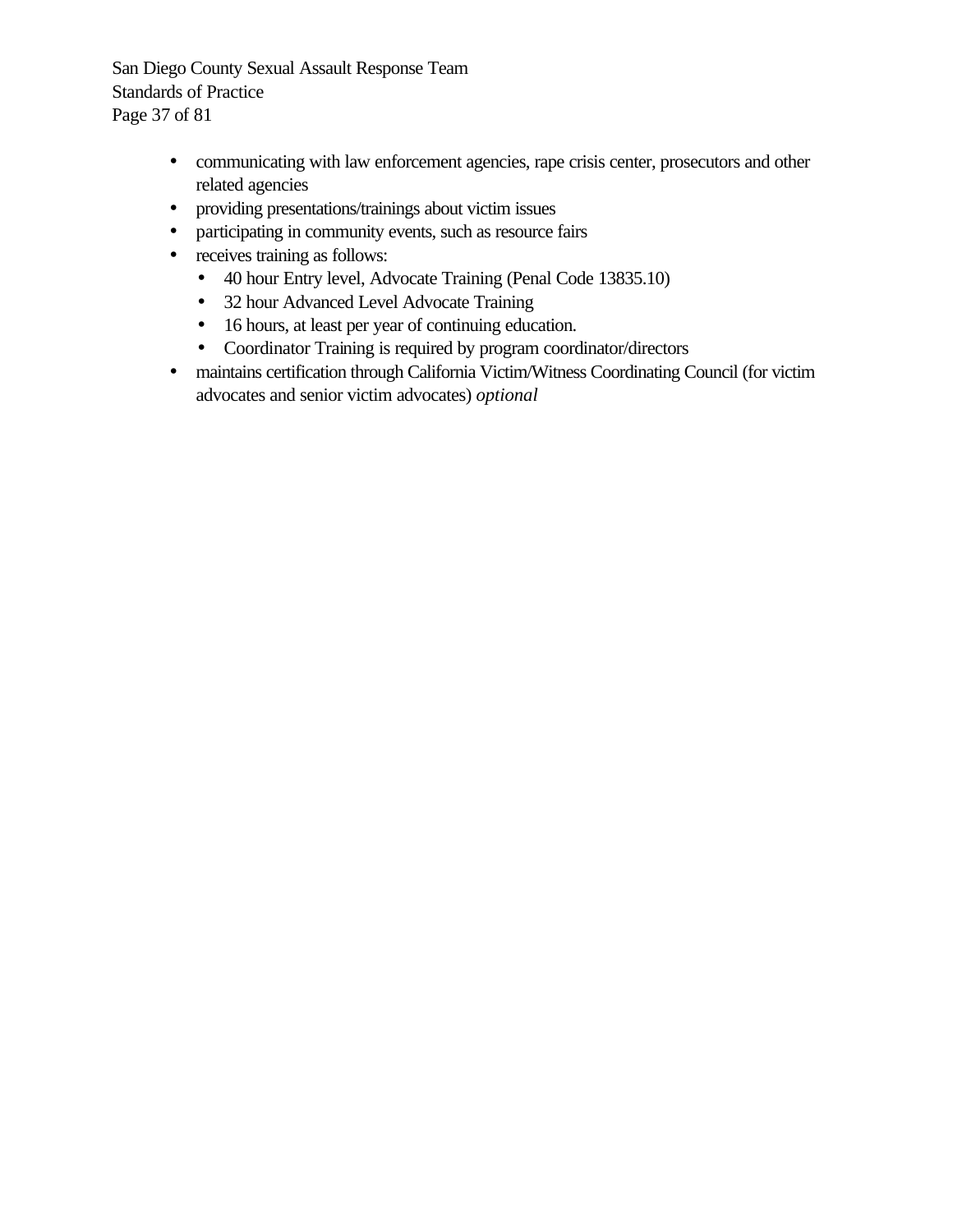- communicating with law enforcement agencies, rape crisis center, prosecutors and other related agencies
- providing presentations/trainings about victim issues
- participating in community events, such as resource fairs
- receives training as follows:
  - 40 hour Entry level, Advocate Training (Penal Code 13835.10)
  - 32 hour Advanced Level Advocate Training
  - 16 hours, at least per year of continuing education.
  - Coordinator Training is required by program coordinator/directors
- maintains certification through California Victim/Witness Coordinating Council (for victim advocates and senior victim advocates) *optional*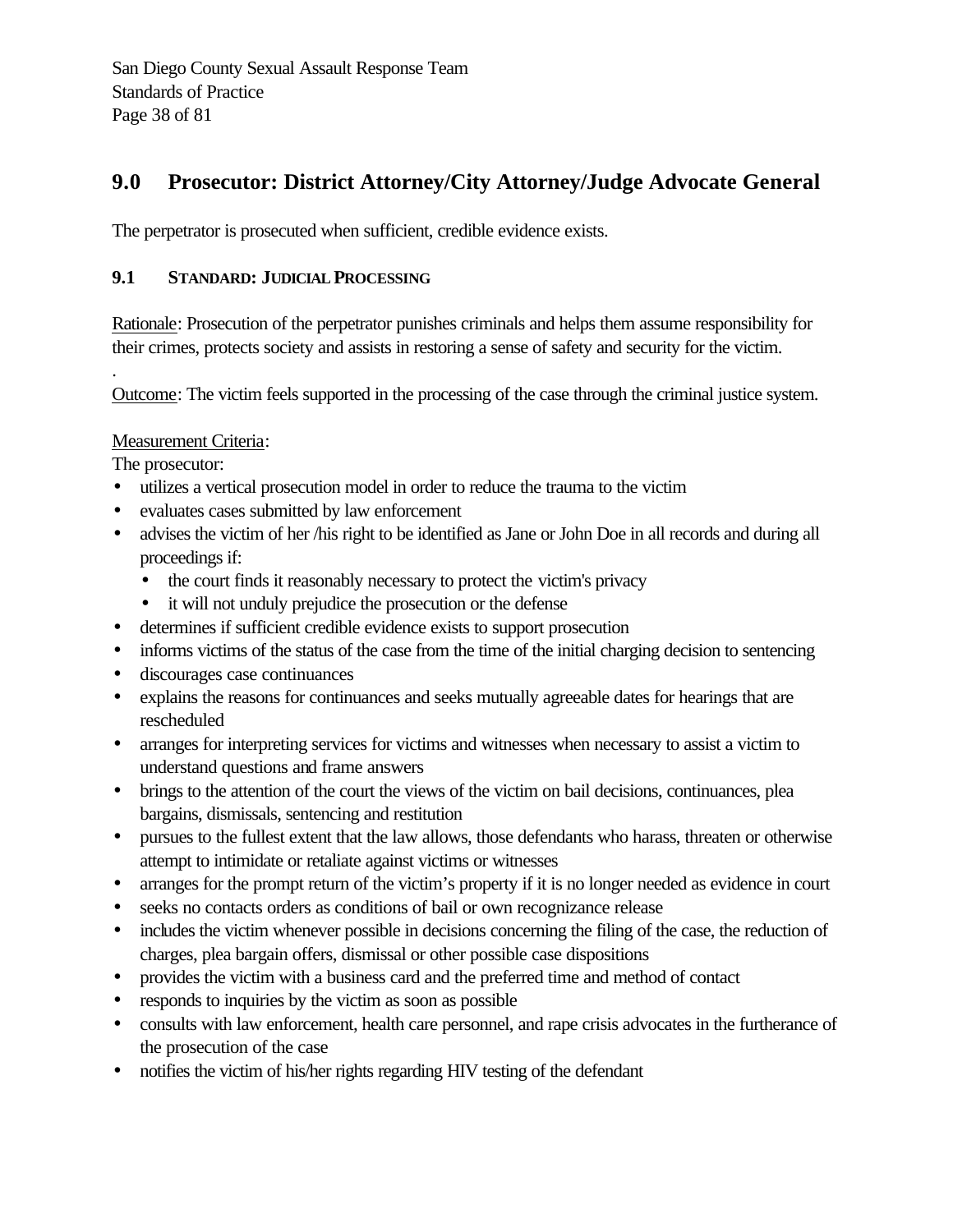## 9.0 Prosecutor: District Attorney/City Attorney/Judge Advocate General

The perpetrator is prosecuted when sufficient, credible evidence exists.

### 9.1 STANDARD: JUDICIAL PROCESSING

Rationale: Prosecution of the perpetrator punishes criminals and helps them assume responsibility for their crimes, protects society and assists in restoring a sense of safety and security for the victim.

.

Outcome: The victim feels supported in the processing of the case through the criminal justice system.

Measurement Criteria:

The prosecutor:

- utilizes a vertical prosecution model in order to reduce the trauma to the victim
- evaluates cases submitted by law enforcement
- advises the victim of her /his right to be identified as Jane or John Doe in all records and during all proceedings if:
  - the court finds it reasonably necessary to protect the victim's privacy
  - it will not unduly prejudice the prosecution or the defense
- determines if sufficient credible evidence exists to support prosecution
- informs victims of the status of the case from the time of the initial charging decision to sentencing
- discourages case continuances
- explains the reasons for continuances and seeks mutually agreeable dates for hearings that are rescheduled
- arranges for interpreting services for victims and witnesses when necessary to assist a victim to understand questions and frame answers
- brings to the attention of the court the views of the victim on bail decisions, continuances, plea bargains, dismissals, sentencing and restitution
- pursues to the fullest extent that the law allows, those defendants who harass, threaten or otherwise attempt to intimidate or retaliate against victims or witnesses
- arranges for the prompt return of the victim’s property if it is no longer needed as evidence in court
- seeks no contacts orders as conditions of bail or own recognizance release
- includes the victim whenever possible in decisions concerning the filing of the case, the reduction of charges, plea bargain offers, dismissal or other possible case dispositions
- provides the victim with a business card and the preferred time and method of contact
- responds to inquiries by the victim as soon as possible
- consults with law enforcement, health care personnel, and rape crisis advocates in the furtherance of the prosecution of the case
- notifies the victim of his/her rights regarding HIV testing of the defendant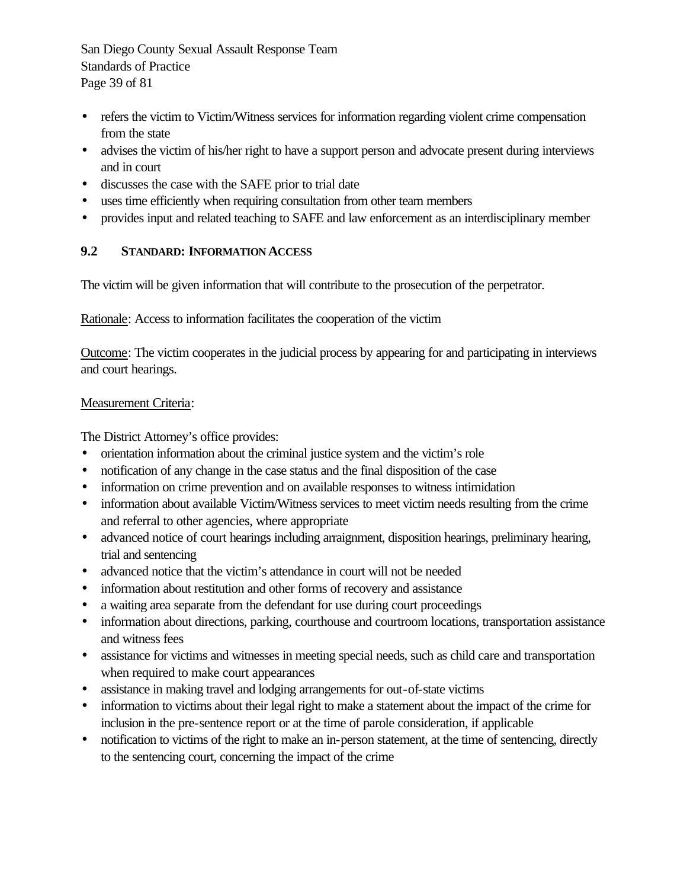- refers the victim to Victim/Witness services for information regarding violent crime compensation from the state
- advises the victim of his/her right to have a support person and advocate present during interviews and in court
- discusses the case with the SAFE prior to trial date
- uses time efficiently when requiring consultation from other team members
- provides input and related teaching to SAFE and law enforcement as an interdisciplinary member

### 9.2 STANDARD: INFORMATION ACCESS

The victim will be given information that will contribute to the prosecution of the perpetrator.

Rationale: Access to information facilitates the cooperation of the victim

Outcome: The victim cooperates in the judicial process by appearing for and participating in interviews and court hearings.

Measurement Criteria:

The District Attorney's office provides:

- orientation information about the criminal justice system and the victim's role
- notification of any change in the case status and the final disposition of the case
- information on crime prevention and on available responses to witness intimidation
- information about available Victim/Witness services to meet victim needs resulting from the crime and referral to other agencies, where appropriate
- advanced notice of court hearings including arraignment, disposition hearings, preliminary hearing, trial and sentencing
- advanced notice that the victim's attendance in court will not be needed
- information about restitution and other forms of recovery and assistance
- a waiting area separate from the defendant for use during court proceedings
- information about directions, parking, courthouse and courtroom locations, transportation assistance and witness fees
- assistance for victims and witnesses in meeting special needs, such as child care and transportation when required to make court appearances
- assistance in making travel and lodging arrangements for out-of-state victims
- information to victims about their legal right to make a statement about the impact of the crime for inclusion in the pre-sentence report or at the time of parole consideration, if applicable
- notification to victims of the right to make an in-person statement, at the time of sentencing, directly to the sentencing court, concerning the impact of the crime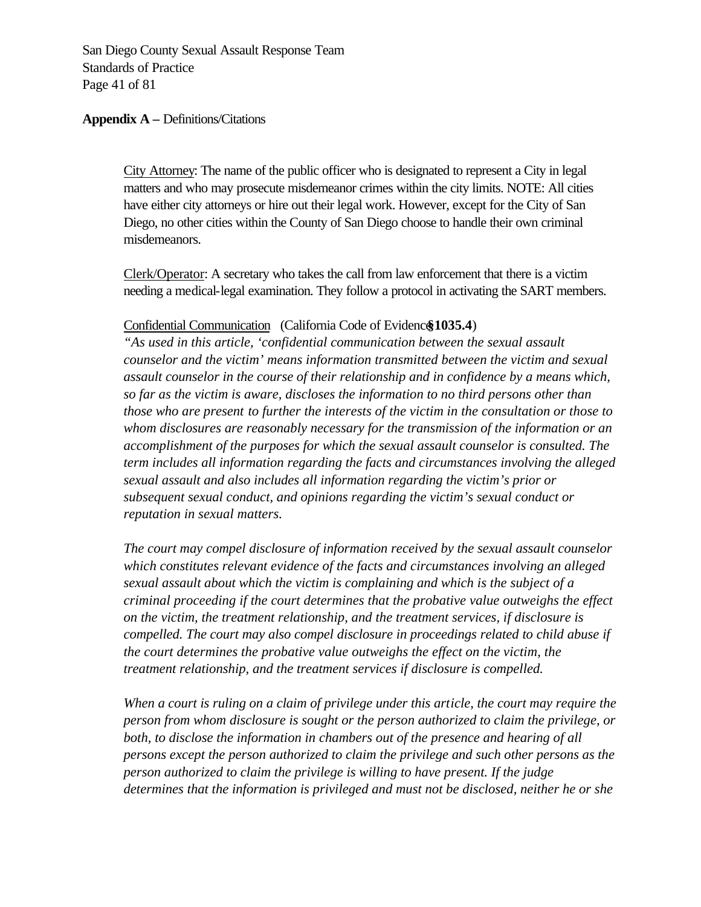**Appendix A –** Definitions/Citations

<u>City Attorney</u>: The name of the public officer who is designated to represent a City in legal matters and who may prosecute misdemeanor crimes within the city limits. NOTE: All cities have either city attorneys or hire out their legal work. However, except for the City of San Diego, no other cities within the County of San Diego choose to handle their own criminal misdemeanors.

<u>Clerk/Operator</u>: A secretary who takes the call from law enforcement that there is a victim needing a medical-legal examination. They follow a protocol in activating the SART members.

<u>Confidential Communication</u> (California Code of Evidence **§1035.4**)

*"As used in this article, 'confidential communication between the sexual assault counselor and the victim' means information transmitted between the victim and sexual assault counselor in the course of their relationship and in confidence by a means which, so far as the victim is aware, discloses the information to no third persons other than those who are present to further the interests of the victim in the consultation or those to whom disclosures are reasonably necessary for the transmission of the information or an accomplishment of the purposes for which the sexual assault counselor is consulted. The term includes all information regarding the facts and circumstances involving the alleged sexual assault and also includes all information regarding the victim's prior or subsequent sexual conduct, and opinions regarding the victim's sexual conduct or reputation in sexual matters.*

*The court may compel disclosure of information received by the sexual assault counselor which constitutes relevant evidence of the facts and circumstances involving an alleged sexual assault about which the victim is complaining and which is the subject of a criminal proceeding if the court determines that the probative value outweighs the effect on the victim, the treatment relationship, and the treatment services, if disclosure is compelled. The court may also compel disclosure in proceedings related to child abuse if the court determines the probative value outweighs the effect on the victim, the treatment relationship, and the treatment services if disclosure is compelled.*

*When a court is ruling on a claim of privilege under this article, the court may require the person from whom disclosure is sought or the person authorized to claim the privilege, or both, to disclose the information in chambers out of the presence and hearing of all persons except the person authorized to claim the privilege and such other persons as the person authorized to claim the privilege is willing to have present. If the judge determines that the information is privileged and must not be disclosed, neither he or she*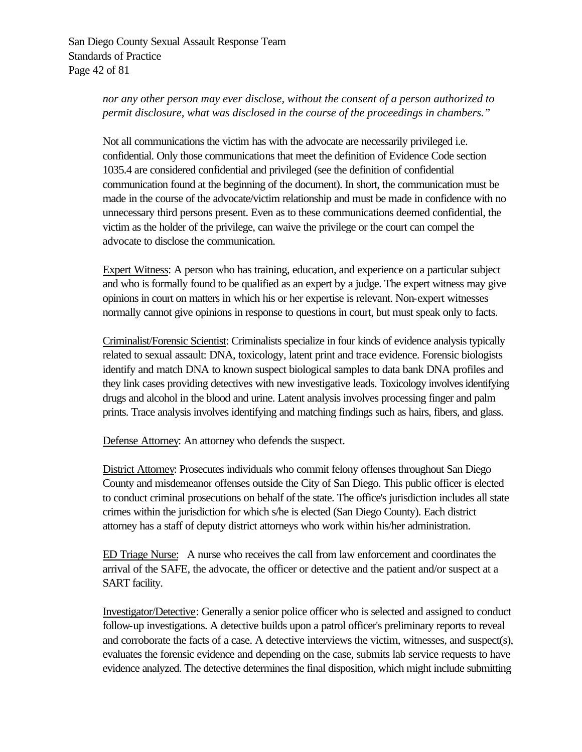*nor any other person may ever disclose, without the consent of a person authorized to permit disclosure, what was disclosed in the course of the proceedings in chambers."*

Not all communications the victim has with the advocate are necessarily privileged i.e. confidential. Only those communications that meet the definition of Evidence Code section 1035.4 are considered confidential and privileged (see the definition of confidential communication found at the beginning of the document). In short, the communication must be made in the course of the advocate/victim relationship and must be made in confidence with no unnecessary third persons present. Even as to these communications deemed confidential, the victim as the holder of the privilege, can waive the privilege or the court can compel the advocate to disclose the communication.

<u>Expert Witness</u>: A person who has training, education, and experience on a particular subject and who is formally found to be qualified as an expert by a judge. The expert witness may give opinions in court on matters in which his or her expertise is relevant. Non-expert witnesses normally cannot give opinions in response to questions in court, but must speak only to facts.

<u>Criminalist/Forensic Scientist</u>: Criminalists specialize in four kinds of evidence analysis typically related to sexual assault: DNA, toxicology, latent print and trace evidence. Forensic biologists identify and match DNA to known suspect biological samples to data bank DNA profiles and they link cases providing detectives with new investigative leads. Toxicology involves identifying drugs and alcohol in the blood and urine. Latent analysis involves processing finger and palm prints. Trace analysis involves identifying and matching findings such as hairs, fibers, and glass.

<u>Defense Attorney</u>: An attorney who defends the suspect.

<u>District Attorney</u>: Prosecutes individuals who commit felony offenses throughout San Diego County and misdemeanor offenses outside the City of San Diego. This public officer is elected to conduct criminal prosecutions on behalf of the state. The office's jurisdiction includes all state crimes within the jurisdiction for which s/he is elected (San Diego County). Each district attorney has a staff of deputy district attorneys who work within his/her administration.

<u>ED Triage Nurse</u>: A nurse who receives the call from law enforcement and coordinates the arrival of the SAFE, the advocate, the officer or detective and the patient and/or suspect at a SART facility.

<u>Investigator/Detective</u>: Generally a senior police officer who is selected and assigned to conduct follow-up investigations. A detective builds upon a patrol officer's preliminary reports to reveal and corroborate the facts of a case. A detective interviews the victim, witnesses, and suspect(s), evaluates the forensic evidence and depending on the case, submits lab service requests to have evidence analyzed. The detective determines the final disposition, which might include submitting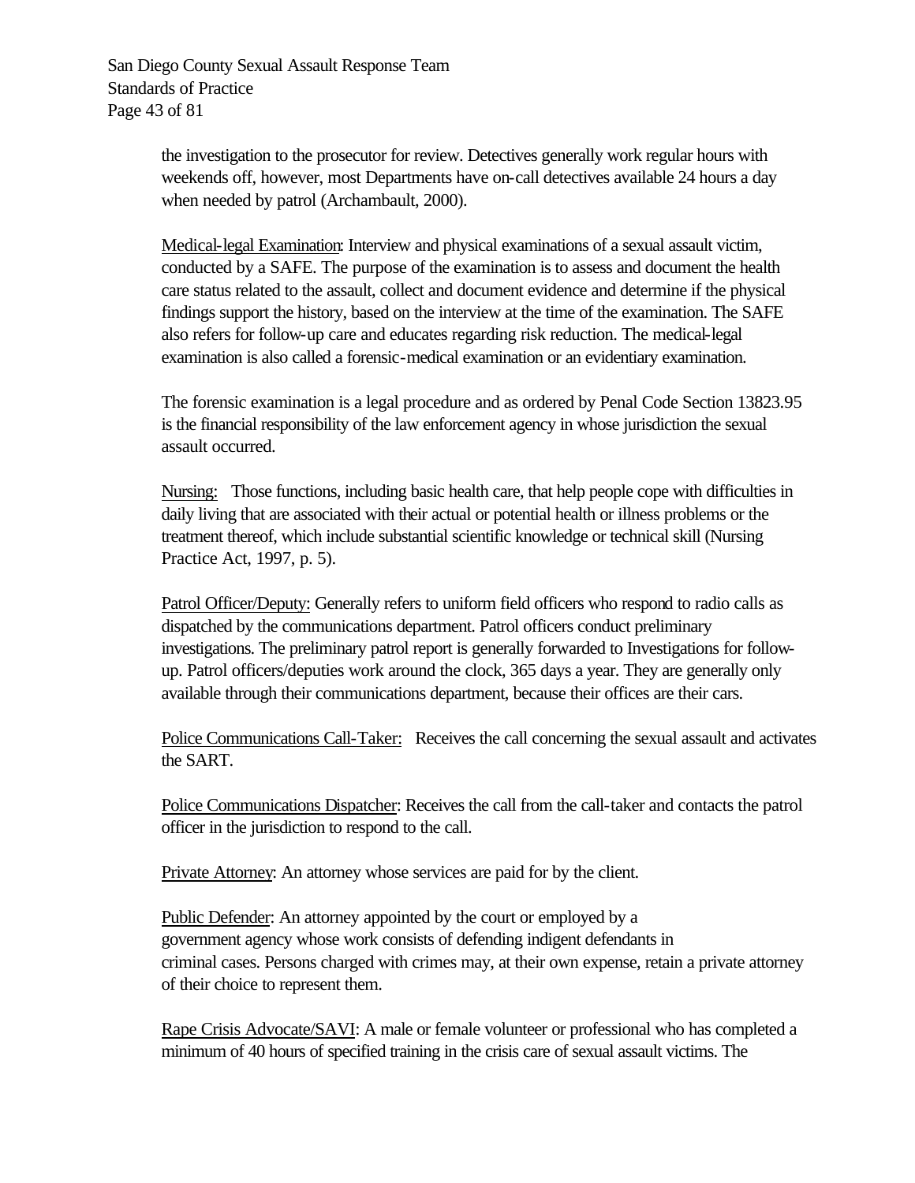the investigation to the prosecutor for review. Detectives generally work regular hours with weekends off, however, most Departments have on-call detectives available 24 hours a day when needed by patrol (Archambault, 2000).

<u>Medical-legal Examination</u>: Interview and physical examinations of a sexual assault victim, conducted by a SAFE. The purpose of the examination is to assess and document the health care status related to the assault, collect and document evidence and determine if the physical findings support the history, based on the interview at the time of the examination. The SAFE also refers for follow-up care and educates regarding risk reduction. The medical-legal examination is also called a forensic-medical examination or an evidentiary examination.

The forensic examination is a legal procedure and as ordered by Penal Code Section 13823.95 is the financial responsibility of the law enforcement agency in whose jurisdiction the sexual assault occurred.

<u>Nursing:</u> Those functions, including basic health care, that help people cope with difficulties in daily living that are associated with their actual or potential health or illness problems or the treatment thereof, which include substantial scientific knowledge or technical skill (Nursing Practice Act, 1997, p. 5).

<u>Patrol Officer/Deputy:</u> Generally refers to uniform field officers who respond to radio calls as dispatched by the communications department. Patrol officers conduct preliminary investigations. The preliminary patrol report is generally forwarded to Investigations for follow-up. Patrol officers/deputies work around the clock, 365 days a year. They are generally only available through their communications department, because their offices are their cars.

<u>Police Communications Call-Taker:</u> Receives the call concerning the sexual assault and activates the SART.

<u>Police Communications Dispatcher</u>: Receives the call from the call-taker and contacts the patrol officer in the jurisdiction to respond to the call.

<u>Private Attorney</u>: An attorney whose services are paid for by the client.

<u>Public Defender</u>: An attorney appointed by the court or employed by a government agency whose work consists of defending indigent defendants in criminal cases. Persons charged with crimes may, at their own expense, retain a private attorney of their choice to represent them.

<u>Rape Crisis Advocate/SAVI</u>: A male or female volunteer or professional who has completed a minimum of 40 hours of specified training in the crisis care of sexual assault victims. The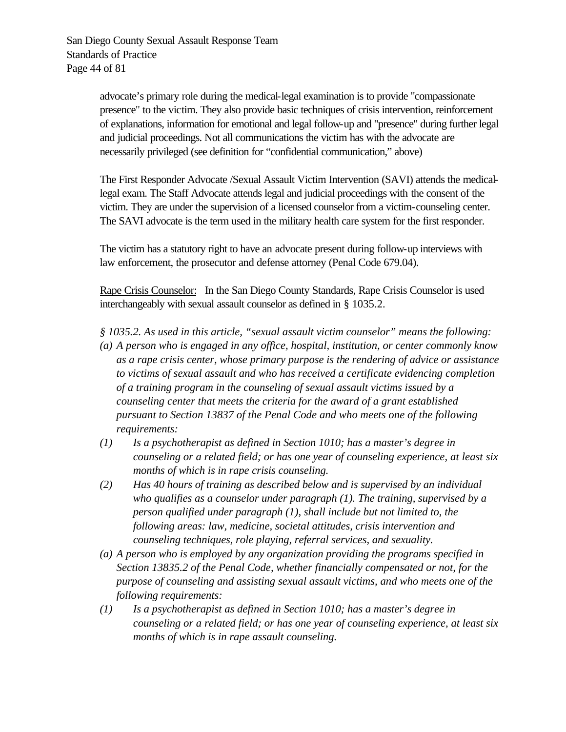advocate's primary role during the medical-legal examination is to provide "compassionate presence" to the victim. They also provide basic techniques of crisis intervention, reinforcement of explanations, information for emotional and legal follow-up and "presence" during further legal and judicial proceedings. Not all communications the victim has with the advocate are necessarily privileged (see definition for "confidential communication," above)

The First Responder Advocate /Sexual Assault Victim Intervention (SAVI) attends the medical-legal exam. The Staff Advocate attends legal and judicial proceedings with the consent of the victim. They are under the supervision of a licensed counselor from a victim-counseling center. The SAVI advocate is the term used in the military health care system for the first responder.

The victim has a statutory right to have an advocate present during follow-up interviews with law enforcement, the prosecutor and defense attorney (Penal Code 679.04).

<u>Rape Crisis Counselor:</u> In the San Diego County Standards, Rape Crisis Counselor is used interchangeably with sexual assault counselor as defined in § 1035.2.

*§ 1035.2. As used in this article, "sexual assault victim counselor" means the following:*

*(a) A person who is engaged in any office, hospital, institution, or center commonly know as a rape crisis center, whose primary purpose is the rendering of advice or assistance to victims of sexual assault and who has received a certificate evidencing completion of a training program in the counseling of sexual assault victims issued by a counseling center that meets the criteria for the award of a grant established pursuant to Section 13837 of the Penal Code and who meets one of the following requirements:*

*(1) Is a psychotherapist as defined in Section 1010; has a master's degree in counseling or a related field; or has one year of counseling experience, at least six months of which is in rape crisis counseling.*

*(2) Has 40 hours of training as described below and is supervised by an individual who qualifies as a counselor under paragraph (1). The training, supervised by a person qualified under paragraph (1), shall include but not limited to, the following areas: law, medicine, societal attitudes, crisis intervention and counseling techniques, role playing, referral services, and sexuality.*

*(a) A person who is employed by any organization providing the programs specified in Section 13835.2 of the Penal Code, whether financially compensated or not, for the purpose of counseling and assisting sexual assault victims, and who meets one of the following requirements:*

*(1) Is a psychotherapist as defined in Section 1010; has a master's degree in counseling or a related field; or has one year of counseling experience, at least six months of which is in rape assault counseling.*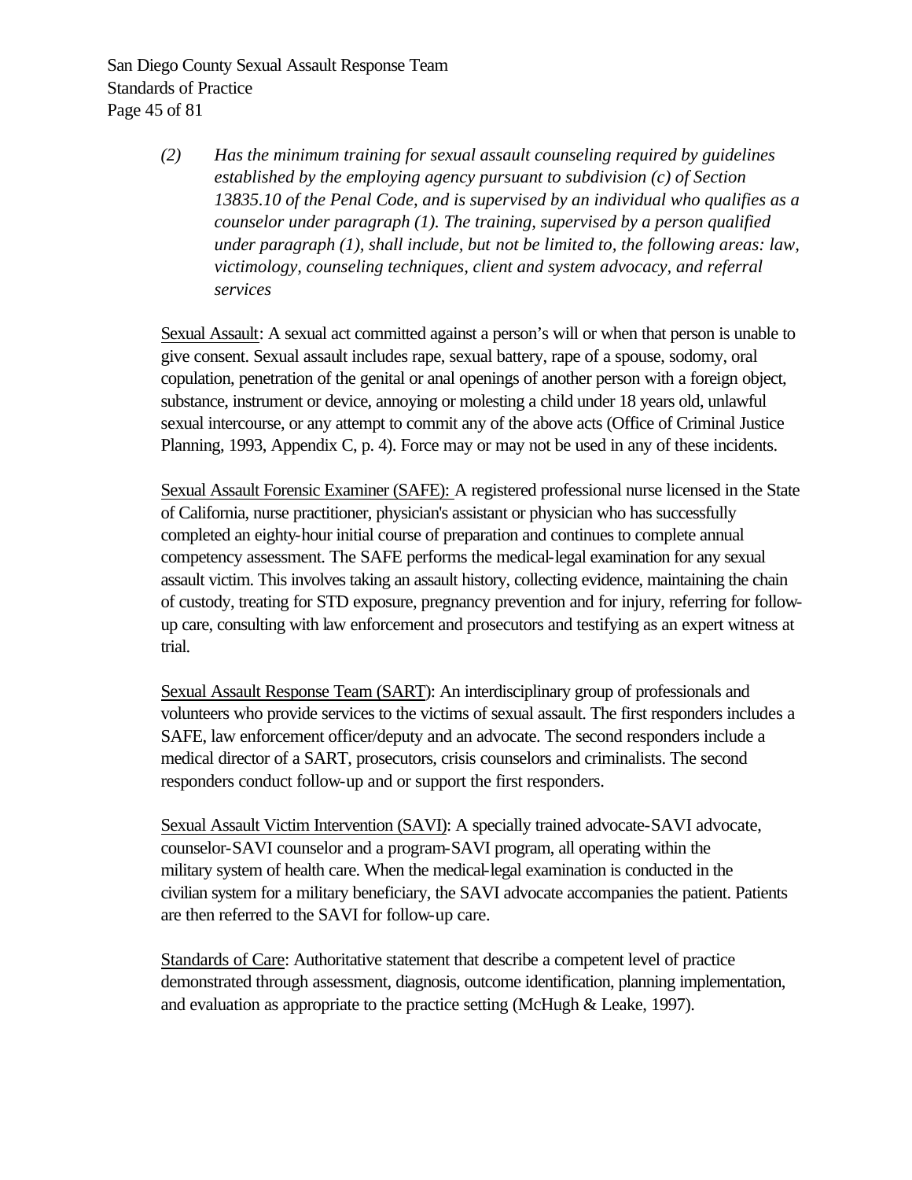*(2) Has the minimum training for sexual assault counseling required by guidelines established by the employing agency pursuant to subdivision (c) of Section 13835.10 of the Penal Code, and is supervised by an individual who qualifies as a counselor under paragraph (1). The training, supervised by a person qualified under paragraph (1), shall include, but not be limited to, the following areas: law, victimology, counseling techniques, client and system advocacy, and referral services*

Sexual Assault: A sexual act committed against a person's will or when that person is unable to give consent. Sexual assault includes rape, sexual battery, rape of a spouse, sodomy, oral copulation, penetration of the genital or anal openings of another person with a foreign object, substance, instrument or device, annoying or molesting a child under 18 years old, unlawful sexual intercourse, or any attempt to commit any of the above acts (Office of Criminal Justice Planning, 1993, Appendix C, p. 4). Force may or may not be used in any of these incidents.

Sexual Assault Forensic Examiner (SAFE): A registered professional nurse licensed in the State of California, nurse practitioner, physician's assistant or physician who has successfully completed an eighty-hour initial course of preparation and continues to complete annual competency assessment. The SAFE performs the medical-legal examination for any sexual assault victim. This involves taking an assault history, collecting evidence, maintaining the chain of custody, treating for STD exposure, pregnancy prevention and for injury, referring for follow-up care, consulting with law enforcement and prosecutors and testifying as an expert witness at trial.

Sexual Assault Response Team (SART): An interdisciplinary group of professionals and volunteers who provide services to the victims of sexual assault. The first responders includes a SAFE, law enforcement officer/deputy and an advocate. The second responders include a medical director of a SART, prosecutors, crisis counselors and criminalists. The second responders conduct follow-up and or support the first responders.

Sexual Assault Victim Intervention (SAVI): A specially trained advocate-SAVI advocate, counselor-SAVI counselor and a program-SAVI program, all operating within the military system of health care. When the medical-legal examination is conducted in the civilian system for a military beneficiary, the SAVI advocate accompanies the patient. Patients are then referred to the SAVI for follow-up care.

Standards of Care: Authoritative statement that describe a competent level of practice demonstrated through assessment, diagnosis, outcome identification, planning implementation, and evaluation as appropriate to the practice setting (McHugh & Leake, 1997).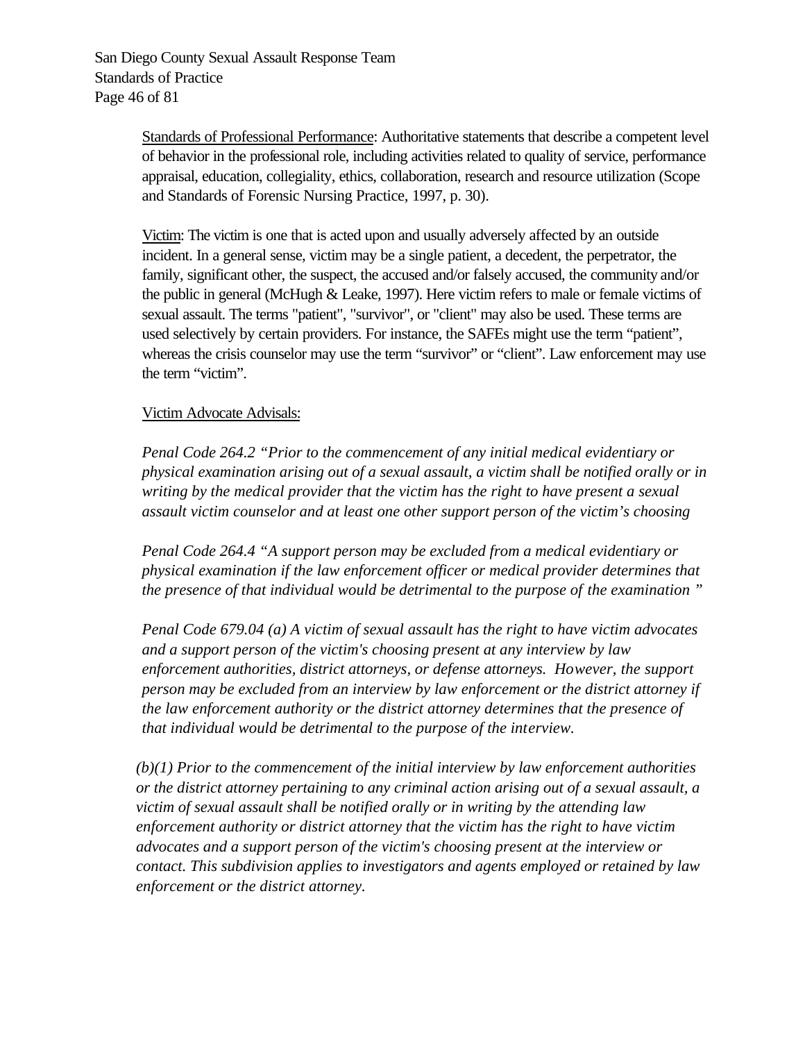Standards of Professional Performance: Authoritative statements that describe a competent level of behavior in the professional role, including activities related to quality of service, performance appraisal, education, collegiality, ethics, collaboration, research and resource utilization (Scope and Standards of Forensic Nursing Practice, 1997, p. 30).

Victim: The victim is one that is acted upon and usually adversely affected by an outside incident. In a general sense, victim may be a single patient, a decedent, the perpetrator, the family, significant other, the suspect, the accused and/or falsely accused, the community and/or the public in general (McHugh & Leake, 1997). Here victim refers to male or female victims of sexual assault. The terms "patient", "survivor", or "client" may also be used. These terms are used selectively by certain providers. For instance, the SAFEs might use the term "patient", whereas the crisis counselor may use the term "survivor" or "client". Law enforcement may use the term "victim".

Victim Advocate Advisals:

*Penal Code 264.2 "Prior to the commencement of any initial medical evidentiary or physical examination arising out of a sexual assault, a victim shall be notified orally or in writing by the medical provider that the victim has the right to have present a sexual assault victim counselor and at least one other support person of the victim's choosing*

*Penal Code 264.4 "A support person may be excluded from a medical evidentiary or physical examination if the law enforcement officer or medical provider determines that the presence of that individual would be detrimental to the purpose of the examination "*

*Penal Code 679.04 (a) A victim of sexual assault has the right to have victim advocates and a support person of the victim's choosing present at any interview by law enforcement authorities, district attorneys, or defense attorneys. However, the support person may be excluded from an interview by law enforcement or the district attorney if the law enforcement authority or the district attorney determines that the presence of that individual would be detrimental to the purpose of the interview.*

*(b)(1) Prior to the commencement of the initial interview by law enforcement authorities or the district attorney pertaining to any criminal action arising out of a sexual assault, a victim of sexual assault shall be notified orally or in writing by the attending law enforcement authority or district attorney that the victim has the right to have victim advocates and a support person of the victim's choosing present at the interview or contact. This subdivision applies to investigators and agents employed or retained by law enforcement or the district attorney.*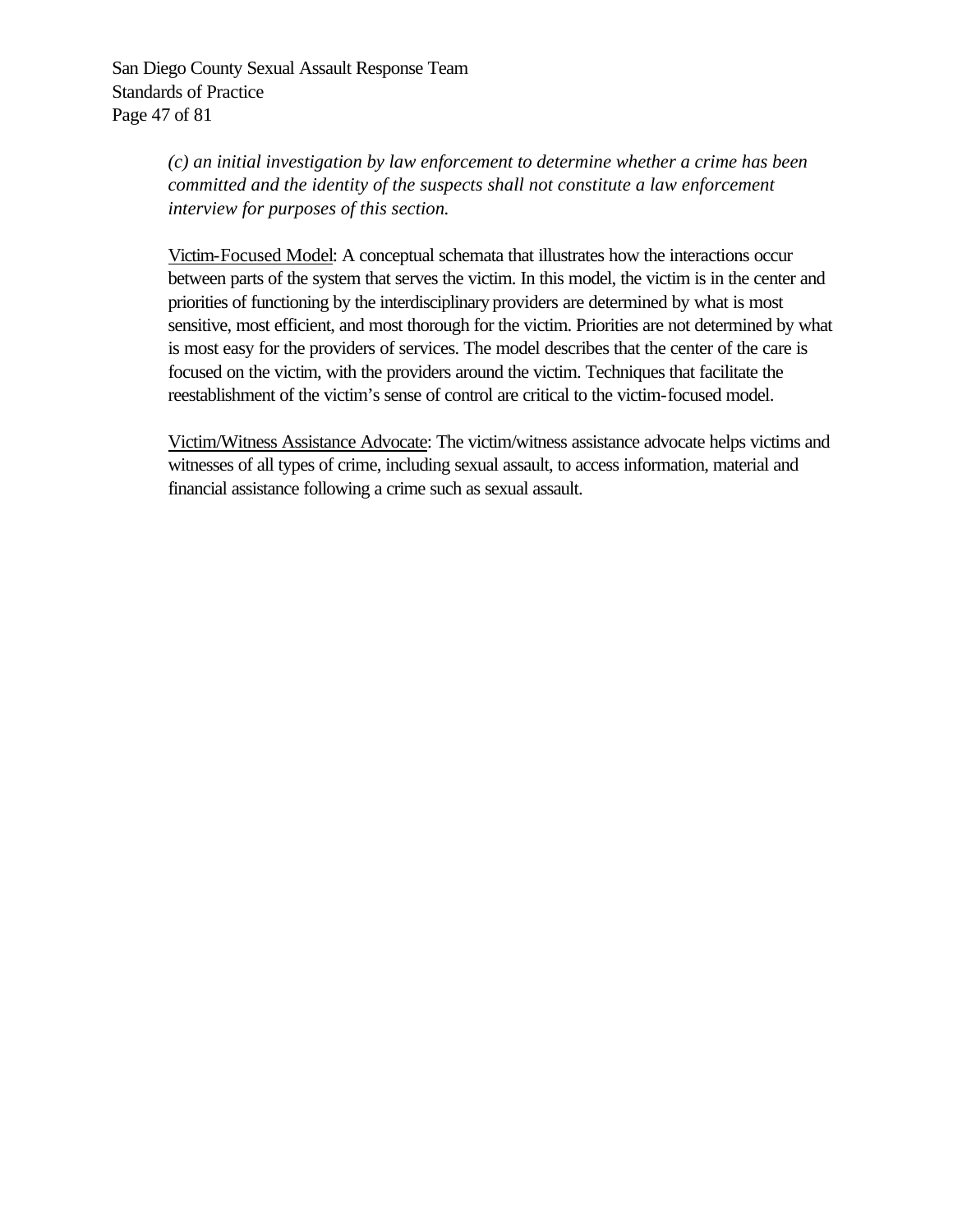*(c) an initial investigation by law enforcement to determine whether a crime has been committed and the identity of the suspects shall not constitute a law enforcement interview for purposes of this section.*

<u>Victim-Focused Model</u>: A conceptual schemata that illustrates how the interactions occur between parts of the system that serves the victim. In this model, the victim is in the center and priorities of functioning by the interdisciplinary providers are determined by what is most sensitive, most efficient, and most thorough for the victim. Priorities are not determined by what is most easy for the providers of services. The model describes that the center of the care is focused on the victim, with the providers around the victim. Techniques that facilitate the reestablishment of the victim's sense of control are critical to the victim-focused model.

<u>Victim/Witness Assistance Advocate</u>: The victim/witness assistance advocate helps victims and witnesses of all types of crime, including sexual assault, to access information, material and financial assistance following a crime such as sexual assault.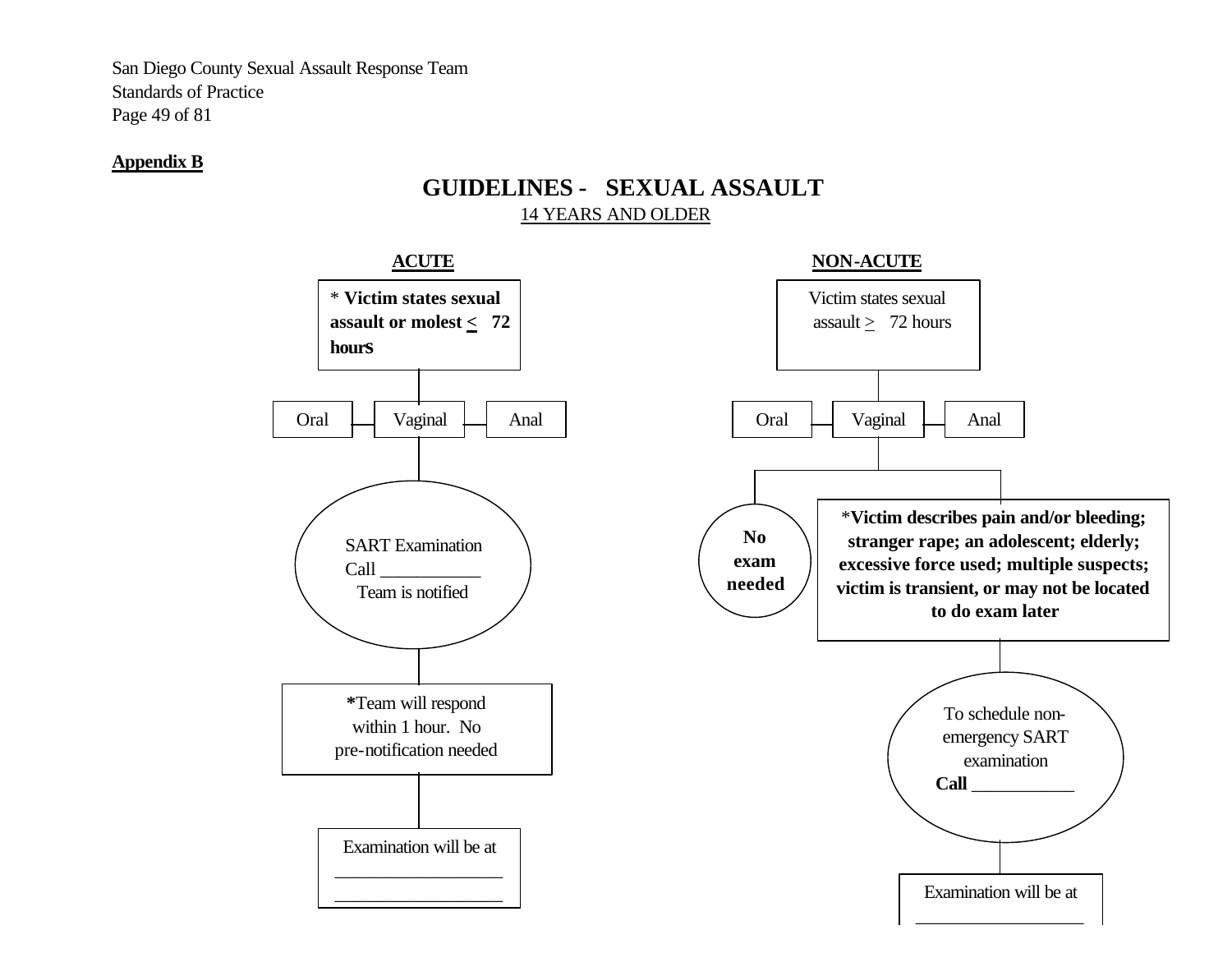**Appendix B**

# GUIDELINES - SEXUAL ASSAULT

14 YEARS AND OLDER

## ACUTE

\* **Victim states sexual assault or molest ≤ 72 hours**

Oral | Vaginal | Anal

SART Examination
Call ___________
Team is notified

**\***Team will respond within 1 hour. No pre-notification needed

Examination will be at
__________________
__________________

## NON-ACUTE

Victim states sexual assault ≥ 72 hours

Oral | Vaginal | Anal

**No exam needed**

\***Victim describes pain and/or bleeding; stranger rape; an adolescent; elderly; excessive force used; multiple suspects; victim is transient, or may not be located to do exam later**

To schedule non-emergency SART examination
**Call** ___________

Examination will be at
__________________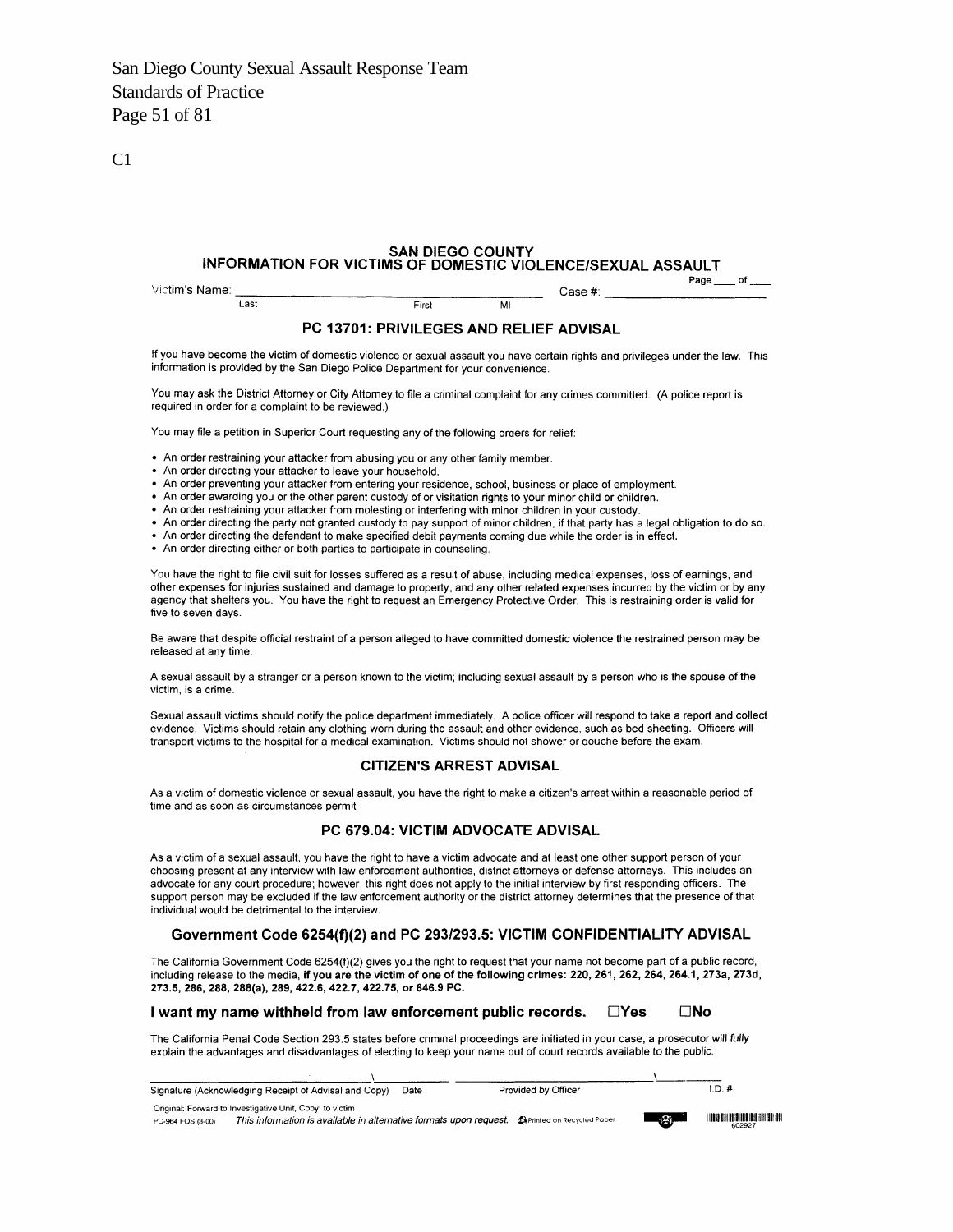C1

## SAN DIEGO COUNTY
## INFORMATION FOR VICTIMS OF DOMESTIC VIOLENCE/SEXUAL ASSAULT

Page ____ of ____

Victim's Name: ________________________________ Case #: ____________________
Last First MI

### PC 13701: PRIVILEGES AND RELIEF ADVISAL

If you have become the victim of domestic violence or sexual assault you have certain rights and privileges under the law. This information is provided by the San Diego Police Department for your convenience.

You may ask the District Attorney or City Attorney to file a criminal complaint for any crimes committed. (A police report is required in order for a complaint to be reviewed.)

You may file a petition in Superior Court requesting any of the following orders for relief:

- An order restraining your attacker from abusing you or any other family member.
- An order directing your attacker to leave your household.
- An order preventing your attacker from entering your residence, school, business or place of employment.
- An order awarding you or the other parent custody of or visitation rights to your minor child or children.
- An order restraining your attacker from molesting or interfering with minor children in your custody.
- An order directing the party not granted custody to pay support of minor children, if that party has a legal obligation to do so.
- An order directing the defendant to make specified debit payments coming due while the order is in effect.
- An order directing either or both parties to participate in counseling.

You have the right to file civil suit for losses suffered as a result of abuse, including medical expenses, loss of earnings, and other expenses for injuries sustained and damage to property, and any other related expenses incurred by the victim or by any agency that shelters you. You have the right to request an Emergency Protective Order. This is restraining order is valid for five to seven days.

Be aware that despite official restraint of a person alleged to have committed domestic violence the restrained person may be released at any time.

A sexual assault by a stranger or a person known to the victim; including sexual assault by a person who is the spouse of the victim, is a crime.

Sexual assault victims should notify the police department immediately. A police officer will respond to take a report and collect evidence. Victims should retain any clothing worn during the assault and other evidence, such as bed sheeting. Officers will transport victims to the hospital for a medical examination. Victims should not shower or douche before the exam.

### CITIZEN'S ARREST ADVISAL

As a victim of domestic violence or sexual assault, you have the right to make a citizen's arrest within a reasonable period of time and as soon as circumstances permit

### PC 679.04: VICTIM ADVOCATE ADVISAL

As a victim of a sexual assault, you have the right to have a victim advocate and at least one other support person of your choosing present at any interview with law enforcement authorities, district attorneys or defense attorneys. This includes an advocate for any court procedure; however, this right does not apply to the initial interview by first responding officers. The support person may be excluded if the law enforcement authority or the district attorney determines that the presence of that individual would be detrimental to the interview.

### Government Code 6254(f)(2) and PC 293/293.5: VICTIM CONFIDENTIALITY ADVISAL

The California Government Code 6254(f)(2) gives you the right to request that your name not become part of a public record, including release to the media, **if you are the victim of one of the following crimes: 220, 261, 262, 264, 264.1, 273a, 273d, 273.5, 286, 288, 288(a), 289, 422.6, 422.7, 422.75, or 646.9 PC.**

**I want my name withheld from law enforcement public records. ☐Yes ☐No**

The California Penal Code Section 293.5 states before criminal proceedings are initiated in your case, a prosecutor will fully explain the advantages and disadvantages of electing to keep your name out of court records available to the public.

_______________________________ \ __________ _______________________________ \ __________
Signature (Acknowledging Receipt of Advisal and Copy) Date Provided by Officer I.D. #

Original: Forward to Investigative Unit, Copy: to victim

PD-964 FOS (3-00) *This information is available in alternative formats upon request.* Printed on Recycled Paper

602927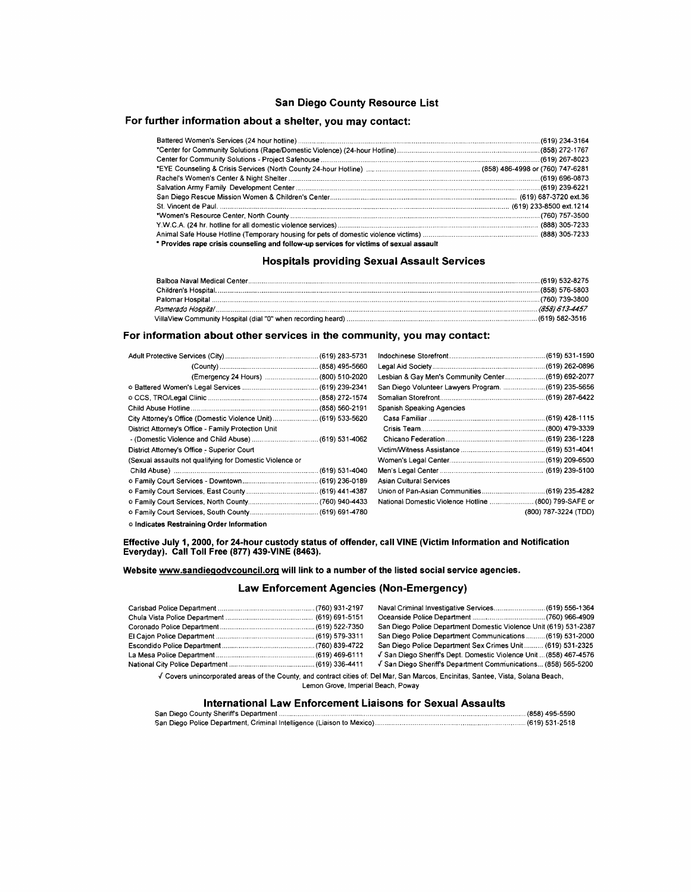# San Diego County Resource List

## For further information about a shelter, you may contact:

| | |
|---|---|
| Battered Women's Services (24 hour hotline) | (619) 234-3164 |
| *Center for Community Solutions (Rape/Domestic Violence) (24-hour Hotline) | (858) 272-1767 |
| Center for Community Solutions - Project Safehouse | (619) 267-8023 |
| *EYE Counseling & Crisis Services (North County 24-hour Hotline) | (858) 486-4998 or (760) 747-6281 |
| Rachel's Women's Center & Night Shelter | (619) 696-0873 |
| Salvation Army Family Development Center | (619) 239-6221 |
| San Diego Rescue Mission Women & Children's Center | (619) 687-3720 ext.36 |
| St. Vincent de Paul | (619) 233-8500 ext.1214 |
| *Women's Resource Center, North County | (760) 757-3500 |
| Y.W.C.A. (24 hr. hotline for all domestic violence services) | (888) 305-7233 |
| Animal Safe House Hotline (Temporary housing for pets of domestic violence victims) | (888) 305-7233 |

**\* Provides rape crisis counseling and follow-up services for victims of sexual assault**

## Hospitals providing Sexual Assault Services

| | |
|---|---|
| Balboa Naval Medical Center | (619) 532-8275 |
| Children's Hospital | (858) 576-5803 |
| Palomar Hospital | (760) 739-3800 |
| *Pomerado Hospital* | *(858) 613-4457* |
| VillaView Community Hospital (dial "0" when recording heard) | (619) 582-3516 |

## For information about other services in the community, you may contact:

| | |
|---|---|
| Adult Protective Services (City) | (619) 283-5731 |
| (County) | (858) 495-5660 |
| (Emergency 24 Hours) | (800) 510-2020 |
| ☼ Battered Women's Legal Services | (619) 239-2341 |
| ☼ CCS, TRO/Legal Clinic | (858) 272-1574 |
| Child Abuse Hotline | (858) 560-2191 |
| City Attorney's Office (Domestic Violence Unit) | (619) 533-5620 |
| District Attorney's Office - Family Protection Unit - (Domestic Violence and Child Abuse) | (619) 531-4062 |
| District Attorney's Office - Superior Court (Sexual assaults not qualifying for Domestic Violence or Child Abuse) | (619) 531-4040 |
| ☼ Family Court Services - Downtown | (619) 236-0189 |
| ☼ Family Court Services, East County | (619) 441-4387 |
| ☼ Family Court Services, North County | (760) 940-4433 |
| ☼ Family Court Services, South County | (619) 691-4780 |
| Indochinese Storefront | (619) 531-1590 |
| Legal Aid Society | (619) 262-0896 |
| Lesbian & Gay Men's Community Center | (619) 692-2077 |
| San Diego Volunteer Lawyers Program | (619) 235-5656 |
| Somalian Storefront | (619) 287-6422 |
| Spanish Speaking Agencies | |
| Casa Familiar | (619) 428-1115 |
| Crisis Team | (800) 479-3339 |
| Chicano Federation | (619) 236-1228 |
| Victim/Witness Assistance | (619) 531-4041 |
| Women's Legal Center | (619) 209-6500 |
| Men's Legal Center | (619) 239-5100 |
| Asian Cultural Services | |
| Union of Pan-Asian Communities | (619) 235-4282 |
| National Domestic Violence Hotline | (800) 799-SAFE or (800) 787-3224 (TDD) |

**☼ Indicates Restraining Order Information**

**Effective July 1, 2000, for 24-hour custody status of offender, call VINE (Victim Information and Notification Everyday). Call Toll Free (877) 439-VINE (8463).**

**Website www.sandiegodvcouncil.org will link to a number of the listed social service agencies.**

## Law Enforcement Agencies (Non-Emergency)

| | |
|---|---|
| Carlsbad Police Department | (760) 931-2197 |
| Chula Vista Police Department | (619) 691-5151 |
| Coronado Police Department | (619) 522-7350 |
| El Cajon Police Department | (619) 579-3311 |
| Escondido Police Department | (760) 839-4722 |
| La Mesa Police Department | (619) 469-6111 |
| National City Police Department | (619) 336-4411 |
| Naval Criminal Investigative Services | (619) 556-1364 |
| Oceanside Police Department | (760) 966-4909 |
| San Diego Police Department Domestic Violence Unit | (619) 531-2387 |
| San Diego Police Department Communications | (619) 531-2000 |
| San Diego Police Department Sex Crimes Unit | (619) 531-2325 |
| √ San Diego Sheriff's Dept. Domestic Violence Unit | (858) 467-4576 |
| √ San Diego Sheriff's Department Communications | (858) 565-5200 |

√ Covers unincorporated areas of the County, and contract cities of: Del Mar, San Marcos, Encinitas, Santee, Vista, Solana Beach, Lemon Grove, Imperial Beach, Poway

## International Law Enforcement Liaisons for Sexual Assaults

| | |
|---|---|
| San Diego County Sheriff's Department | (858) 495-5590 |
| San Diego Police Department, Criminal Intelligence (Liaison to Mexico) | (619) 531-2518 |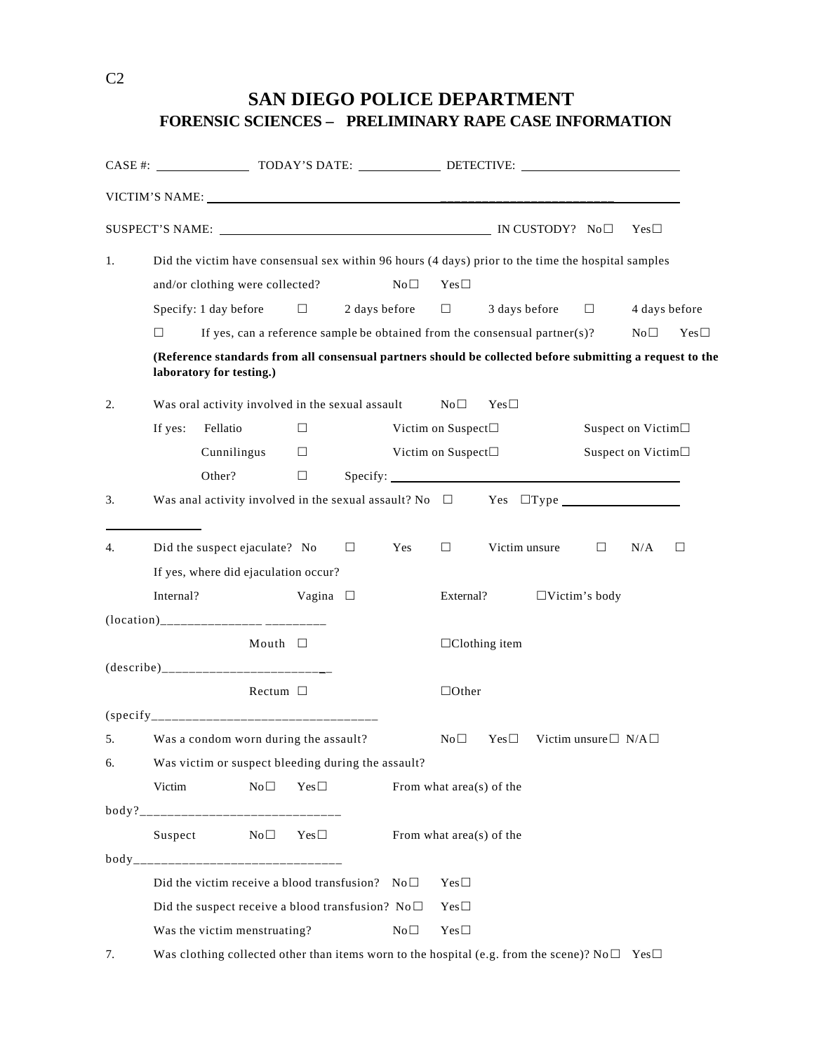C2

# SAN DIEGO POLICE DEPARTMENT

## FORENSIC SCIENCES – PRELIMINARY RAPE CASE INFORMATION

CASE #: ______________ TODAY'S DATE: ____________ DETECTIVE: ________________________

VICTIM'S NAME: ______________________________________________________________

SUSPECT'S NAME: ________________________________________ IN CUSTODY? No☐ Yes☐

1. Did the victim have consensual sex within 96 hours (4 days) prior to the time the hospital samples and/or clothing were collected? No☐ Yes☐

   Specify: 1 day before ☐ 2 days before ☐ 3 days before ☐ 4 days before ☐

   If yes, can a reference sample be obtained from the consensual partner(s)? No☐ Yes☐

   **(Reference standards from all consensual partners should be collected before submitting a request to the laboratory for testing.)**

2. Was oral activity involved in the sexual assault No☐ Yes☐

   If yes: Fellatio ☐ Victim on Suspect☐ Suspect on Victim☐

   Cunnilingus ☐ Victim on Suspect☐ Suspect on Victim☐

   Other? ☐ Specify: ________________________________________

3. Was anal activity involved in the sexual assault? No ☐ Yes ☐Type ________________________________

4. Did the suspect ejaculate? No ☐ Yes ☐ Victim unsure ☐ N/A ☐

   If yes, where did ejaculation occur?

   Internal? Vagina ☐ External? ☐Victim's body (location)_______________ _________

   Mouth ☐ ☐Clothing item (describe)________________________

   Rectum ☐ ☐Other (specify________________________________

5. Was a condom worn during the assault? No☐ Yes☐ Victim unsure☐ N/A☐

6. Was victim or suspect bleeding during the assault?

   Victim No☐ Yes☐ From what area(s) of the body?_____________________________

   Suspect No☐ Yes☐ From what area(s) of the body______________________________

   Did the victim receive a blood transfusion? No☐ Yes☐

   Did the suspect receive a blood transfusion? No☐ Yes☐

   Was the victim menstruating? No☐ Yes☐

7. Was clothing collected other than items worn to the hospital (e.g. from the scene)? No☐ Yes☐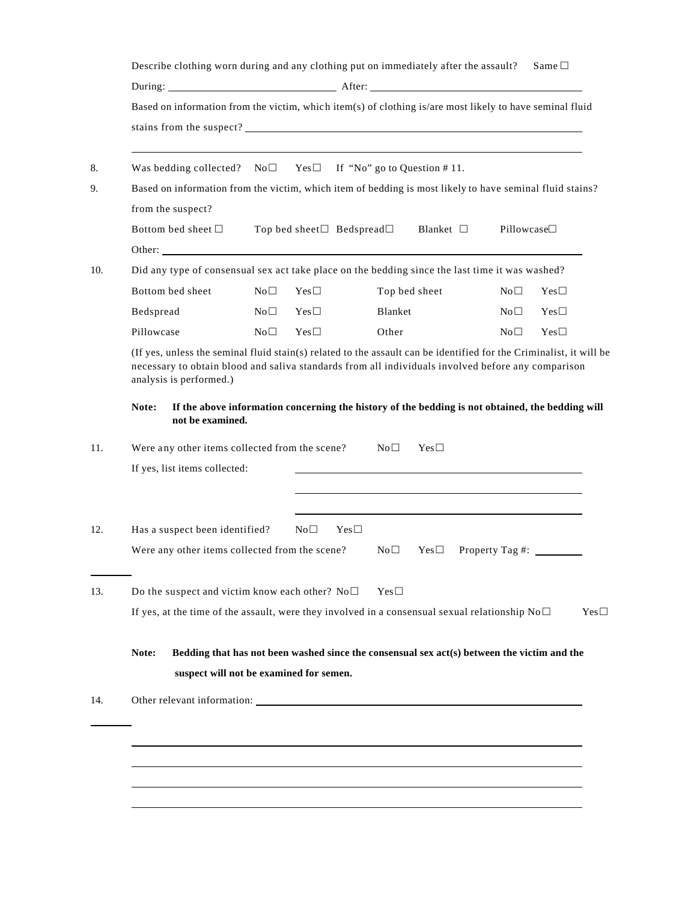Describe clothing worn during and any clothing put on immediately after the assault? Same ☐

During: \_\_\_\_\_\_\_\_\_\_\_\_\_\_\_\_\_\_\_\_ After: \_\_\_\_\_\_\_\_\_\_\_\_\_\_\_\_\_\_\_\_

Based on information from the victim, which item(s) of clothing is/are most likely to have seminal fluid stains from the suspect? \_\_\_\_\_\_\_\_\_\_\_\_\_\_\_\_\_\_\_\_

\_\_\_\_\_\_\_\_\_\_\_\_\_\_\_\_\_\_\_\_

8. Was bedding collected? No☐ Yes☐ If "No" go to Question # 11.

9. Based on information from the victim, which item of bedding is most likely to have seminal fluid stains? from the suspect?

   Bottom bed sheet ☐ Top bed sheet☐ Bedspread☐ Blanket ☐ Pillowcase☐

   Other: \_\_\_\_\_\_\_\_\_\_\_\_\_\_\_\_\_\_\_\_

10. Did any type of consensual sex act take place on the bedding since the last time it was washed?

| | | | | | |
|---|---|---|---|---|---|
| Bottom bed sheet | No☐ | Yes☐ | Top bed sheet | No☐ | Yes☐ |
| Bedspread | No☐ | Yes☐ | Blanket | No☐ | Yes☐ |
| Pillowcase | No☐ | Yes☐ | Other | No☐ | Yes☐ |

(If yes, unless the seminal fluid stain(s) related to the assault can be identified for the Criminalist, it will be necessary to obtain blood and saliva standards from all individuals involved before any comparison analysis is performed.)

**Note: If the above information concerning the history of the bedding is not obtained, the bedding will not be examined.**

11. Were any other items collected from the scene? No☐ Yes☐

    If yes, list items collected: \_\_\_\_\_\_\_\_\_\_\_\_\_\_\_\_\_\_\_\_

    \_\_\_\_\_\_\_\_\_\_\_\_\_\_\_\_\_\_\_\_

    \_\_\_\_\_\_\_\_\_\_\_\_\_\_\_\_\_\_\_\_

12. Has a suspect been identified? No☐ Yes☐

    Were any other items collected from the scene? No☐ Yes☐ Property Tag #: \_\_\_\_\_\_\_\_

13. Do the suspect and victim know each other? No☐ Yes☐

    If yes, at the time of the assault, were they involved in a consensual sexual relationship No☐ Yes☐

**Note: Bedding that has not been washed since the consensual sex act(s) between the victim and the suspect will not be examined for semen.**

14. Other relevant information: \_\_\_\_\_\_\_\_\_\_\_\_\_\_\_\_\_\_\_\_

\_\_\_\_\_\_\_\_\_\_\_\_\_\_\_\_\_\_\_\_

\_\_\_\_\_\_\_\_\_\_\_\_\_\_\_\_\_\_\_\_

\_\_\_\_\_\_\_\_\_\_\_\_\_\_\_\_\_\_\_\_

\_\_\_\_\_\_\_\_\_\_\_\_\_\_\_\_\_\_\_\_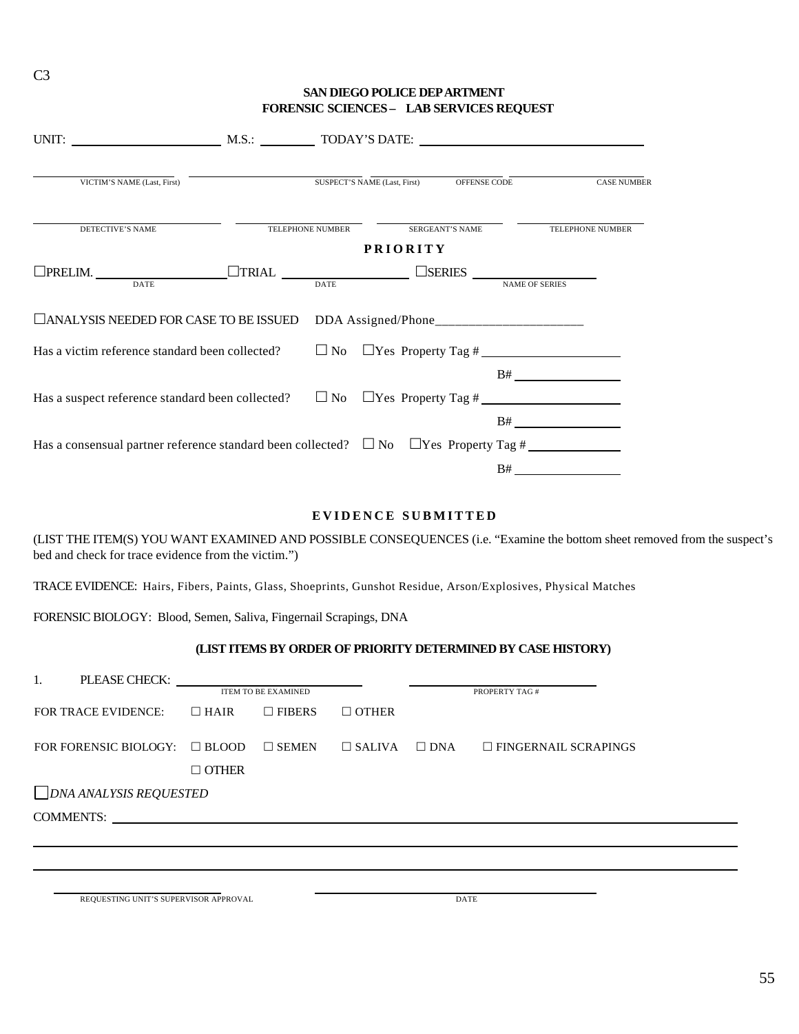C3

**SAN DIEGO POLICE DEPARTMENT**
**FORENSIC SCIENCES – LAB SERVICES REQUEST**

UNIT: ______________________ M.S.: ________ TODAY'S DATE: ________________________________

| VICTIM'S NAME (Last, First) | SUSPECT'S NAME (Last, First) | OFFENSE CODE | CASE NUMBER |
|---|---|---|---|
| | | | |

| DETECTIVE'S NAME | TELEPHONE NUMBER | SERGEANT'S NAME | TELEPHONE NUMBER |
|---|---|---|---|
| | | | |

**PRIORITY**

☐PRELIM. ____________________ ☐TRIAL ____________________ ☐SERIES ____________________
DATE DATE NAME OF SERIES

☐ANALYSIS NEEDED FOR CASE TO BE ISSUED DDA Assigned/Phone______________________

Has a victim reference standard been collected? ☐ No ☐Yes Property Tag # ____________________

B# ________________

Has a suspect reference standard been collected? ☐ No ☐Yes Property Tag # ____________________

B# ________________

Has a consensual partner reference standard been collected? ☐ No ☐Yes Property Tag # ______________

B# ________________

**EVIDENCE SUBMITTED**

(LIST THE ITEM(S) YOU WANT EXAMINED AND POSSIBLE CONSEQUENCES (i.e. "Examine the bottom sheet removed from the suspect's bed and check for trace evidence from the victim.")

TRACE EVIDENCE: Hairs, Fibers, Paints, Glass, Shoeprints, Gunshot Residue, Arson/Explosives, Physical Matches

FORENSIC BIOLOGY: Blood, Semen, Saliva, Fingernail Scrapings, DNA

**(LIST ITEMS BY ORDER OF PRIORITY DETERMINED BY CASE HISTORY)**

1. PLEASE CHECK: ________________________ ________________________
ITEM TO BE EXAMINED PROPERTY TAG #

FOR TRACE EVIDENCE: ☐ HAIR ☐ FIBERS ☐ OTHER

FOR FORENSIC BIOLOGY: ☐ BLOOD ☐ SEMEN ☐ SALIVA ☐ DNA ☐ FINGERNAIL SCRAPINGS

☐ OTHER

☐*DNA ANALYSIS REQUESTED*

COMMENTS: ____________________________________________________________________________

______________________________________________________________________________________

______________________________________________________________________________________

________________________________ ________________________________
REQUESTING UNIT'S SUPERVISOR APPROVAL DATE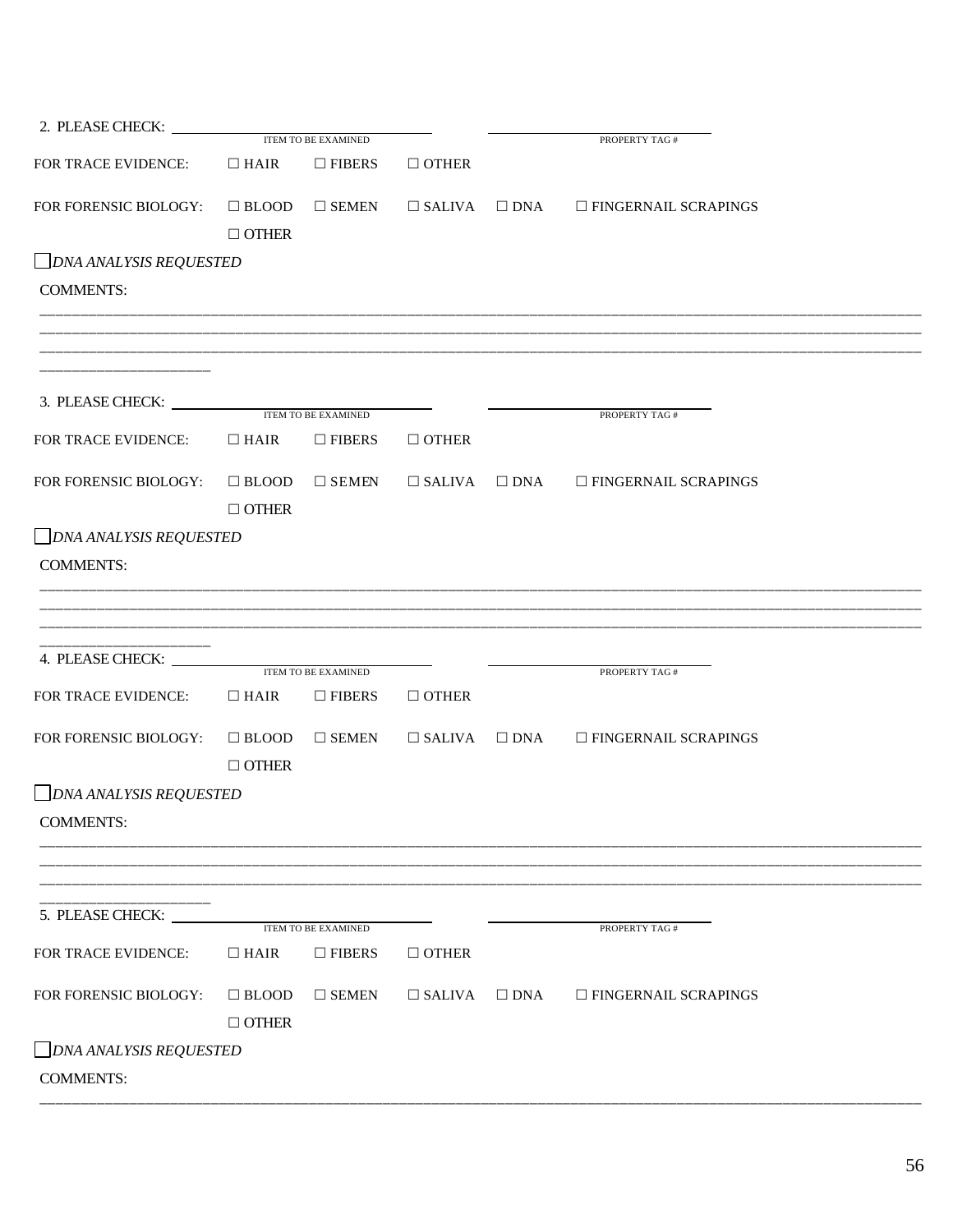2. PLEASE CHECK: ______________________ ______________________
ITEM TO BE EXAMINED PROPERTY TAG #

FOR TRACE EVIDENCE: ☐ HAIR ☐ FIBERS ☐ OTHER

FOR FORENSIC BIOLOGY: ☐ BLOOD ☐ SEMEN ☐ SALIVA ☐ DNA ☐ FINGERNAIL SCRAPINGS
☐ OTHER

☐ *DNA ANALYSIS REQUESTED*

COMMENTS:

____________________________________________________________________________________________
____________________________________________________________________________________________
____________________________________________________________________________________________
______________________

3. PLEASE CHECK: ______________________ ______________________
ITEM TO BE EXAMINED PROPERTY TAG #

FOR TRACE EVIDENCE: ☐ HAIR ☐ FIBERS ☐ OTHER

FOR FORENSIC BIOLOGY: ☐ BLOOD ☐ SEMEN ☐ SALIVA ☐ DNA ☐ FINGERNAIL SCRAPINGS
☐ OTHER

☐ *DNA ANALYSIS REQUESTED*

COMMENTS:

____________________________________________________________________________________________
____________________________________________________________________________________________
____________________________________________________________________________________________
______________________

4. PLEASE CHECK: ______________________ ______________________
ITEM TO BE EXAMINED PROPERTY TAG #

FOR TRACE EVIDENCE: ☐ HAIR ☐ FIBERS ☐ OTHER

FOR FORENSIC BIOLOGY: ☐ BLOOD ☐ SEMEN ☐ SALIVA ☐ DNA ☐ FINGERNAIL SCRAPINGS
☐ OTHER

☐ *DNA ANALYSIS REQUESTED*

COMMENTS:

____________________________________________________________________________________________
____________________________________________________________________________________________
____________________________________________________________________________________________
______________________

5. PLEASE CHECK: ______________________ ______________________
ITEM TO BE EXAMINED PROPERTY TAG #

FOR TRACE EVIDENCE: ☐ HAIR ☐ FIBERS ☐ OTHER

FOR FORENSIC BIOLOGY: ☐ BLOOD ☐ SEMEN ☐ SALIVA ☐ DNA ☐ FINGERNAIL SCRAPINGS
☐ OTHER

☐ *DNA ANALYSIS REQUESTED*

COMMENTS:

____________________________________________________________________________________________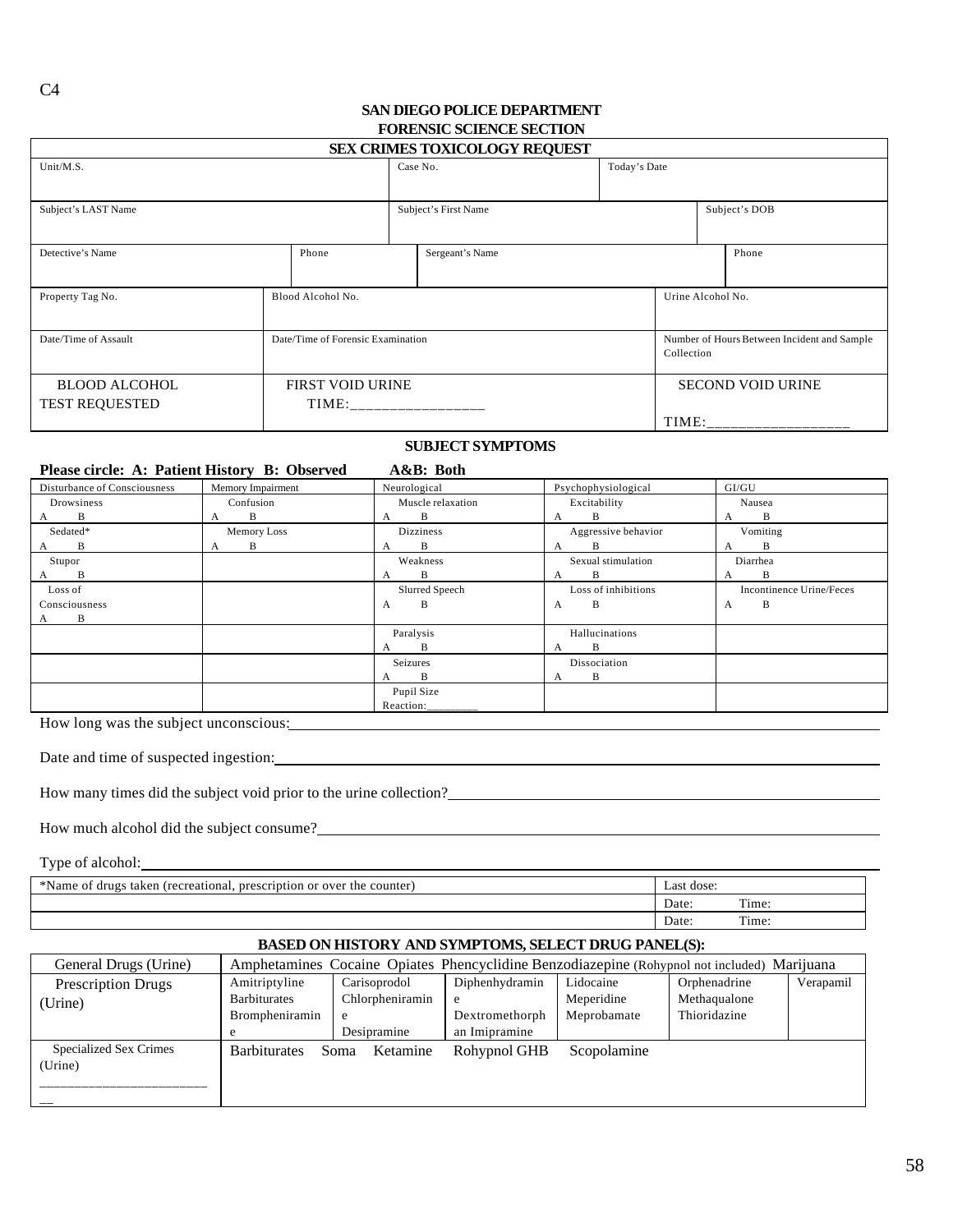C4

**SAN DIEGO POLICE DEPARTMENT**
**FORENSIC SCIENCE SECTION**

| **SEX CRIMES TOXICOLOGY REQUEST** | | |
|---|---|---|
| Unit/M.S. | Case No. | Today's Date |
| Subject's LAST Name | Subject's First Name | Subject's DOB |

| Detective's Name | Phone | Sergeant's Name | Phone |
|---|---|---|---|
| | | | |

| Property Tag No. | Blood Alcohol No. | Urine Alcohol No. |
|---|---|---|
| Date/Time of Assault | Date/Time of Forensic Examination | Number of Hours Between Incident and Sample Collection |
| BLOOD ALCOHOL TEST REQUESTED | FIRST VOID URINE TIME:________________ | SECOND VOID URINE TIME:_________________ |

**SUBJECT SYMPTOMS**

**Please circle: A: Patient History B: Observed A&B: Both**

| Disturbance of Consciousness | Memory Impairment | Neurological | Psychophysiological | GI/GU |
|---|---|---|---|---|
| Drowsiness A B | Confusion A B | Muscle relaxation A B | Excitability A B | Nausea A B |
| Sedated* A B | Memory Loss A B | Dizziness A B | Aggressive behavior A B | Vomiting A B |
| Stupor A B | | Weakness A B | Sexual stimulation A B | Diarrhea A B |
| Loss of Consciousness A B | | Slurred Speech A B | Loss of inhibitions A B | Incontinence Urine/Feces A B |
| | | Paralysis A B | Hallucinations A B | |
| | | Seizures A B | Dissociation A B | |
| | | Pupil Size Reaction:________ | | |

How long was the subject unconscious:

Date and time of suspected ingestion:

How many times did the subject void prior to the urine collection?

How much alcohol did the subject consume?

Type of alcohol:

| *Name of drugs taken (recreational, prescription or over the counter) | Last dose: |
|---|---|
| | Date: Time: |
| | Date: Time: |

**BASED ON HISTORY AND SYMPTOMS, SELECT DRUG PANEL(S):**

| General Drugs (Urine) | Amphetamines Cocaine Opiates Phencyclidine Benzodiazepine (Rohypnol not included) Marijuana | | | | | |
|---|---|---|---|---|---|---|
| Prescription Drugs (Urine) | Amitriptyline Barbiturates Brompheniramine | Carisoprodol Chlorpheniramine Desipramine | Diphenhydramine Dextromethorphan Imipramine | Lidocaine Meperidine Meprobamate | Orphenadrine Methaqualone Thioridazine | Verapamil |
| Specialized Sex Crimes (Urine) ________________________ | Barbiturates Soma Ketamine Rohypnol GHB Scopolamine | | | | | |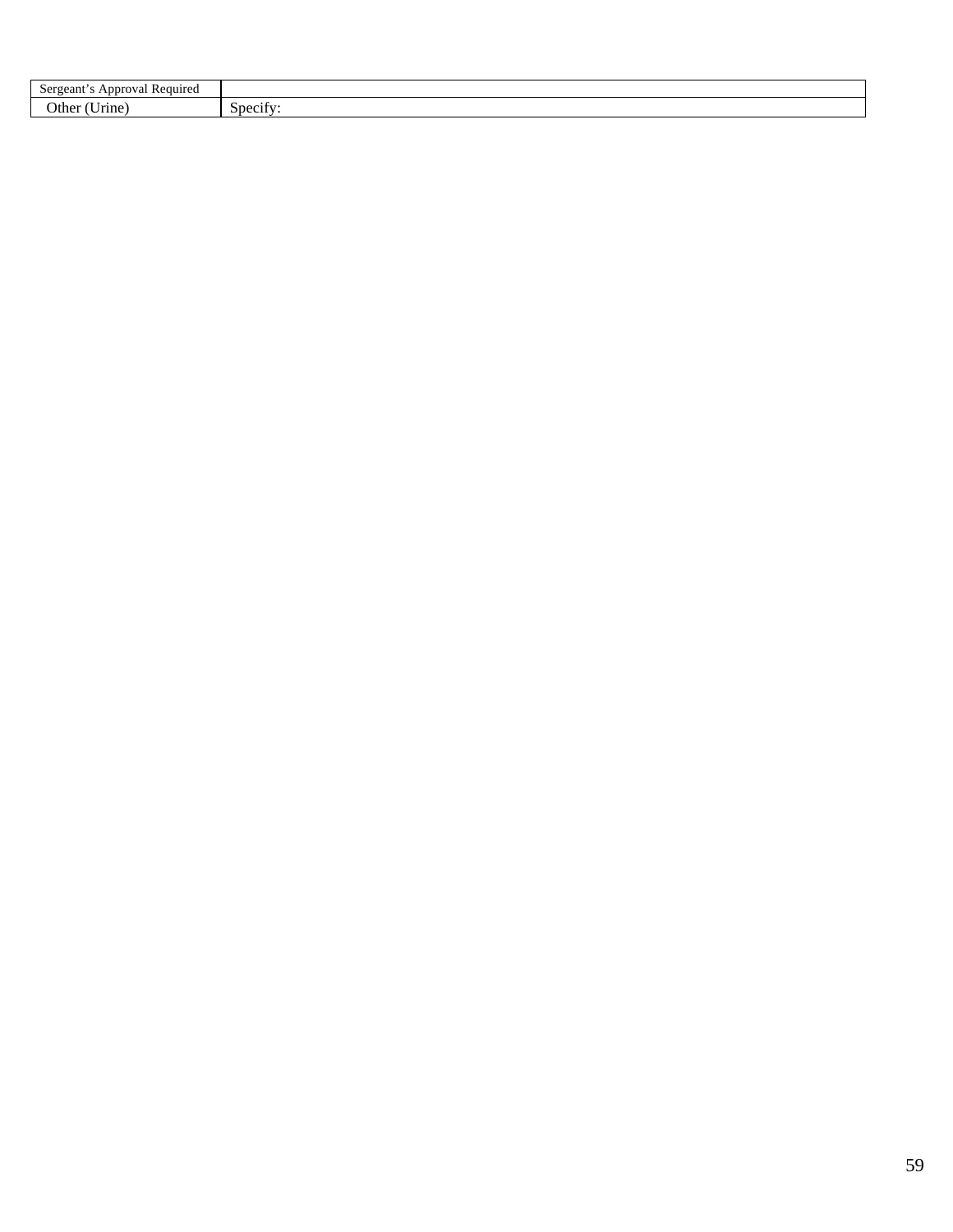| Sergeant's Approval Required | |
|---|---|
| Other (Urine) | Specify: |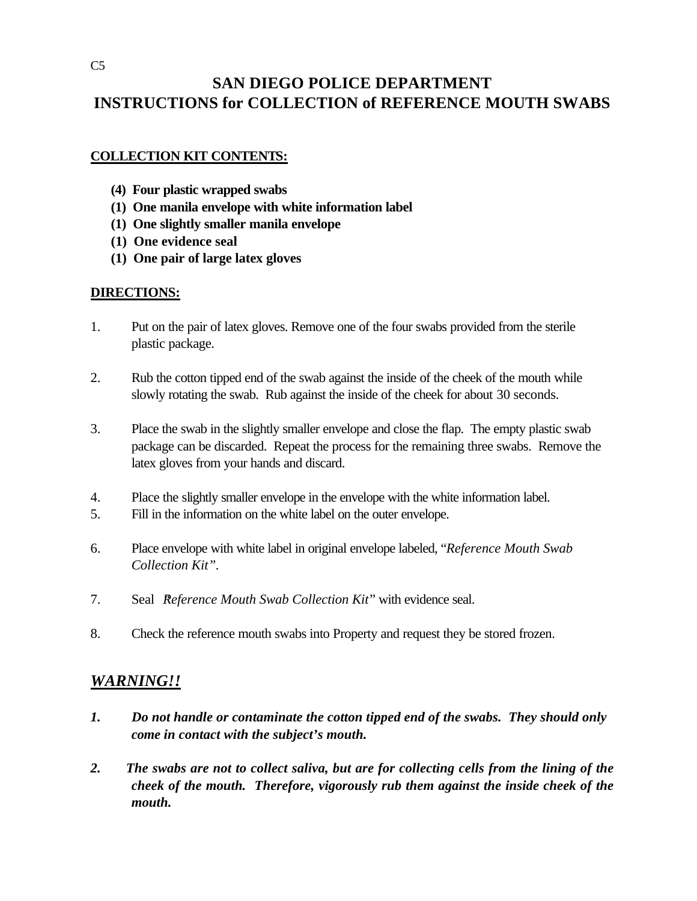C5

# SAN DIEGO POLICE DEPARTMENT
# INSTRUCTIONS for COLLECTION of REFERENCE MOUTH SWABS

**COLLECTION KIT CONTENTS:**

- **(4) Four plastic wrapped swabs**
- **(1) One manila envelope with white information label**
- **(1) One slightly smaller manila envelope**
- **(1) One evidence seal**
- **(1) One pair of large latex gloves**

**DIRECTIONS:**

1. Put on the pair of latex gloves. Remove one of the four swabs provided from the sterile plastic package.

2. Rub the cotton tipped end of the swab against the inside of the cheek of the mouth while slowly rotating the swab. Rub against the inside of the cheek for about 30 seconds.

3. Place the swab in the slightly smaller envelope and close the flap. The empty plastic swab package can be discarded. Repeat the process for the remaining three swabs. Remove the latex gloves from your hands and discard.

4. Place the slightly smaller envelope in the envelope with the white information label.
5. Fill in the information on the white label on the outer envelope.

6. Place envelope with white label in original envelope labeled, "*Reference Mouth Swab Collection Kit"*.

7. Seal "*Reference Mouth Swab Collection Kit*" with evidence seal.

8. Check the reference mouth swabs into Property and request they be stored frozen.

## ***WARNING!!***

***1. Do not handle or contaminate the cotton tipped end of the swabs. They should only come in contact with the subject's mouth.***

***2. The swabs are not to collect saliva, but are for collecting cells from the lining of the cheek of the mouth. Therefore, vigorously rub them against the inside cheek of the mouth.***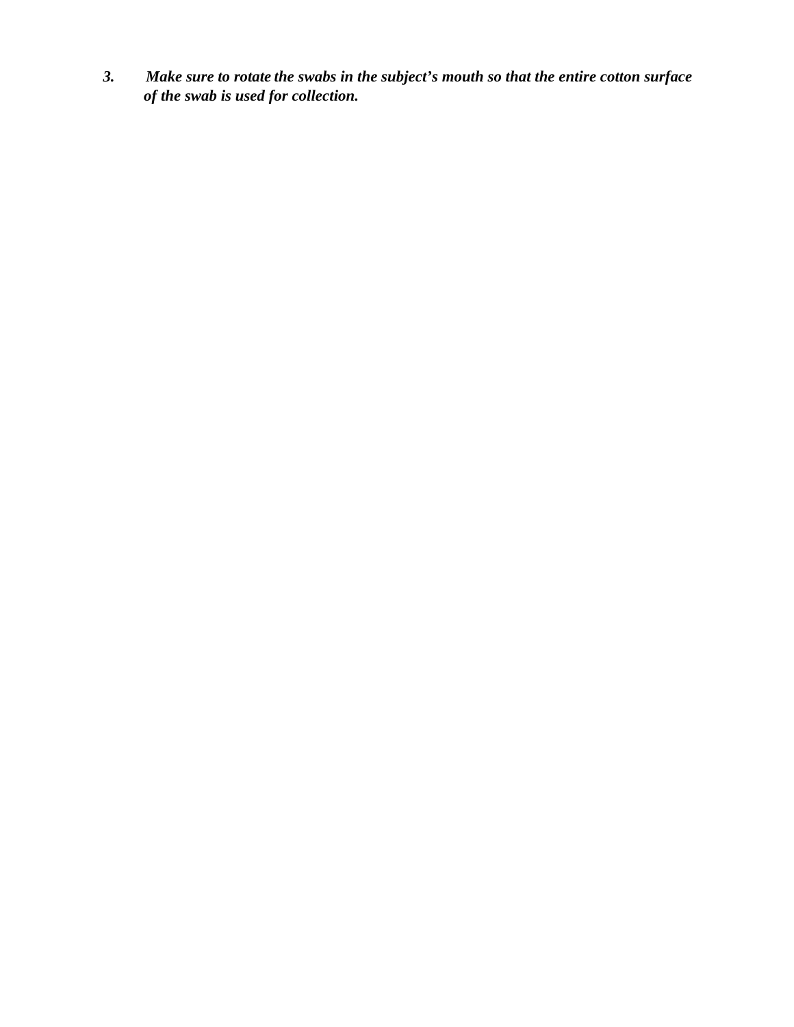3. ***Make sure to rotate the swabs in the subject's mouth so that the entire cotton surface of the swab is used for collection.***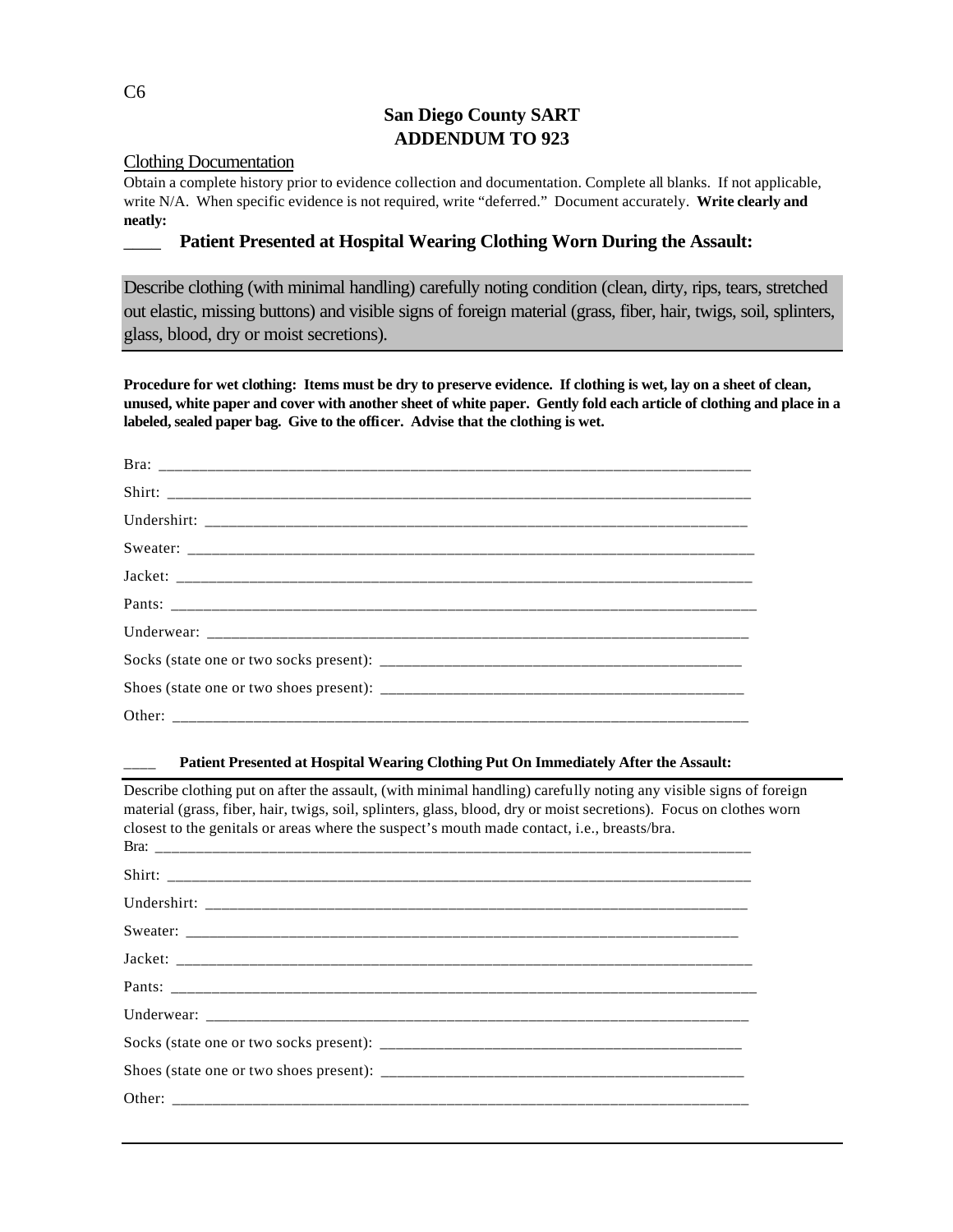C6

# San Diego County SART
## ADDENDUM TO 923

Clothing Documentation

Obtain a complete history prior to evidence collection and documentation. Complete all blanks. If not applicable, write N/A. When specific evidence is not required, write "deferred." Document accurately. **Write clearly and neatly:**

____ **Patient Presented at Hospital Wearing Clothing Worn During the Assault:**

Describe clothing (with minimal handling) carefully noting condition (clean, dirty, rips, tears, stretched out elastic, missing buttons) and visible signs of foreign material (grass, fiber, hair, twigs, soil, splinters, glass, blood, dry or moist secretions).

**Procedure for wet clothing: Items must be dry to preserve evidence. If clothing is wet, lay on a sheet of clean, unused, white paper and cover with another sheet of white paper. Gently fold each article of clothing and place in a labeled, sealed paper bag. Give to the officer. Advise that the clothing is wet.**

Bra: ___________________________________________________________________________

Shirt: __________________________________________________________________________

Undershirt: ______________________________________________________________________

Sweater: ________________________________________________________________________

Jacket: _________________________________________________________________________

Pants: __________________________________________________________________________

Underwear: ______________________________________________________________________

Socks (state one or two socks present): ______________________________________________

Shoes (state one or two shoes present): ______________________________________________

Other: __________________________________________________________________________

____ **Patient Presented at Hospital Wearing Clothing Put On Immediately After the Assault:**

Describe clothing put on after the assault, (with minimal handling) carefully noting any visible signs of foreign material (grass, fiber, hair, twigs, soil, splinters, glass, blood, dry or moist secretions). Focus on clothes worn closest to the genitals or areas where the suspect's mouth made contact, i.e., breasts/bra.

Bra: ___________________________________________________________________________

Shirt: __________________________________________________________________________

Undershirt: ______________________________________________________________________

Sweater: ________________________________________________________________________

Jacket: _________________________________________________________________________

Pants: __________________________________________________________________________

Underwear: ______________________________________________________________________

Socks (state one or two socks present): ______________________________________________

Shoes (state one or two shoes present): ______________________________________________

Other: __________________________________________________________________________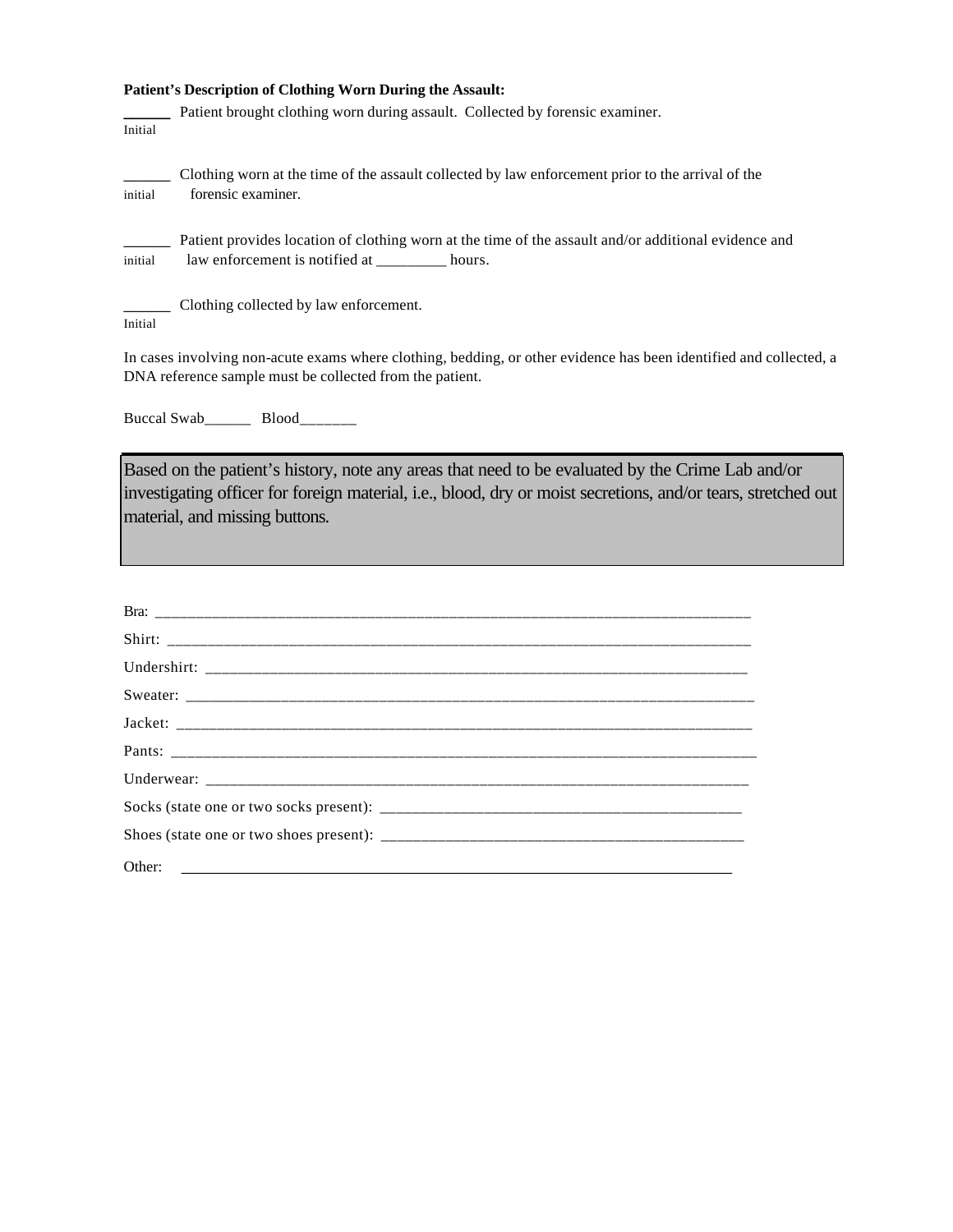**Patient's Description of Clothing Worn During the Assault:**

______ Patient brought clothing worn during assault. Collected by forensic examiner.
Initial

______ Clothing worn at the time of the assault collected by law enforcement prior to the arrival of the forensic examiner.
initial

______ Patient provides location of clothing worn at the time of the assault and/or additional evidence and law enforcement is notified at _________ hours.
initial

______ Clothing collected by law enforcement.
Initial

In cases involving non-acute exams where clothing, bedding, or other evidence has been identified and collected, a DNA reference sample must be collected from the patient.

Buccal Swab______ Blood_______

Based on the patient's history, note any areas that need to be evaluated by the Crime Lab and/or investigating officer for foreign material, i.e., blood, dry or moist secretions, and/or tears, stretched out material, and missing buttons.

Bra: ____________________________________________________________________________

Shirt: ___________________________________________________________________________

Undershirt: ______________________________________________________________________

Sweater: _________________________________________________________________________

Jacket: __________________________________________________________________________

Pants: ___________________________________________________________________________

Underwear: ______________________________________________________________________

Socks (state one or two socks present): _______________________________________________

Shoes (state one or two shoes present): _______________________________________________

Other: ___________________________________________________________________________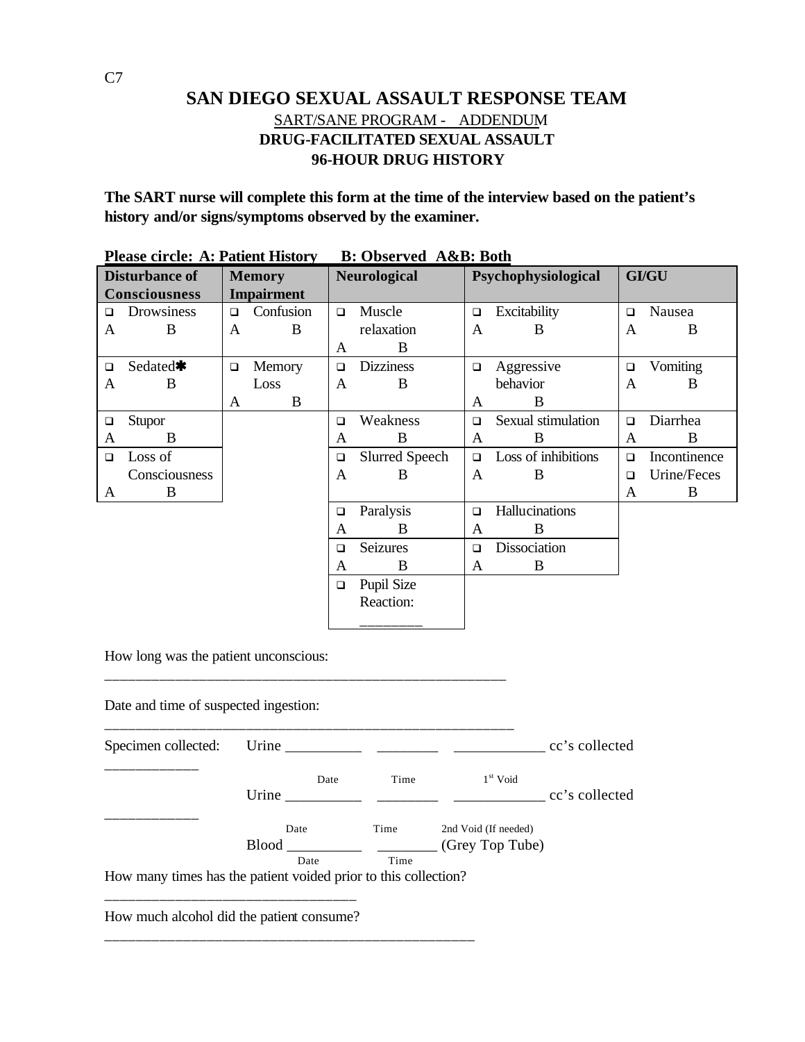C7

# SAN DIEGO SEXUAL ASSAULT RESPONSE TEAM

SART/SANE PROGRAM - ADDENDUM

**DRUG-FACILITATED SEXUAL ASSAULT**

**96-HOUR DRUG HISTORY**

**The SART nurse will complete this form at the time of the interview based on the patient's history and/or signs/symptoms observed by the examiner.**

**Please circle: A: Patient History B: Observed A&B: Both**

| Disturbance of Consciousness | Memory Impairment | Neurological | Psychophysiological | GI/GU |
|---|---|---|---|---|
| ❑ Drowsiness A B | ❑ Confusion A B | ❑ Muscle relaxation A B | ❑ Excitability A B | ❑ Nausea A B |
| ❑ Sedated✱ A B | ❑ Memory Loss A B | ❑ Dizziness A B | ❑ Aggressive behavior A B | ❑ Vomiting A B |
| ❑ Stupor A B | | ❑ Weakness A B | ❑ Sexual stimulation A B | ❑ Diarrhea A B |
| ❑ Loss of Consciousness A B | | ❑ Slurred Speech A B | ❑ Loss of inhibitions A B | ❑ Incontinence ❑ Urine/Feces A B |
| | | ❑ Paralysis A B | ❑ Hallucinations A B | |
| | | ❑ Seizures A B | ❑ Dissociation A B | |
| | | ❑ Pupil Size Reaction: ________ | | |

How long was the patient unconscious: ______________________________________________________

Date and time of suspected ingestion: ______________________________________________________

Specimen collected: Urine __________ (Date) ________ (Time) ____________ (1st Void) cc's collected ____________

Urine __________ (Date) ________ (Time) ____________ (2nd Void (If needed)) cc's collected ____________

Blood __________ (Date) ________ (Time) (Grey Top Tube)

How many times has the patient voided prior to this collection? __________________________________

How much alcohol did the patient consume? ______________________________________________________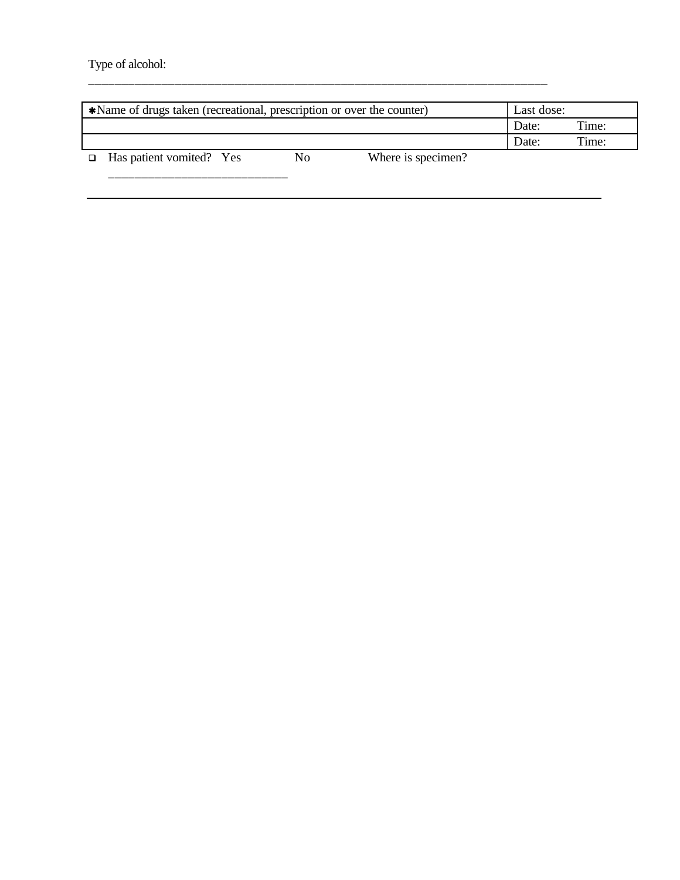Type of alcohol:

_______________________________________________________________________________

| ✱Name of drugs taken (recreational, prescription or over the counter) | Last dose: |
|---|---|
| | Date: Time: |
| | Date: Time: |

- ❑ Has patient vomited? Yes No Where is specimen? ______________________________

---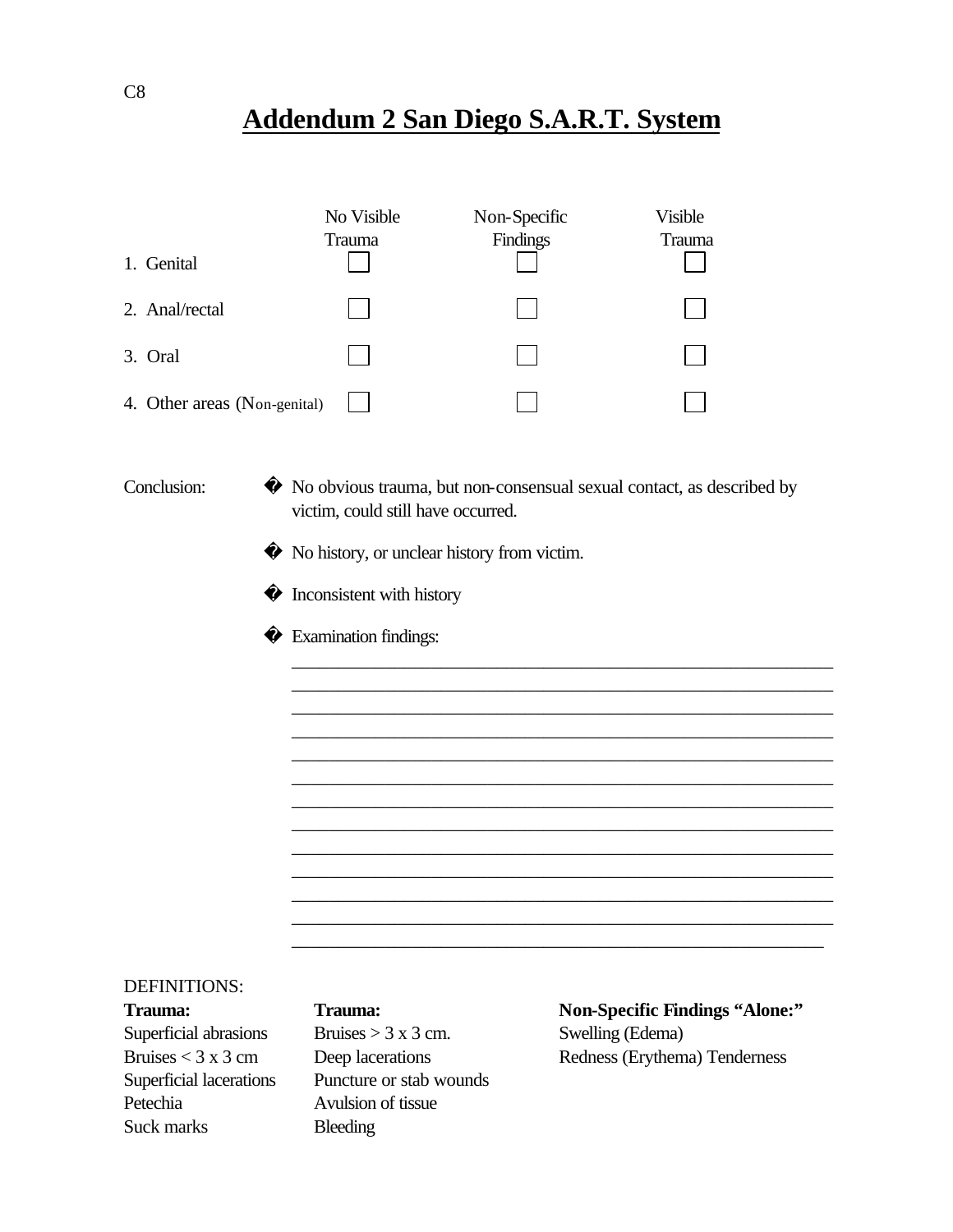C8

# Addendum 2 San Diego S.A.R.T. System

| | No Visible Trauma | Non-Specific Findings | Visible Trauma |
|---|---|---|---|
| 1. Genital | ☐ | ☐ | ☐ |
| 2. Anal/rectal | ☐ | ☐ | ☐ |
| 3. Oral | ☐ | ☐ | ☐ |
| 4. Other areas (Non-genital) | ☐ | ☐ | ☐ |

Conclusion:

- ☐ No obvious trauma, but non-consensual sexual contact, as described by victim, could still have occurred.
- ☐ No history, or unclear history from victim.
- ☐ Inconsistent with history
- ☐ Examination findings:

_____________________________________________________________
_____________________________________________________________
_____________________________________________________________
_____________________________________________________________
_____________________________________________________________
_____________________________________________________________
_____________________________________________________________
_____________________________________________________________
_____________________________________________________________
_____________________________________________________________
_____________________________________________________________
_____________________________________________________________
_____________________________________________________________

DEFINITIONS:

**Trauma:**
Superficial abrasions
Bruises < 3 x 3 cm
Superficial lacerations
Petechia
Suck marks

**Trauma:**
Bruises > 3 x 3 cm.
Deep lacerations
Puncture or stab wounds
Avulsion of tissue
Bleeding

**Non-Specific Findings "Alone:"**
Swelling (Edema)
Redness (Erythema) Tenderness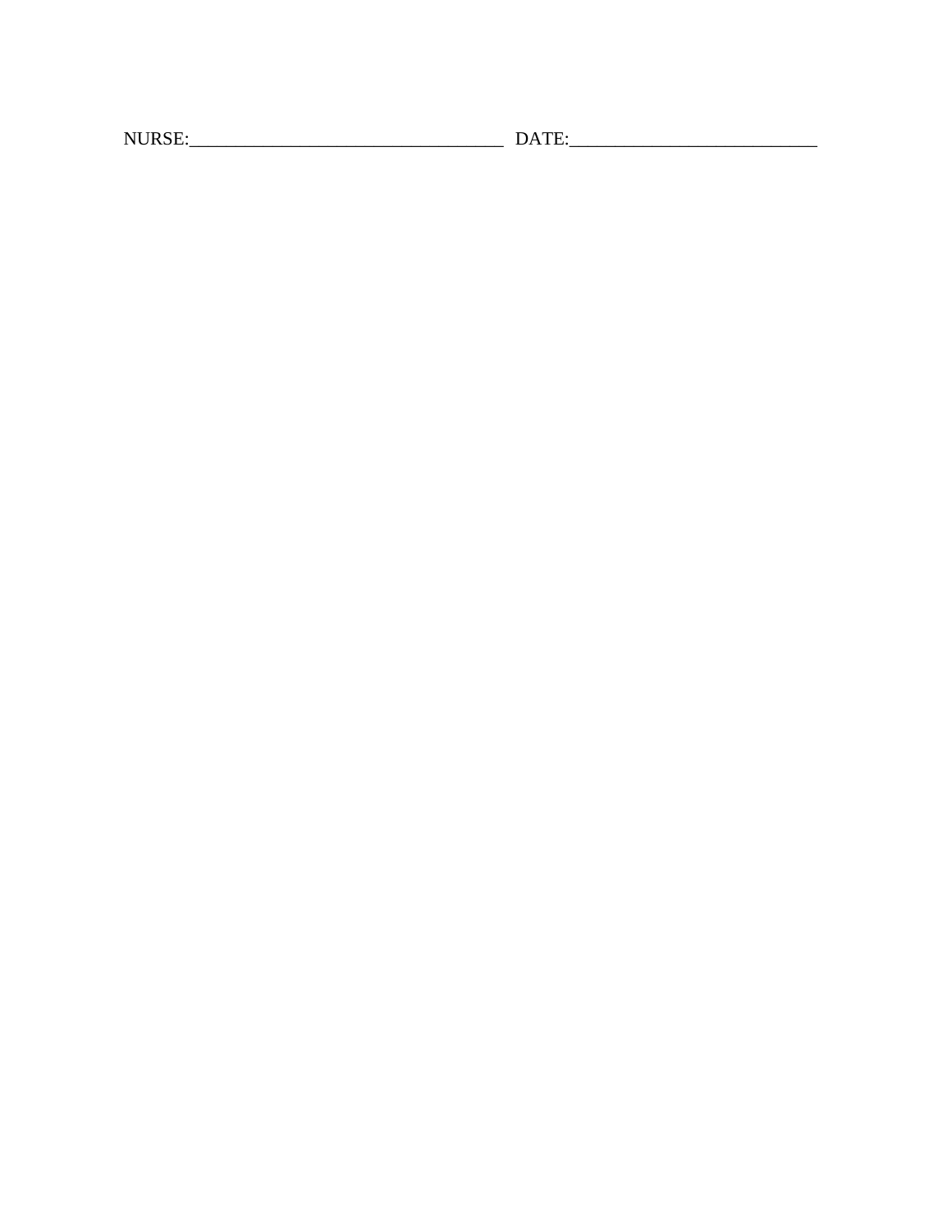NURSE:_________________________________ DATE:__________________________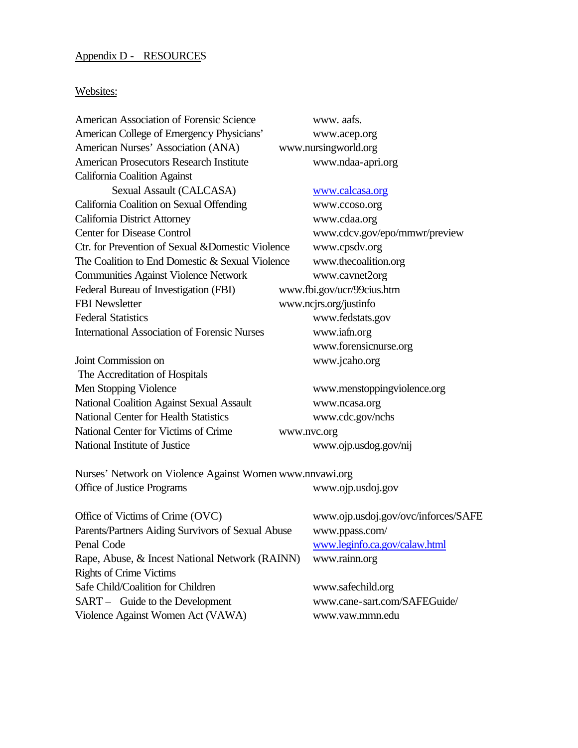Appendix D - RESOURCES

Websites:

| | |
|---|---|
| American Association of Forensic Science | www. aafs. |
| American College of Emergency Physicians' | www.acep.org |
| American Nurses' Association (ANA) | www.nursingworld.org |
| American Prosecutors Research Institute | www.ndaa-apri.org |
| California Coalition Against Sexual Assault (CALCASA) | www.calcasa.org |
| California Coalition on Sexual Offending | www.ccoso.org |
| California District Attorney | www.cdaa.org |
| Center for Disease Control | www.cdcv.gov/epo/mmwr/preview |
| Ctr. for Prevention of Sexual &Domestic Violence | www.cpsdv.org |
| The Coalition to End Domestic & Sexual Violence | www.thecoalition.org |
| Communities Against Violence Network | www.cavnet2org |
| Federal Bureau of Investigation (FBI) | www.fbi.gov/ucr/99cius.htm |
| FBI Newsletter | www.ncjrs.org/justinfo |
| Federal Statistics | www.fedstats.gov |
| International Association of Forensic Nurses | www.iafn.org |
| | www.forensicnurse.org |
| Joint Commission on The Accreditation of Hospitals | www.jcaho.org |
| Men Stopping Violence | www.menstoppingviolence.org |
| National Coalition Against Sexual Assault | www.ncasa.org |
| National Center for Health Statistics | www.cdc.gov/nchs |
| National Center for Victims of Crime | www.nvc.org |
| National Institute of Justice | www.ojp.usdog.gov/nij |
| Nurses' Network on Violence Against Women | www.nnvawi.org |
| Office of Justice Programs | www.ojp.usdoj.gov |
| Office of Victims of Crime (OVC) | www.ojp.usdoj.gov/ovc/inforces/SAFE |
| Parents/Partners Aiding Survivors of Sexual Abuse | www.ppass.com/ |
| Penal Code | www.leginfo.ca.gov/calaw.html |
| Rape, Abuse, & Incest National Network (RAINN) | www.rainn.org |
| Rights of Crime Victims | |
| Safe Child/Coalition for Children | www.safechild.org |
| SART – Guide to the Development | www.cane-sart.com/SAFEGuide/ |
| Violence Against Women Act (VAWA) | www.vaw.mmn.edu |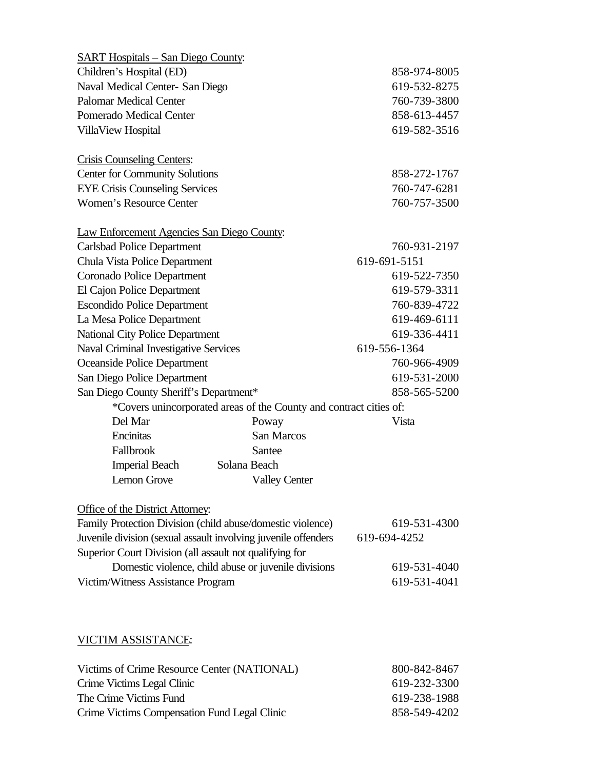<u>SART Hospitals – San Diego County</u>:

| | |
|---|---|
| Children's Hospital (ED) | 858-974-8005 |
| Naval Medical Center- San Diego | 619-532-8275 |
| Palomar Medical Center | 760-739-3800 |
| Pomerado Medical Center | 858-613-4457 |
| VillaView Hospital | 619-582-3516 |

<u>Crisis Counseling Centers</u>:

| | |
|---|---|
| Center for Community Solutions | 858-272-1767 |
| EYE Crisis Counseling Services | 760-747-6281 |
| Women's Resource Center | 760-757-3500 |

<u>Law Enforcement Agencies San Diego County</u>:

| | |
|---|---|
| Carlsbad Police Department | 760-931-2197 |
| Chula Vista Police Department | 619-691-5151 |
| Coronado Police Department | 619-522-7350 |
| El Cajon Police Department | 619-579-3311 |
| Escondido Police Department | 760-839-4722 |
| La Mesa Police Department | 619-469-6111 |
| National City Police Department | 619-336-4411 |
| Naval Criminal Investigative Services | 619-556-1364 |
| Oceanside Police Department | 760-966-4909 |
| San Diego Police Department | 619-531-2000 |
| San Diego County Sheriff's Department* | 858-565-5200 |

*Covers unincorporated areas of the County and contract cities of:

| | | |
|---|---|---|
| Del Mar | Poway | Vista |
| Encinitas | San Marcos | |
| Fallbrook | Santee | |
| Imperial Beach | Solana Beach | |
| Lemon Grove | Valley Center | |

<u>Office of the District Attorney</u>:

| | |
|---|---|
| Family Protection Division (child abuse/domestic violence) | 619-531-4300 |
| Juvenile division (sexual assault involving juvenile offenders | 619-694-4252 |
| Superior Court Division (all assault not qualifying for Domestic violence, child abuse or juvenile divisions | 619-531-4040 |
| Victim/Witness Assistance Program | 619-531-4041 |

<u>VICTIM ASSISTANCE</u>:

| | |
|---|---|
| Victims of Crime Resource Center (NATIONAL) | 800-842-8467 |
| Crime Victims Legal Clinic | 619-232-3300 |
| The Crime Victims Fund | 619-238-1988 |
| Crime Victims Compensation Fund Legal Clinic | 858-549-4202 |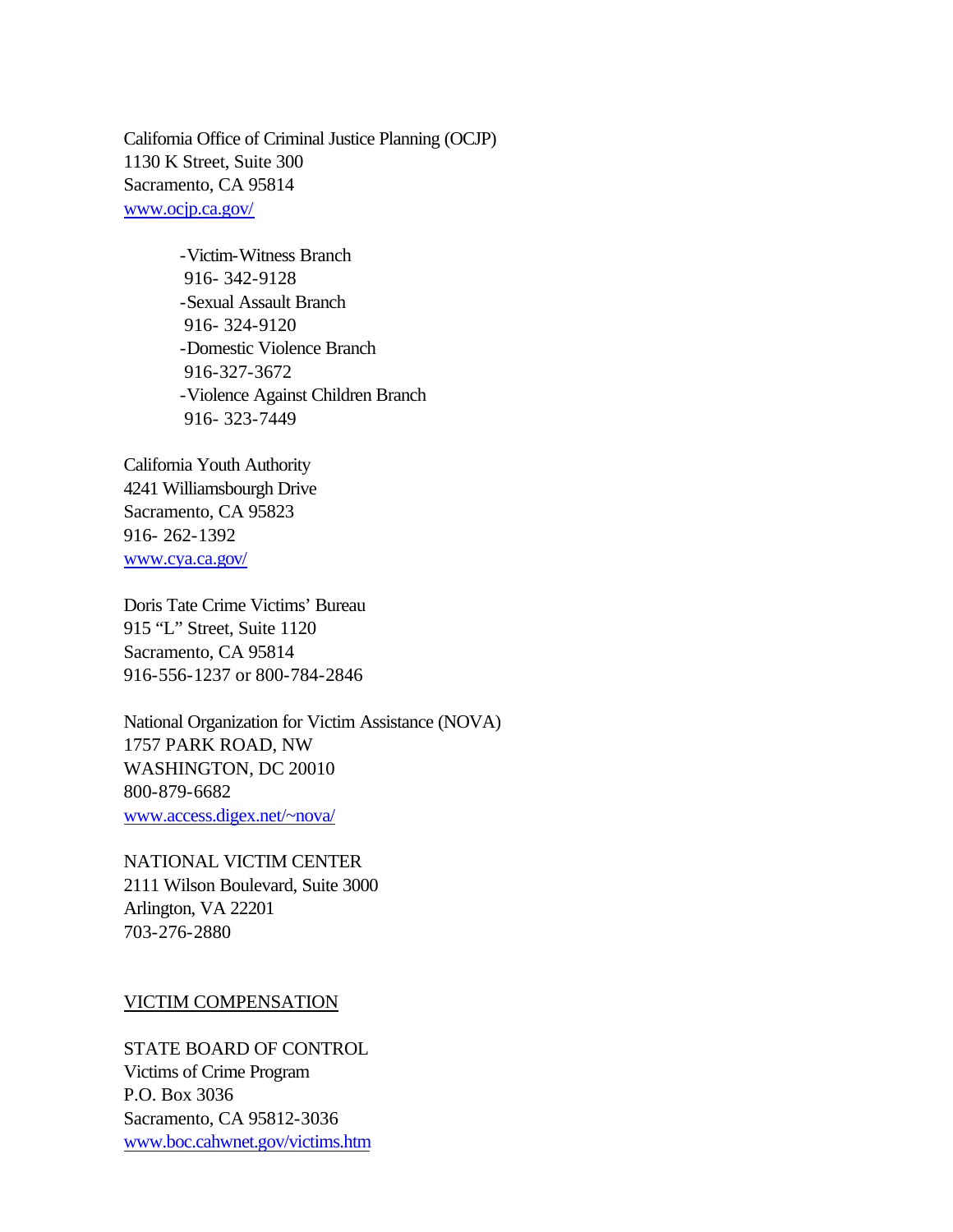California Office of Criminal Justice Planning (OCJP)
1130 K Street, Suite 300
Sacramento, CA 95814
www.ocjp.ca.gov/

- Victim-Witness Branch
  916- 342-9128
- Sexual Assault Branch
  916- 324-9120
- Domestic Violence Branch
  916-327-3672
- Violence Against Children Branch
  916- 323-7449

California Youth Authority
4241 Williamsbourgh Drive
Sacramento, CA 95823
916- 262-1392
www.cya.ca.gov/

Doris Tate Crime Victims' Bureau
915 "L" Street, Suite 1120
Sacramento, CA 95814
916-556-1237 or 800-784-2846

National Organization for Victim Assistance (NOVA)
1757 PARK ROAD, NW
WASHINGTON, DC 20010
800-879-6682
www.access.digex.net/~nova/

NATIONAL VICTIM CENTER
2111 Wilson Boulevard, Suite 3000
Arlington, VA 22201
703-276-2880

VICTIM COMPENSATION

STATE BOARD OF CONTROL
Victims of Crime Program
P.O. Box 3036
Sacramento, CA 95812-3036
www.boc.cahwnet.gov/victims.htm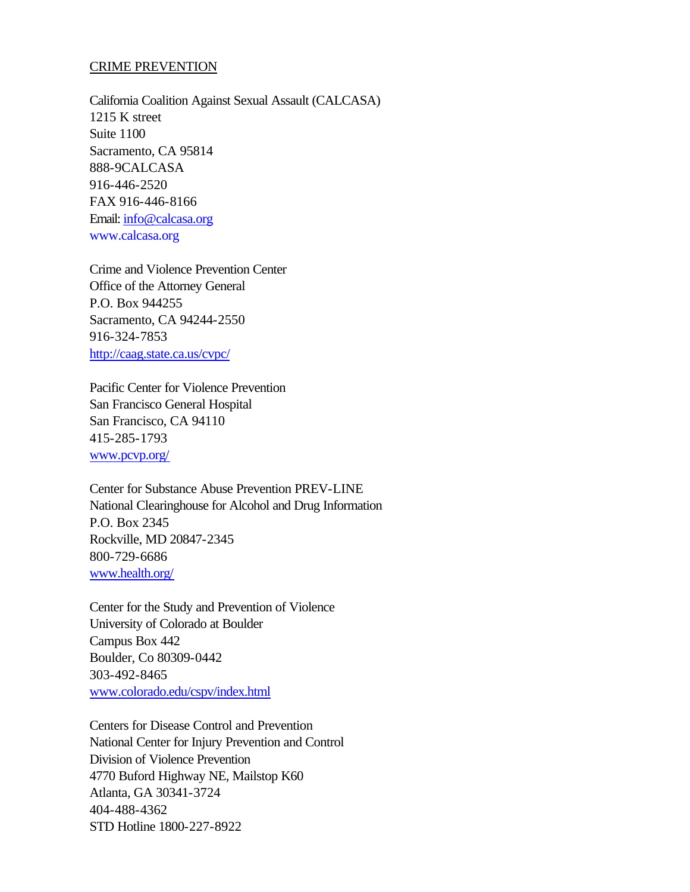CRIME PREVENTION

California Coalition Against Sexual Assault (CALCASA)
1215 K street
Suite 1100
Sacramento, CA 95814
888-9CALCASA
916-446-2520
FAX 916-446-8166
Email: info@calcasa.org
www.calcasa.org

Crime and Violence Prevention Center
Office of the Attorney General
P.O. Box 944255
Sacramento, CA 94244-2550
916-324-7853
http://caag.state.ca.us/cvpc/

Pacific Center for Violence Prevention
San Francisco General Hospital
San Francisco, CA 94110
415-285-1793
www.pcvp.org/

Center for Substance Abuse Prevention PREV-LINE
National Clearinghouse for Alcohol and Drug Information
P.O. Box 2345
Rockville, MD 20847-2345
800-729-6686
www.health.org/

Center for the Study and Prevention of Violence
University of Colorado at Boulder
Campus Box 442
Boulder, Co 80309-0442
303-492-8465
www.colorado.edu/cspv/index.html

Centers for Disease Control and Prevention
National Center for Injury Prevention and Control
Division of Violence Prevention
4770 Buford Highway NE, Mailstop K60
Atlanta, GA 30341-3724
404-488-4362
STD Hotline 1800-227-8922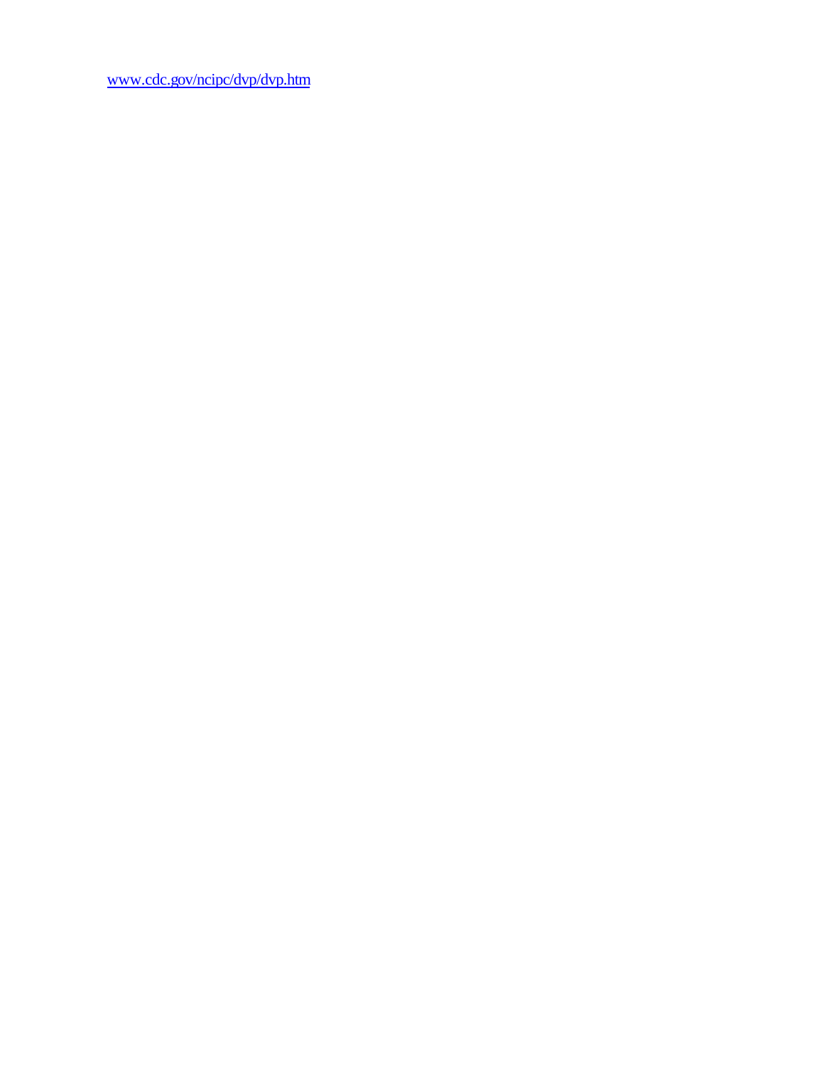www.cdc.gov/ncipc/dvp/dvp.htm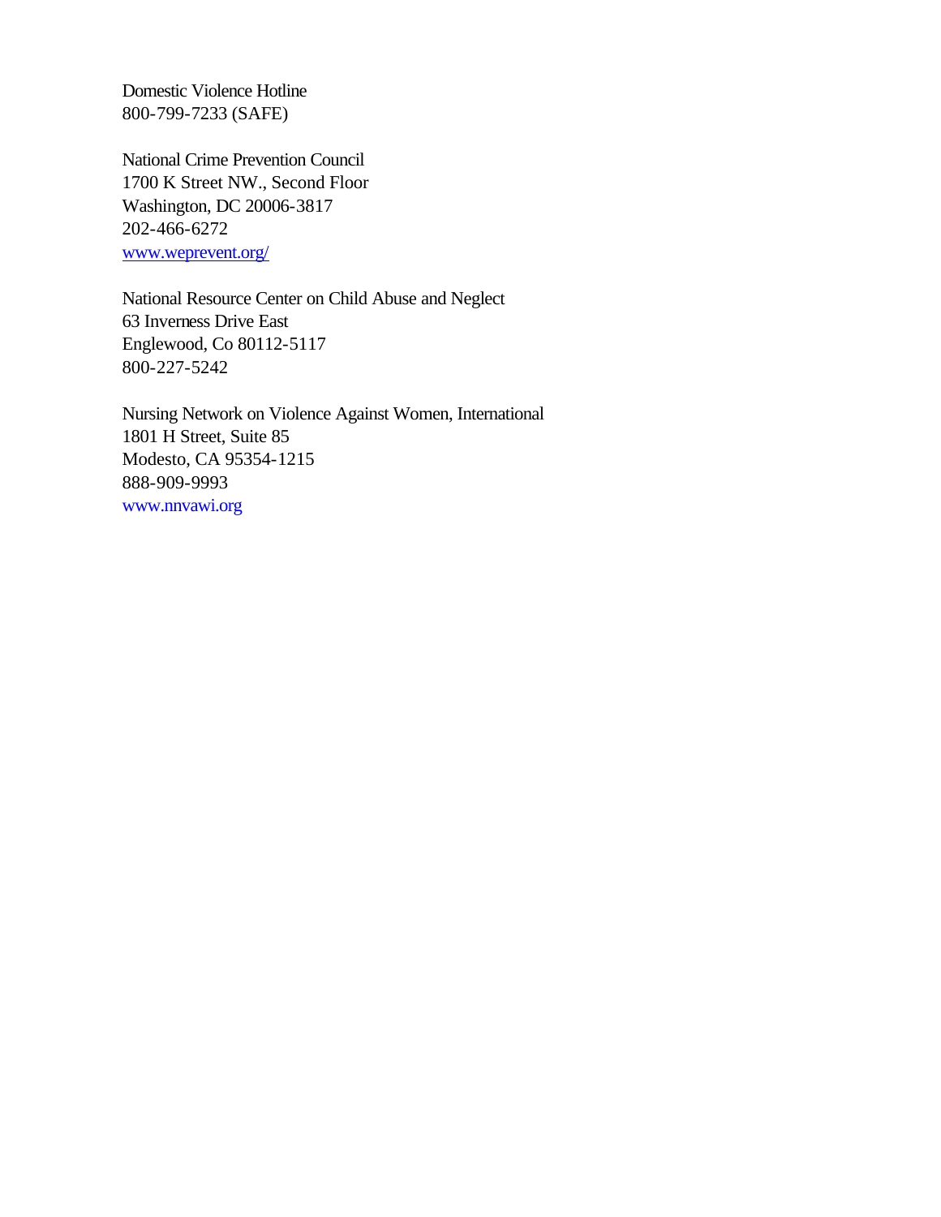Domestic Violence Hotline
800-799-7233 (SAFE)

National Crime Prevention Council
1700 K Street NW., Second Floor
Washington, DC 20006-3817
202-466-6272
www.weprevent.org/

National Resource Center on Child Abuse and Neglect
63 Inverness Drive East
Englewood, Co 80112-5117
800-227-5242

Nursing Network on Violence Against Women, International
1801 H Street, Suite 85
Modesto, CA 95354-1215
888-909-9993
www.nnvawi.org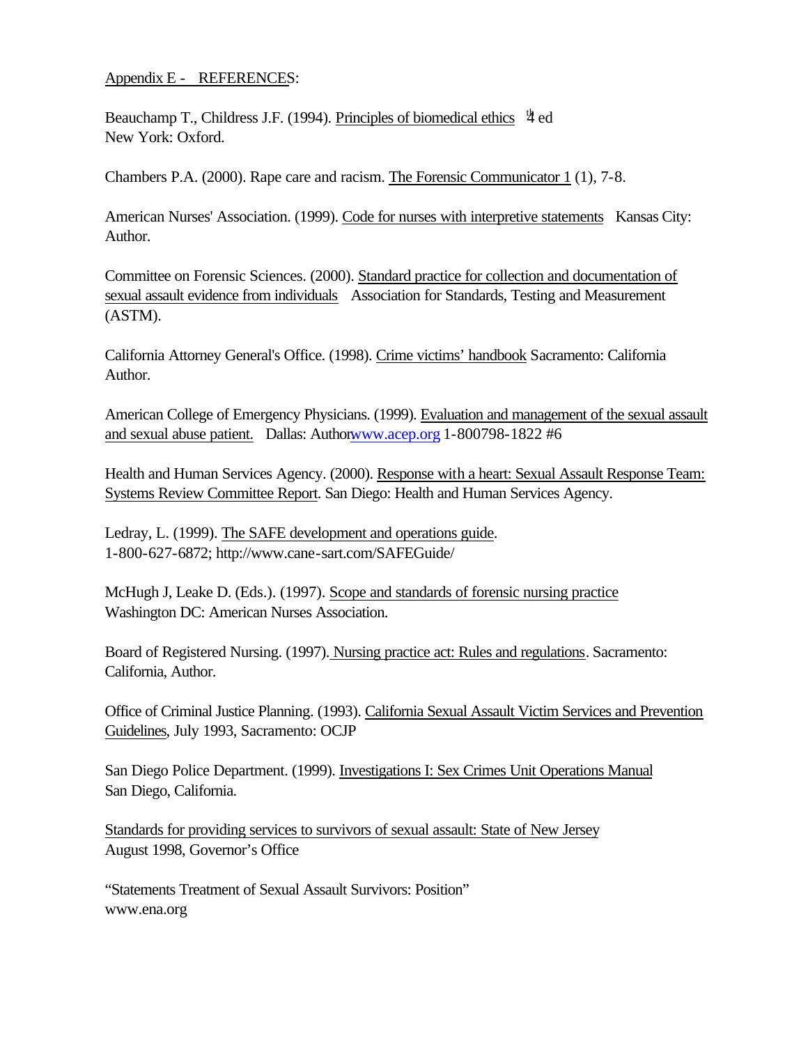Appendix E - REFERENCES:

Beauchamp T., Childress J.F. (1994). Principles of biomedical ethics 4th ed New York: Oxford.

Chambers P.A. (2000). Rape care and racism. The Forensic Communicator 1 (1), 7-8.

American Nurses' Association. (1999). Code for nurses with interpretive statements Kansas City: Author.

Committee on Forensic Sciences. (2000). Standard practice for collection and documentation of sexual assault evidence from individuals Association for Standards, Testing and Measurement (ASTM).

California Attorney General's Office. (1998). Crime victims' handbook Sacramento: California Author.

American College of Emergency Physicians. (1999). Evaluation and management of the sexual assault and sexual abuse patient. Dallas: Author www.acep.org 1-800798-1822 #6

Health and Human Services Agency. (2000). Response with a heart: Sexual Assault Response Team: Systems Review Committee Report. San Diego: Health and Human Services Agency.

Ledray, L. (1999). The SAFE development and operations guide. 1-800-627-6872; http://www.cane-sart.com/SAFEGuide/

McHugh J, Leake D. (Eds.). (1997). Scope and standards of forensic nursing practice Washington DC: American Nurses Association.

Board of Registered Nursing. (1997). Nursing practice act: Rules and regulations. Sacramento: California, Author.

Office of Criminal Justice Planning. (1993). California Sexual Assault Victim Services and Prevention Guidelines, July 1993, Sacramento: OCJP

San Diego Police Department. (1999). Investigations I: Sex Crimes Unit Operations Manual San Diego, California.

Standards for providing services to survivors of sexual assault: State of New Jersey August 1998, Governor's Office

"Statements Treatment of Sexual Assault Survivors: Position" www.ena.org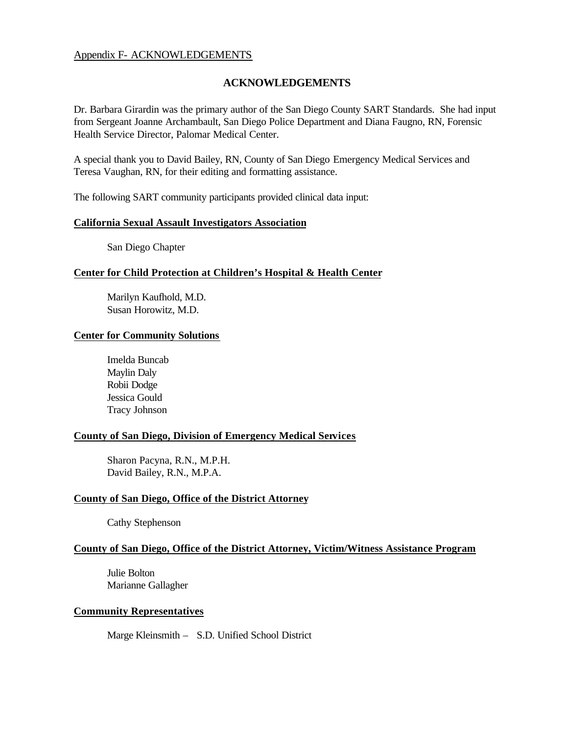Appendix F- ACKNOWLEDGEMENTS

## ACKNOWLEDGEMENTS

Dr. Barbara Girardin was the primary author of the San Diego County SART Standards. She had input from Sergeant Joanne Archambault, San Diego Police Department and Diana Faugno, RN, Forensic Health Service Director, Palomar Medical Center.

A special thank you to David Bailey, RN, County of San Diego Emergency Medical Services and Teresa Vaughan, RN, for their editing and formatting assistance.

The following SART community participants provided clinical data input:

**California Sexual Assault Investigators Association**

San Diego Chapter

**Center for Child Protection at Children's Hospital & Health Center**

Marilyn Kaufhold, M.D.
Susan Horowitz, M.D.

**Center for Community Solutions**

Imelda Buncab
Maylin Daly
Robii Dodge
Jessica Gould
Tracy Johnson

**County of San Diego, Division of Emergency Medical Services**

Sharon Pacyna, R.N., M.P.H.
David Bailey, R.N., M.P.A.

**County of San Diego, Office of the District Attorney**

Cathy Stephenson

**County of San Diego, Office of the District Attorney, Victim/Witness Assistance Program**

Julie Bolton
Marianne Gallagher

**Community Representatives**

Marge Kleinsmith – S.D. Unified School District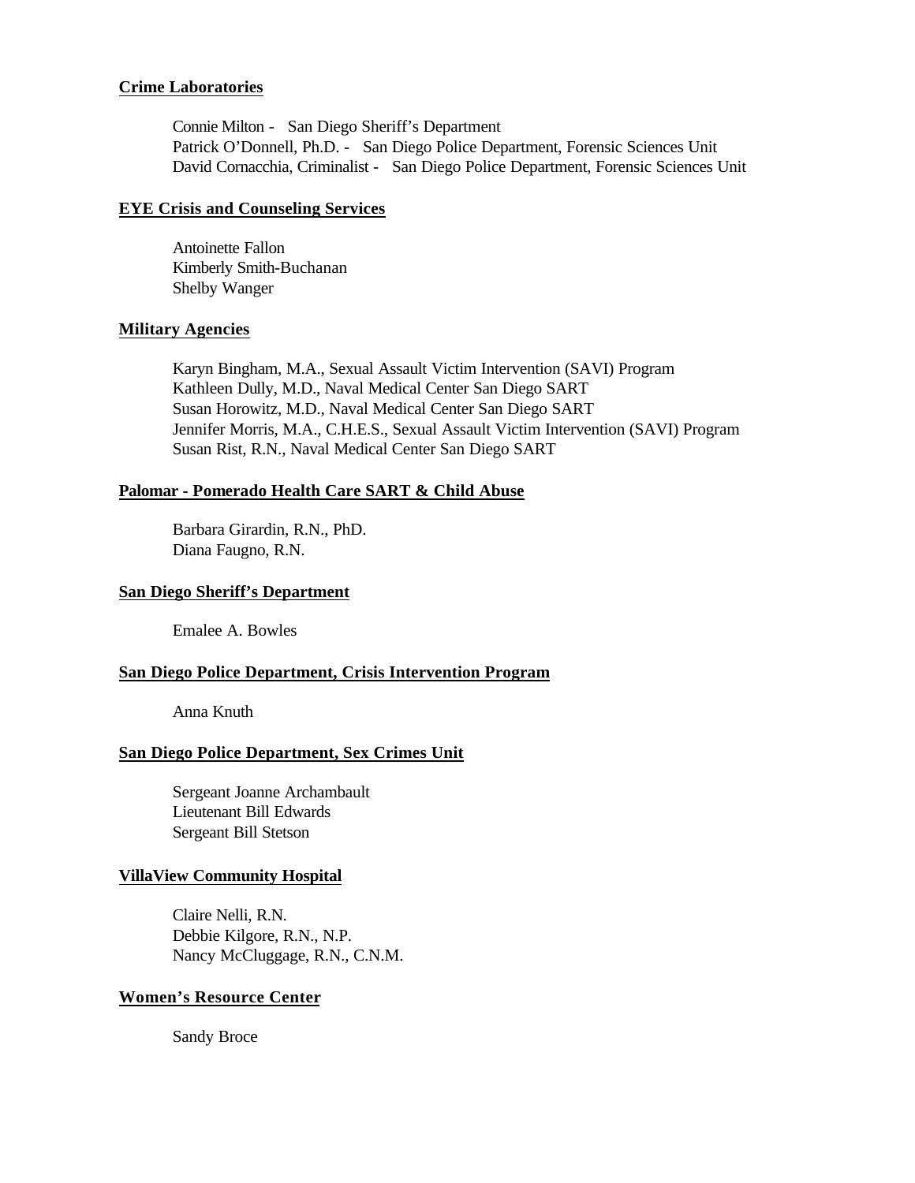**Crime Laboratories**

Connie Milton - San Diego Sheriff's Department
Patrick O'Donnell, Ph.D. - San Diego Police Department, Forensic Sciences Unit
David Cornacchia, Criminalist - San Diego Police Department, Forensic Sciences Unit

**EYE Crisis and Counseling Services**

Antoinette Fallon
Kimberly Smith-Buchanan
Shelby Wanger

**Military Agencies**

Karyn Bingham, M.A., Sexual Assault Victim Intervention (SAVI) Program
Kathleen Dully, M.D., Naval Medical Center San Diego SART
Susan Horowitz, M.D., Naval Medical Center San Diego SART
Jennifer Morris, M.A., C.H.E.S., Sexual Assault Victim Intervention (SAVI) Program
Susan Rist, R.N., Naval Medical Center San Diego SART

**Palomar - Pomerado Health Care SART & Child Abuse**

Barbara Girardin, R.N., PhD.
Diana Faugno, R.N.

**San Diego Sheriff's Department**

Emalee A. Bowles

**San Diego Police Department, Crisis Intervention Program**

Anna Knuth

**San Diego Police Department, Sex Crimes Unit**

Sergeant Joanne Archambault
Lieutenant Bill Edwards
Sergeant Bill Stetson

**VillaView Community Hospital**

Claire Nelli, R.N.
Debbie Kilgore, R.N., N.P.
Nancy McCluggage, R.N., C.N.M.

**Women's Resource Center**

Sandy Broce